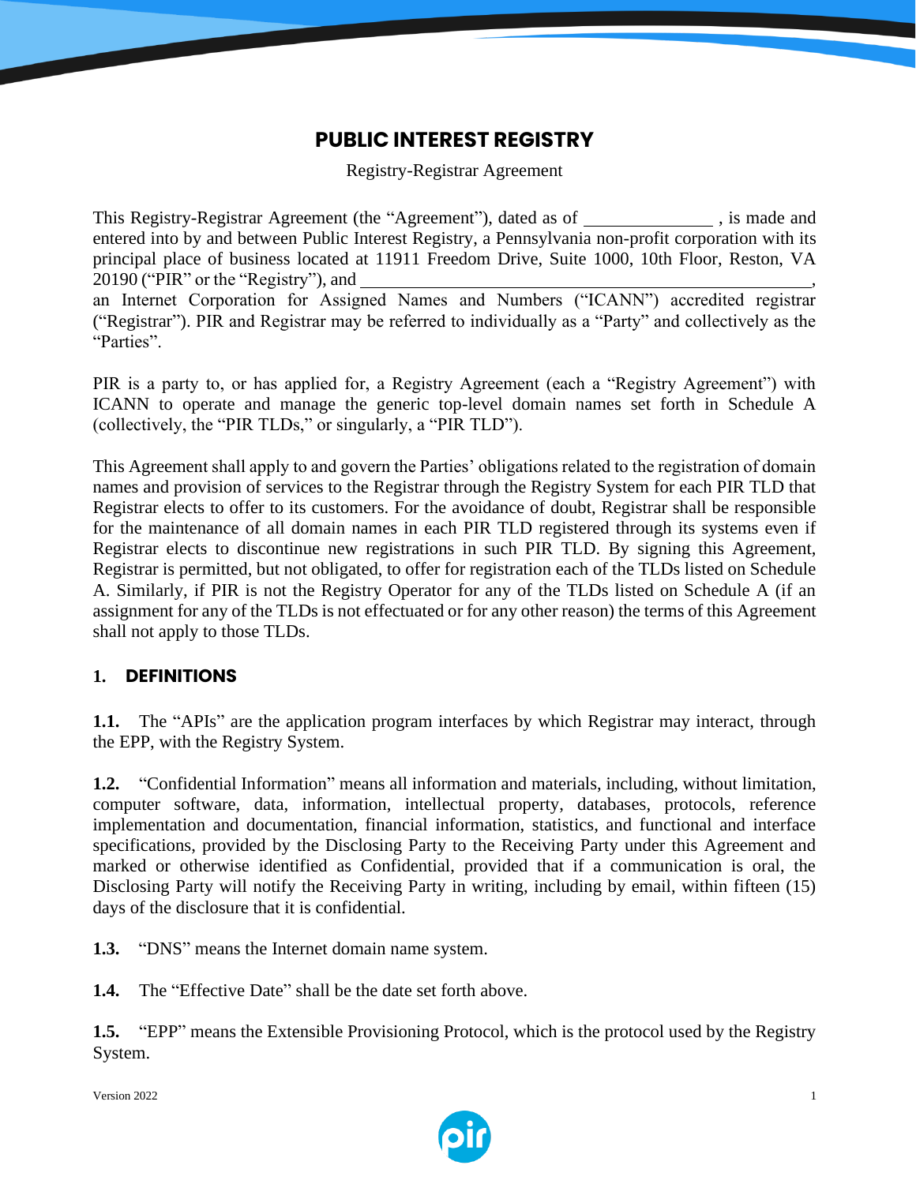# PUBLIC INTEREST REGISTRY

Registry-Registrar Agreement

This Registry-Registrar Agreement (the "Agreement"), dated as of ______________ , is made and entered into by and between Public Interest Registry, a Pennsylvania non-profit corporation with its principal place of business located at 11911 Freedom Drive, Suite 1000, 10th Floor, Reston, VA 20190 ("PIR" or the "Registry"), and ________________________________________________________, an Internet Corporation for Assigned Names and Numbers ("ICANN") accredited registrar ("Registrar"). PIR and Registrar may be referred to individually as a "Party" and collectively as the "Parties".

PIR is a party to, or has applied for, a Registry Agreement (each a "Registry Agreement") with ICANN to operate and manage the generic top-level domain names set forth in Schedule A (collectively, the "PIR TLDs," or singularly, a "PIR TLD").

This Agreement shall apply to and govern the Parties' obligations related to the registration of domain names and provision of services to the Registrar through the Registry System for each PIR TLD that Registrar elects to offer to its customers. For the avoidance of doubt, Registrar shall be responsible for the maintenance of all domain names in each PIR TLD registered through its systems even if Registrar elects to discontinue new registrations in such PIR TLD. By signing this Agreement, Registrar is permitted, but not obligated, to offer for registration each of the TLDs listed on Schedule A. Similarly, if PIR is not the Registry Operator for any of the TLDs listed on Schedule A (if an assignment for any of the TLDs is not effectuated or for any other reason) the terms of this Agreement shall not apply to those TLDs.

## 1. DEFINITIONS

**1.1.** The "APIs" are the application program interfaces by which Registrar may interact, through the EPP, with the Registry System.

**1.2.** "Confidential Information" means all information and materials, including, without limitation, computer software, data, information, intellectual property, databases, protocols, reference implementation and documentation, financial information, statistics, and functional and interface specifications, provided by the Disclosing Party to the Receiving Party under this Agreement and marked or otherwise identified as Confidential, provided that if a communication is oral, the Disclosing Party will notify the Receiving Party in writing, including by email, within fifteen (15) days of the disclosure that it is confidential.

**1.3.** "DNS" means the Internet domain name system.

**1.4.** The "Effective Date" shall be the date set forth above.

**1.5.** "EPP" means the Extensible Provisioning Protocol, which is the protocol used by the Registry System.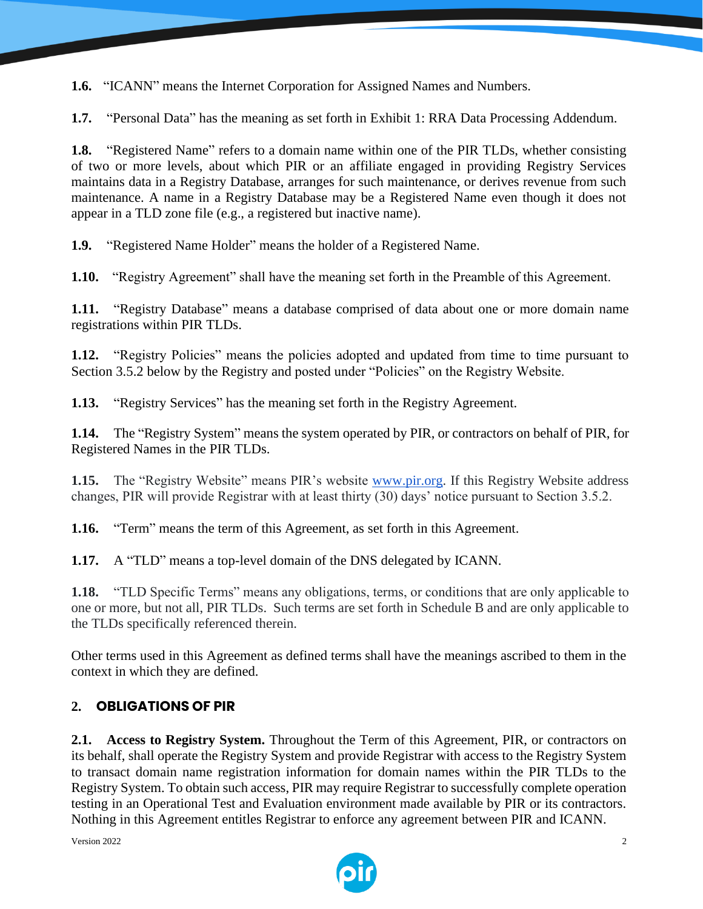**1.6.** "ICANN" means the Internet Corporation for Assigned Names and Numbers.

**1.7.** "Personal Data" has the meaning as set forth in Exhibit 1: RRA Data Processing Addendum.

**1.8.** "Registered Name" refers to a domain name within one of the PIR TLDs, whether consisting of two or more levels, about which PIR or an affiliate engaged in providing Registry Services maintains data in a Registry Database, arranges for such maintenance, or derives revenue from such maintenance. A name in a Registry Database may be a Registered Name even though it does not appear in a TLD zone file (e.g., a registered but inactive name).

**1.9.** "Registered Name Holder" means the holder of a Registered Name.

**1.10.** "Registry Agreement" shall have the meaning set forth in the Preamble of this Agreement.

**1.11.** "Registry Database" means a database comprised of data about one or more domain name registrations within PIR TLDs.

**1.12.** "Registry Policies" means the policies adopted and updated from time to time pursuant to Section 3.5.2 below by the Registry and posted under "Policies" on the Registry Website.

**1.13.** "Registry Services" has the meaning set forth in the Registry Agreement.

**1.14.** The "Registry System" means the system operated by PIR, or contractors on behalf of PIR, for Registered Names in the PIR TLDs.

**1.15.** The "Registry Website" means PIR's website [www.pir.org](http://www.pir.org). If this Registry Website address changes, PIR will provide Registrar with at least thirty (30) days' notice pursuant to Section 3.5.2.

**1.16.** "Term" means the term of this Agreement, as set forth in this Agreement.

**1.17.** A "TLD" means a top-level domain of the DNS delegated by ICANN.

**1.18.** "TLD Specific Terms" means any obligations, terms, or conditions that are only applicable to one or more, but not all, PIR TLDs. Such terms are set forth in Schedule B and are only applicable to the TLDs specifically referenced therein.

Other terms used in this Agreement as defined terms shall have the meanings ascribed to them in the context in which they are defined.

## 2. OBLIGATIONS OF PIR

**2.1. Access to Registry System.** Throughout the Term of this Agreement, PIR, or contractors on its behalf, shall operate the Registry System and provide Registrar with access to the Registry System to transact domain name registration information for domain names within the PIR TLDs to the Registry System. To obtain such access, PIR may require Registrar to successfully complete operation testing in an Operational Test and Evaluation environment made available by PIR or its contractors. Nothing in this Agreement entitles Registrar to enforce any agreement between PIR and ICANN.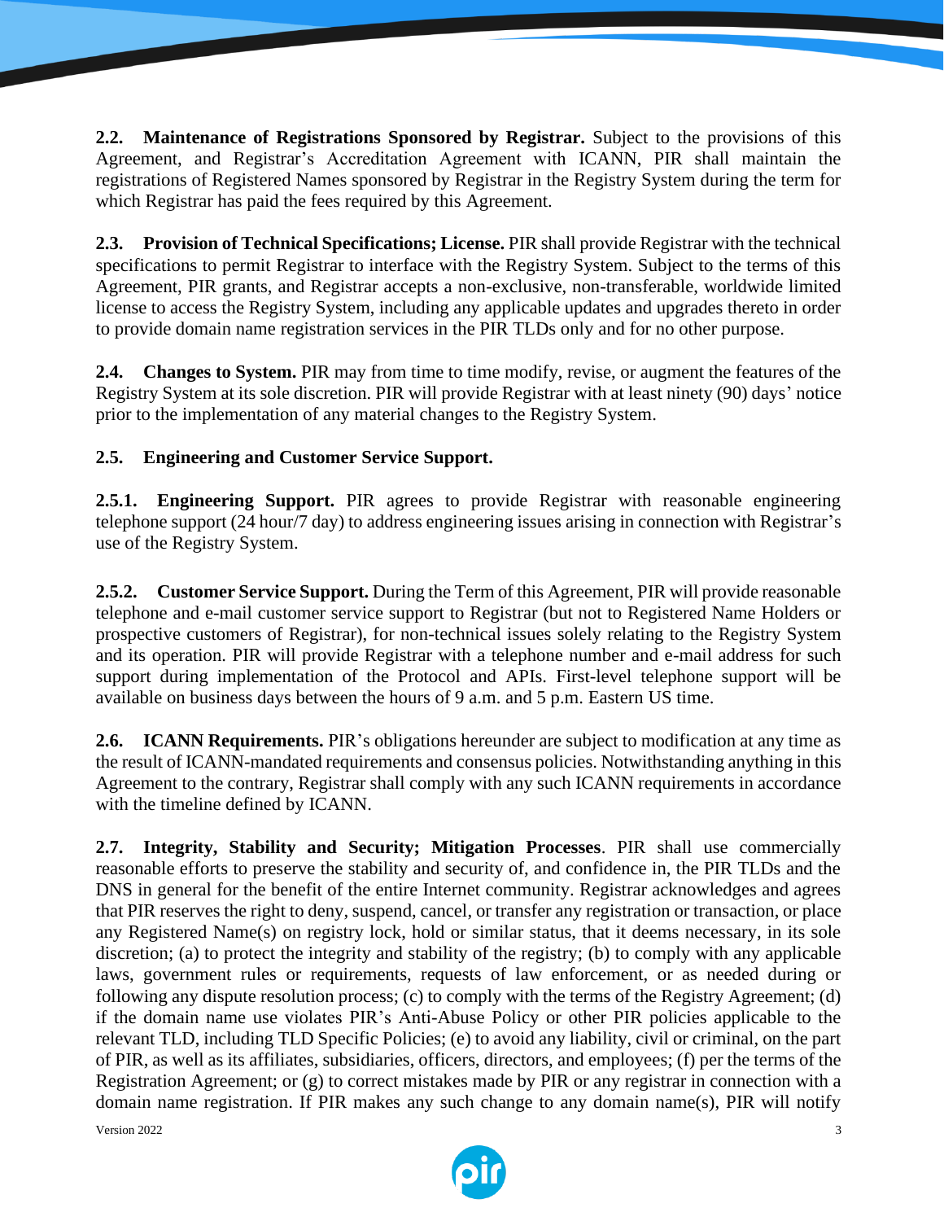**2.2. Maintenance of Registrations Sponsored by Registrar.** Subject to the provisions of this Agreement, and Registrar's Accreditation Agreement with ICANN, PIR shall maintain the registrations of Registered Names sponsored by Registrar in the Registry System during the term for which Registrar has paid the fees required by this Agreement.

**2.3. Provision of Technical Specifications; License.** PIR shall provide Registrar with the technical specifications to permit Registrar to interface with the Registry System. Subject to the terms of this Agreement, PIR grants, and Registrar accepts a non-exclusive, non-transferable, worldwide limited license to access the Registry System, including any applicable updates and upgrades thereto in order to provide domain name registration services in the PIR TLDs only and for no other purpose.

**2.4. Changes to System.** PIR may from time to time modify, revise, or augment the features of the Registry System at its sole discretion. PIR will provide Registrar with at least ninety (90) days' notice prior to the implementation of any material changes to the Registry System.

**2.5. Engineering and Customer Service Support.**

**2.5.1. Engineering Support.** PIR agrees to provide Registrar with reasonable engineering telephone support (24 hour/7 day) to address engineering issues arising in connection with Registrar's use of the Registry System.

**2.5.2. Customer Service Support.** During the Term of this Agreement, PIR will provide reasonable telephone and e-mail customer service support to Registrar (but not to Registered Name Holders or prospective customers of Registrar), for non-technical issues solely relating to the Registry System and its operation. PIR will provide Registrar with a telephone number and e-mail address for such support during implementation of the Protocol and APIs. First-level telephone support will be available on business days between the hours of 9 a.m. and 5 p.m. Eastern US time.

**2.6. ICANN Requirements.** PIR's obligations hereunder are subject to modification at any time as the result of ICANN-mandated requirements and consensus policies. Notwithstanding anything in this Agreement to the contrary, Registrar shall comply with any such ICANN requirements in accordance with the timeline defined by ICANN.

**2.7. Integrity, Stability and Security; Mitigation Processes**. PIR shall use commercially reasonable efforts to preserve the stability and security of, and confidence in, the PIR TLDs and the DNS in general for the benefit of the entire Internet community. Registrar acknowledges and agrees that PIR reserves the right to deny, suspend, cancel, or transfer any registration or transaction, or place any Registered Name(s) on registry lock, hold or similar status, that it deems necessary, in its sole discretion; (a) to protect the integrity and stability of the registry; (b) to comply with any applicable laws, government rules or requirements, requests of law enforcement, or as needed during or following any dispute resolution process; (c) to comply with the terms of the Registry Agreement; (d) if the domain name use violates PIR's Anti-Abuse Policy or other PIR policies applicable to the relevant TLD, including TLD Specific Policies; (e) to avoid any liability, civil or criminal, on the part of PIR, as well as its affiliates, subsidiaries, officers, directors, and employees; (f) per the terms of the Registration Agreement; or (g) to correct mistakes made by PIR or any registrar in connection with a domain name registration. If PIR makes any such change to any domain name(s), PIR will notify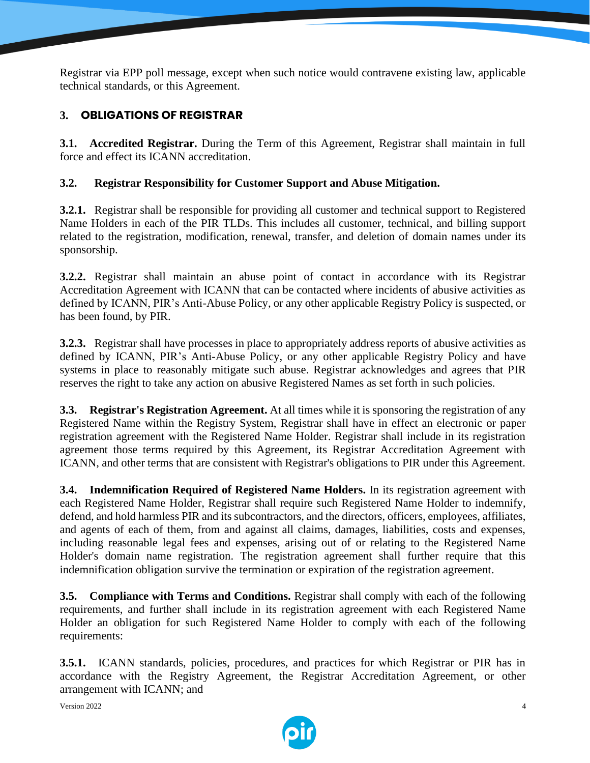Registrar via EPP poll message, except when such notice would contravene existing law, applicable technical standards, or this Agreement.

## 3. OBLIGATIONS OF REGISTRAR

**3.1. Accredited Registrar.** During the Term of this Agreement, Registrar shall maintain in full force and effect its ICANN accreditation.

**3.2. Registrar Responsibility for Customer Support and Abuse Mitigation.**

**3.2.1.** Registrar shall be responsible for providing all customer and technical support to Registered Name Holders in each of the PIR TLDs. This includes all customer, technical, and billing support related to the registration, modification, renewal, transfer, and deletion of domain names under its sponsorship.

**3.2.2.** Registrar shall maintain an abuse point of contact in accordance with its Registrar Accreditation Agreement with ICANN that can be contacted where incidents of abusive activities as defined by ICANN, PIR's Anti-Abuse Policy, or any other applicable Registry Policy is suspected, or has been found, by PIR.

**3.2.3.** Registrar shall have processes in place to appropriately address reports of abusive activities as defined by ICANN, PIR's Anti-Abuse Policy, or any other applicable Registry Policy and have systems in place to reasonably mitigate such abuse. Registrar acknowledges and agrees that PIR reserves the right to take any action on abusive Registered Names as set forth in such policies.

**3.3. Registrar's Registration Agreement.** At all times while it is sponsoring the registration of any Registered Name within the Registry System, Registrar shall have in effect an electronic or paper registration agreement with the Registered Name Holder. Registrar shall include in its registration agreement those terms required by this Agreement, its Registrar Accreditation Agreement with ICANN, and other terms that are consistent with Registrar's obligations to PIR under this Agreement.

**3.4. Indemnification Required of Registered Name Holders.** In its registration agreement with each Registered Name Holder, Registrar shall require such Registered Name Holder to indemnify, defend, and hold harmless PIR and its subcontractors, and the directors, officers, employees, affiliates, and agents of each of them, from and against all claims, damages, liabilities, costs and expenses, including reasonable legal fees and expenses, arising out of or relating to the Registered Name Holder's domain name registration. The registration agreement shall further require that this indemnification obligation survive the termination or expiration of the registration agreement.

**3.5. Compliance with Terms and Conditions.** Registrar shall comply with each of the following requirements, and further shall include in its registration agreement with each Registered Name Holder an obligation for such Registered Name Holder to comply with each of the following requirements:

**3.5.1.** ICANN standards, policies, procedures, and practices for which Registrar or PIR has in accordance with the Registry Agreement, the Registrar Accreditation Agreement, or other arrangement with ICANN; and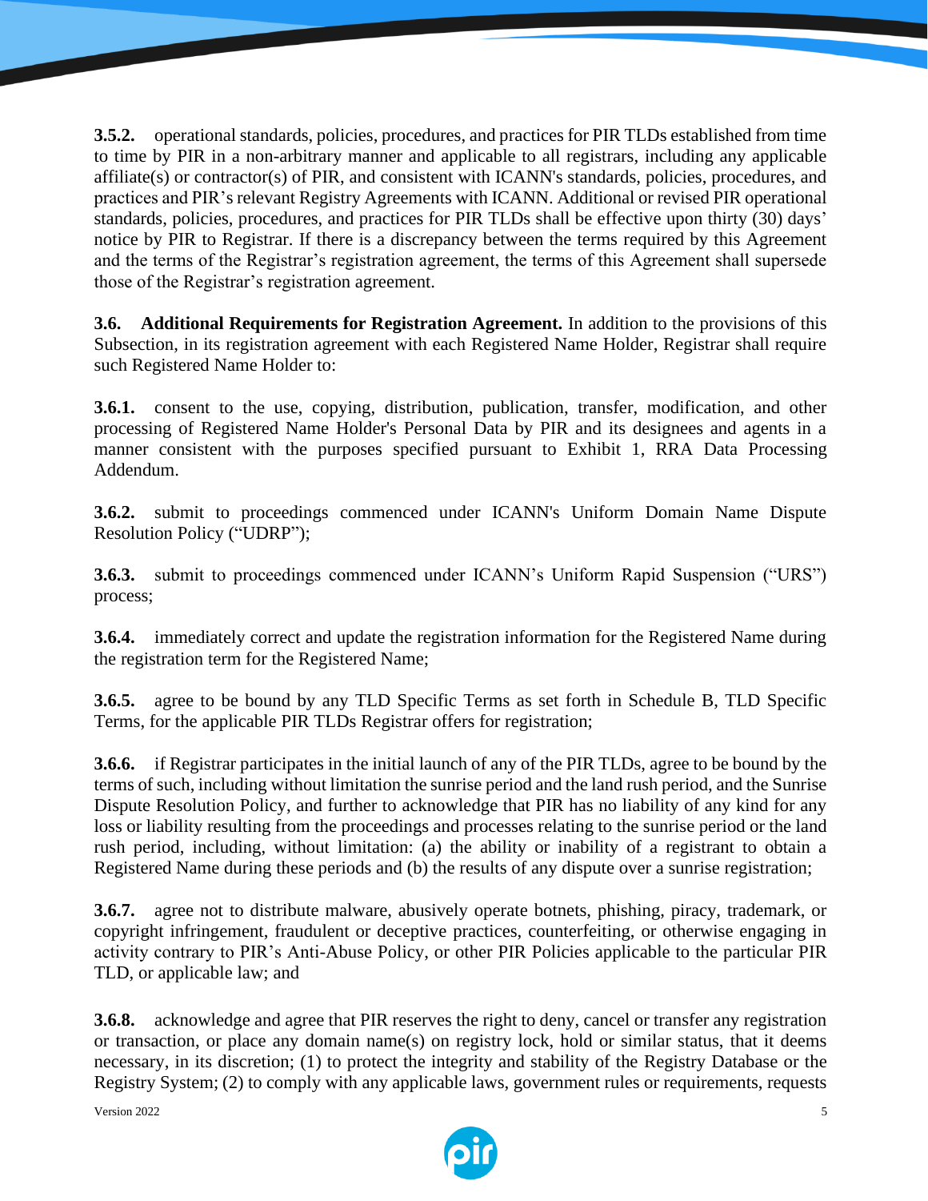**3.5.2.** operational standards, policies, procedures, and practices for PIR TLDs established from time to time by PIR in a non-arbitrary manner and applicable to all registrars, including any applicable affiliate(s) or contractor(s) of PIR, and consistent with ICANN's standards, policies, procedures, and practices and PIR's relevant Registry Agreements with ICANN. Additional or revised PIR operational standards, policies, procedures, and practices for PIR TLDs shall be effective upon thirty (30) days' notice by PIR to Registrar. If there is a discrepancy between the terms required by this Agreement and the terms of the Registrar's registration agreement, the terms of this Agreement shall supersede those of the Registrar's registration agreement.

**3.6. Additional Requirements for Registration Agreement.** In addition to the provisions of this Subsection, in its registration agreement with each Registered Name Holder, Registrar shall require such Registered Name Holder to:

**3.6.1.** consent to the use, copying, distribution, publication, transfer, modification, and other processing of Registered Name Holder's Personal Data by PIR and its designees and agents in a manner consistent with the purposes specified pursuant to Exhibit 1, RRA Data Processing Addendum.

**3.6.2.** submit to proceedings commenced under ICANN's Uniform Domain Name Dispute Resolution Policy ("UDRP");

**3.6.3.** submit to proceedings commenced under ICANN's Uniform Rapid Suspension ("URS") process;

**3.6.4.** immediately correct and update the registration information for the Registered Name during the registration term for the Registered Name;

**3.6.5.** agree to be bound by any TLD Specific Terms as set forth in Schedule B, TLD Specific Terms, for the applicable PIR TLDs Registrar offers for registration;

**3.6.6.** if Registrar participates in the initial launch of any of the PIR TLDs, agree to be bound by the terms of such, including without limitation the sunrise period and the land rush period, and the Sunrise Dispute Resolution Policy, and further to acknowledge that PIR has no liability of any kind for any loss or liability resulting from the proceedings and processes relating to the sunrise period or the land rush period, including, without limitation: (a) the ability or inability of a registrant to obtain a Registered Name during these periods and (b) the results of any dispute over a sunrise registration;

**3.6.7.** agree not to distribute malware, abusively operate botnets, phishing, piracy, trademark, or copyright infringement, fraudulent or deceptive practices, counterfeiting, or otherwise engaging in activity contrary to PIR's Anti-Abuse Policy, or other PIR Policies applicable to the particular PIR TLD, or applicable law; and

**3.6.8.** acknowledge and agree that PIR reserves the right to deny, cancel or transfer any registration or transaction, or place any domain name(s) on registry lock, hold or similar status, that it deems necessary, in its discretion; (1) to protect the integrity and stability of the Registry Database or the Registry System; (2) to comply with any applicable laws, government rules or requirements, requests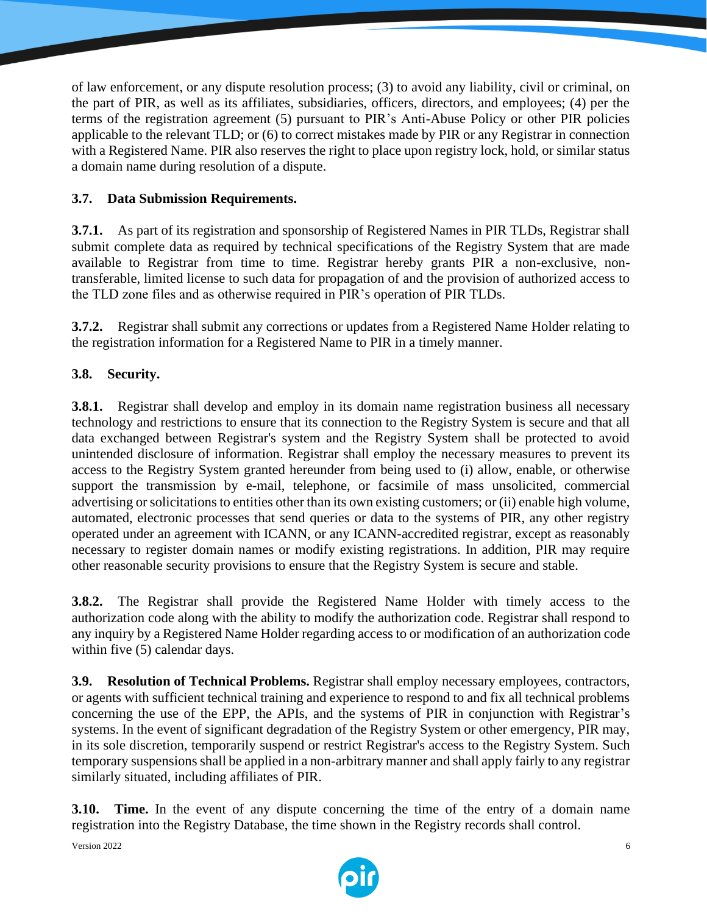of law enforcement, or any dispute resolution process; (3) to avoid any liability, civil or criminal, on the part of PIR, as well as its affiliates, subsidiaries, officers, directors, and employees; (4) per the terms of the registration agreement (5) pursuant to PIR's Anti-Abuse Policy or other PIR policies applicable to the relevant TLD; or (6) to correct mistakes made by PIR or any Registrar in connection with a Registered Name. PIR also reserves the right to place upon registry lock, hold, or similar status a domain name during resolution of a dispute.

**3.7. Data Submission Requirements.**

**3.7.1.** As part of its registration and sponsorship of Registered Names in PIR TLDs, Registrar shall submit complete data as required by technical specifications of the Registry System that are made available to Registrar from time to time. Registrar hereby grants PIR a non-exclusive, non-transferable, limited license to such data for propagation of and the provision of authorized access to the TLD zone files and as otherwise required in PIR's operation of PIR TLDs.

**3.7.2.** Registrar shall submit any corrections or updates from a Registered Name Holder relating to the registration information for a Registered Name to PIR in a timely manner.

**3.8. Security.**

**3.8.1.** Registrar shall develop and employ in its domain name registration business all necessary technology and restrictions to ensure that its connection to the Registry System is secure and that all data exchanged between Registrar's system and the Registry System shall be protected to avoid unintended disclosure of information. Registrar shall employ the necessary measures to prevent its access to the Registry System granted hereunder from being used to (i) allow, enable, or otherwise support the transmission by e-mail, telephone, or facsimile of mass unsolicited, commercial advertising or solicitations to entities other than its own existing customers; or (ii) enable high volume, automated, electronic processes that send queries or data to the systems of PIR, any other registry operated under an agreement with ICANN, or any ICANN-accredited registrar, except as reasonably necessary to register domain names or modify existing registrations. In addition, PIR may require other reasonable security provisions to ensure that the Registry System is secure and stable.

**3.8.2.** The Registrar shall provide the Registered Name Holder with timely access to the authorization code along with the ability to modify the authorization code. Registrar shall respond to any inquiry by a Registered Name Holder regarding access to or modification of an authorization code within five (5) calendar days.

**3.9. Resolution of Technical Problems.** Registrar shall employ necessary employees, contractors, or agents with sufficient technical training and experience to respond to and fix all technical problems concerning the use of the EPP, the APIs, and the systems of PIR in conjunction with Registrar's systems. In the event of significant degradation of the Registry System or other emergency, PIR may, in its sole discretion, temporarily suspend or restrict Registrar's access to the Registry System. Such temporary suspensions shall be applied in a non-arbitrary manner and shall apply fairly to any registrar similarly situated, including affiliates of PIR.

**3.10. Time.** In the event of any dispute concerning the time of the entry of a domain name registration into the Registry Database, the time shown in the Registry records shall control.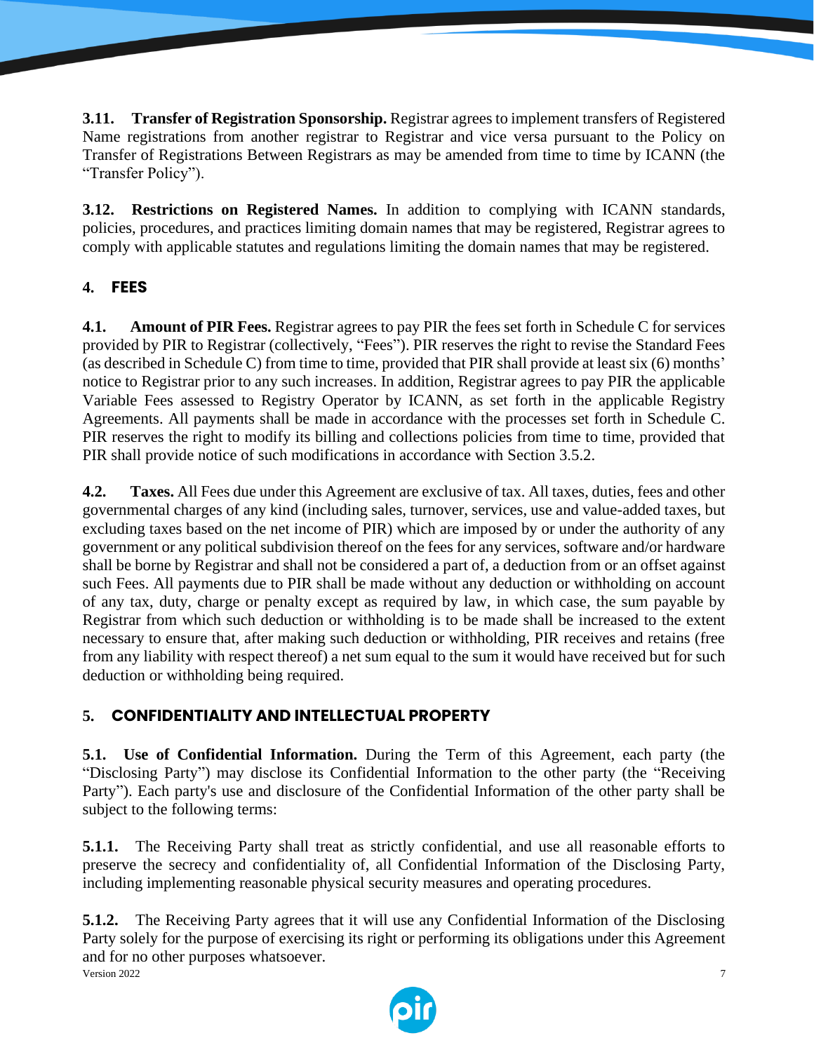**3.11. Transfer of Registration Sponsorship.** Registrar agrees to implement transfers of Registered Name registrations from another registrar to Registrar and vice versa pursuant to the Policy on Transfer of Registrations Between Registrars as may be amended from time to time by ICANN (the "Transfer Policy").

**3.12. Restrictions on Registered Names.** In addition to complying with ICANN standards, policies, procedures, and practices limiting domain names that may be registered, Registrar agrees to comply with applicable statutes and regulations limiting the domain names that may be registered.

## 4. FEES

**4.1. Amount of PIR Fees.** Registrar agrees to pay PIR the fees set forth in Schedule C for services provided by PIR to Registrar (collectively, "Fees"). PIR reserves the right to revise the Standard Fees (as described in Schedule C) from time to time, provided that PIR shall provide at least six (6) months' notice to Registrar prior to any such increases. In addition, Registrar agrees to pay PIR the applicable Variable Fees assessed to Registry Operator by ICANN, as set forth in the applicable Registry Agreements. All payments shall be made in accordance with the processes set forth in Schedule C. PIR reserves the right to modify its billing and collections policies from time to time, provided that PIR shall provide notice of such modifications in accordance with Section 3.5.2.

**4.2. Taxes.** All Fees due under this Agreement are exclusive of tax. All taxes, duties, fees and other governmental charges of any kind (including sales, turnover, services, use and value-added taxes, but excluding taxes based on the net income of PIR) which are imposed by or under the authority of any government or any political subdivision thereof on the fees for any services, software and/or hardware shall be borne by Registrar and shall not be considered a part of, a deduction from or an offset against such Fees. All payments due to PIR shall be made without any deduction or withholding on account of any tax, duty, charge or penalty except as required by law, in which case, the sum payable by Registrar from which such deduction or withholding is to be made shall be increased to the extent necessary to ensure that, after making such deduction or withholding, PIR receives and retains (free from any liability with respect thereof) a net sum equal to the sum it would have received but for such deduction or withholding being required.

## 5. CONFIDENTIALITY AND INTELLECTUAL PROPERTY

**5.1. Use of Confidential Information.** During the Term of this Agreement, each party (the "Disclosing Party") may disclose its Confidential Information to the other party (the "Receiving Party"). Each party's use and disclosure of the Confidential Information of the other party shall be subject to the following terms:

**5.1.1.** The Receiving Party shall treat as strictly confidential, and use all reasonable efforts to preserve the secrecy and confidentiality of, all Confidential Information of the Disclosing Party, including implementing reasonable physical security measures and operating procedures.

**5.1.2.** The Receiving Party agrees that it will use any Confidential Information of the Disclosing Party solely for the purpose of exercising its right or performing its obligations under this Agreement and for no other purposes whatsoever.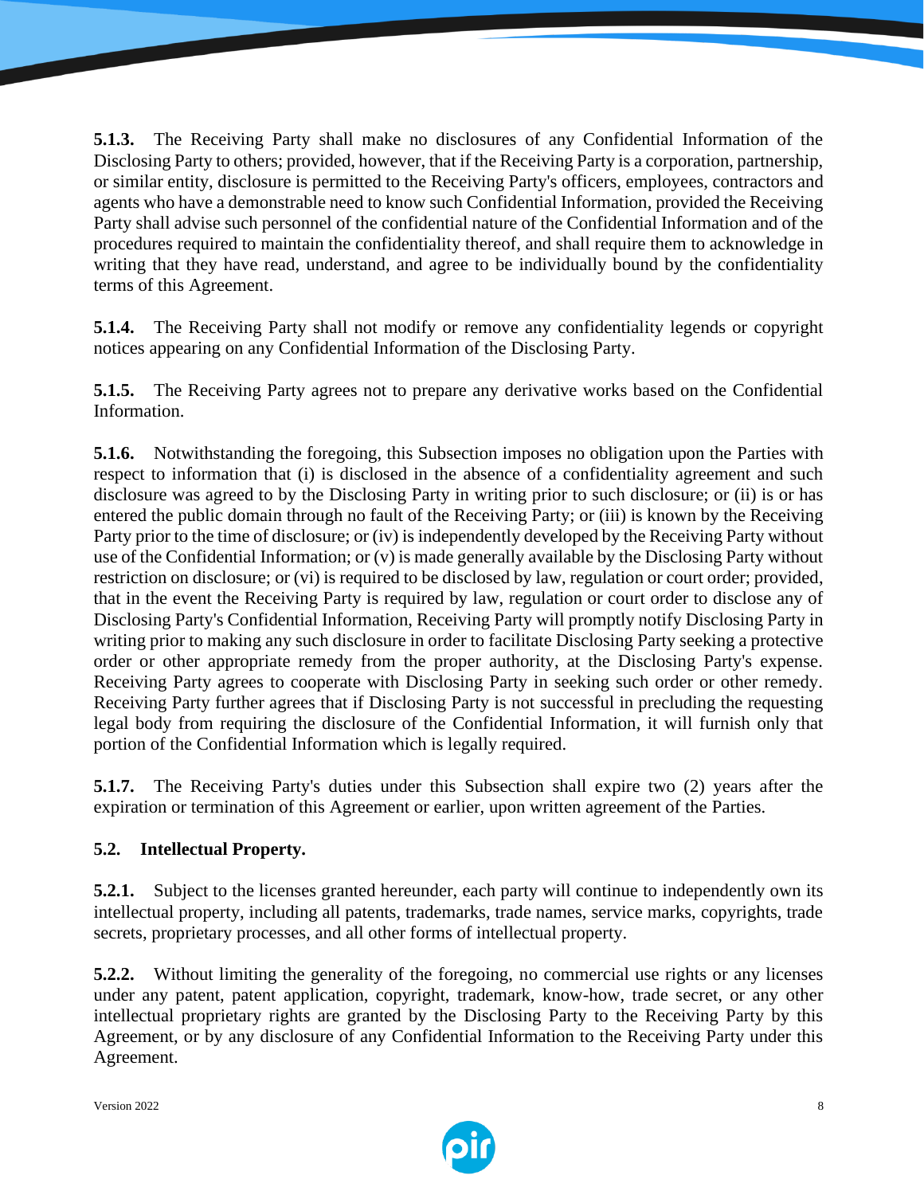**5.1.3.** The Receiving Party shall make no disclosures of any Confidential Information of the Disclosing Party to others; provided, however, that if the Receiving Party is a corporation, partnership, or similar entity, disclosure is permitted to the Receiving Party's officers, employees, contractors and agents who have a demonstrable need to know such Confidential Information, provided the Receiving Party shall advise such personnel of the confidential nature of the Confidential Information and of the procedures required to maintain the confidentiality thereof, and shall require them to acknowledge in writing that they have read, understand, and agree to be individually bound by the confidentiality terms of this Agreement.

**5.1.4.** The Receiving Party shall not modify or remove any confidentiality legends or copyright notices appearing on any Confidential Information of the Disclosing Party.

**5.1.5.** The Receiving Party agrees not to prepare any derivative works based on the Confidential Information.

**5.1.6.** Notwithstanding the foregoing, this Subsection imposes no obligation upon the Parties with respect to information that (i) is disclosed in the absence of a confidentiality agreement and such disclosure was agreed to by the Disclosing Party in writing prior to such disclosure; or (ii) is or has entered the public domain through no fault of the Receiving Party; or (iii) is known by the Receiving Party prior to the time of disclosure; or (iv) is independently developed by the Receiving Party without use of the Confidential Information; or (v) is made generally available by the Disclosing Party without restriction on disclosure; or (vi) is required to be disclosed by law, regulation or court order; provided, that in the event the Receiving Party is required by law, regulation or court order to disclose any of Disclosing Party's Confidential Information, Receiving Party will promptly notify Disclosing Party in writing prior to making any such disclosure in order to facilitate Disclosing Party seeking a protective order or other appropriate remedy from the proper authority, at the Disclosing Party's expense. Receiving Party agrees to cooperate with Disclosing Party in seeking such order or other remedy. Receiving Party further agrees that if Disclosing Party is not successful in precluding the requesting legal body from requiring the disclosure of the Confidential Information, it will furnish only that portion of the Confidential Information which is legally required.

**5.1.7.** The Receiving Party's duties under this Subsection shall expire two (2) years after the expiration or termination of this Agreement or earlier, upon written agreement of the Parties.

**5.2. Intellectual Property.**

**5.2.1.** Subject to the licenses granted hereunder, each party will continue to independently own its intellectual property, including all patents, trademarks, trade names, service marks, copyrights, trade secrets, proprietary processes, and all other forms of intellectual property.

**5.2.2.** Without limiting the generality of the foregoing, no commercial use rights or any licenses under any patent, patent application, copyright, trademark, know-how, trade secret, or any other intellectual proprietary rights are granted by the Disclosing Party to the Receiving Party by this Agreement, or by any disclosure of any Confidential Information to the Receiving Party under this Agreement.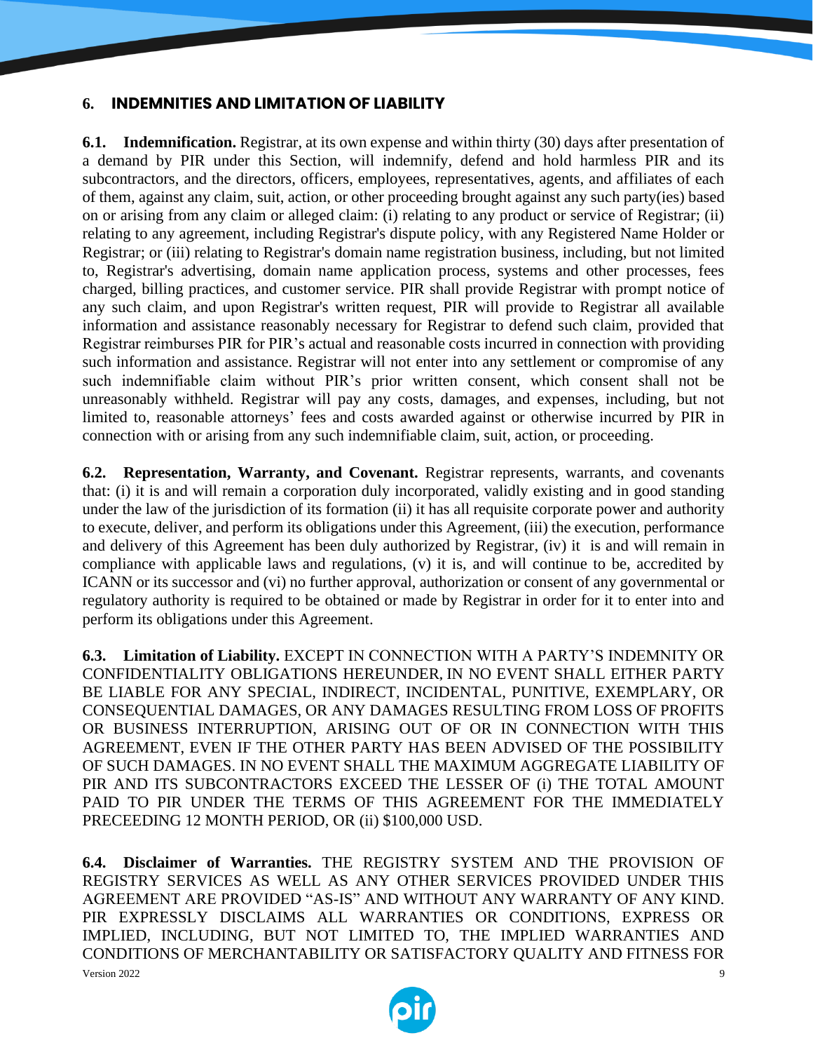## 6. INDEMNITIES AND LIMITATION OF LIABILITY

**6.1. Indemnification.** Registrar, at its own expense and within thirty (30) days after presentation of a demand by PIR under this Section, will indemnify, defend and hold harmless PIR and its subcontractors, and the directors, officers, employees, representatives, agents, and affiliates of each of them, against any claim, suit, action, or other proceeding brought against any such party(ies) based on or arising from any claim or alleged claim: (i) relating to any product or service of Registrar; (ii) relating to any agreement, including Registrar's dispute policy, with any Registered Name Holder or Registrar; or (iii) relating to Registrar's domain name registration business, including, but not limited to, Registrar's advertising, domain name application process, systems and other processes, fees charged, billing practices, and customer service. PIR shall provide Registrar with prompt notice of any such claim, and upon Registrar's written request, PIR will provide to Registrar all available information and assistance reasonably necessary for Registrar to defend such claim, provided that Registrar reimburses PIR for PIR's actual and reasonable costs incurred in connection with providing such information and assistance. Registrar will not enter into any settlement or compromise of any such indemnifiable claim without PIR's prior written consent, which consent shall not be unreasonably withheld. Registrar will pay any costs, damages, and expenses, including, but not limited to, reasonable attorneys' fees and costs awarded against or otherwise incurred by PIR in connection with or arising from any such indemnifiable claim, suit, action, or proceeding.

**6.2. Representation, Warranty, and Covenant.** Registrar represents, warrants, and covenants that: (i) it is and will remain a corporation duly incorporated, validly existing and in good standing under the law of the jurisdiction of its formation (ii) it has all requisite corporate power and authority to execute, deliver, and perform its obligations under this Agreement, (iii) the execution, performance and delivery of this Agreement has been duly authorized by Registrar, (iv) it is and will remain in compliance with applicable laws and regulations, (v) it is, and will continue to be, accredited by ICANN or its successor and (vi) no further approval, authorization or consent of any governmental or regulatory authority is required to be obtained or made by Registrar in order for it to enter into and perform its obligations under this Agreement.

**6.3. Limitation of Liability.** EXCEPT IN CONNECTION WITH A PARTY'S INDEMNITY OR CONFIDENTIALITY OBLIGATIONS HEREUNDER, IN NO EVENT SHALL EITHER PARTY BE LIABLE FOR ANY SPECIAL, INDIRECT, INCIDENTAL, PUNITIVE, EXEMPLARY, OR CONSEQUENTIAL DAMAGES, OR ANY DAMAGES RESULTING FROM LOSS OF PROFITS OR BUSINESS INTERRUPTION, ARISING OUT OF OR IN CONNECTION WITH THIS AGREEMENT, EVEN IF THE OTHER PARTY HAS BEEN ADVISED OF THE POSSIBILITY OF SUCH DAMAGES. IN NO EVENT SHALL THE MAXIMUM AGGREGATE LIABILITY OF PIR AND ITS SUBCONTRACTORS EXCEED THE LESSER OF (i) THE TOTAL AMOUNT PAID TO PIR UNDER THE TERMS OF THIS AGREEMENT FOR THE IMMEDIATELY PRECEEDING 12 MONTH PERIOD, OR (ii) $100,000 USD.

**6.4. Disclaimer of Warranties.** THE REGISTRY SYSTEM AND THE PROVISION OF REGISTRY SERVICES AS WELL AS ANY OTHER SERVICES PROVIDED UNDER THIS AGREEMENT ARE PROVIDED "AS-IS" AND WITHOUT ANY WARRANTY OF ANY KIND. PIR EXPRESSLY DISCLAIMS ALL WARRANTIES OR CONDITIONS, EXPRESS OR IMPLIED, INCLUDING, BUT NOT LIMITED TO, THE IMPLIED WARRANTIES AND CONDITIONS OF MERCHANTABILITY OR SATISFACTORY QUALITY AND FITNESS FOR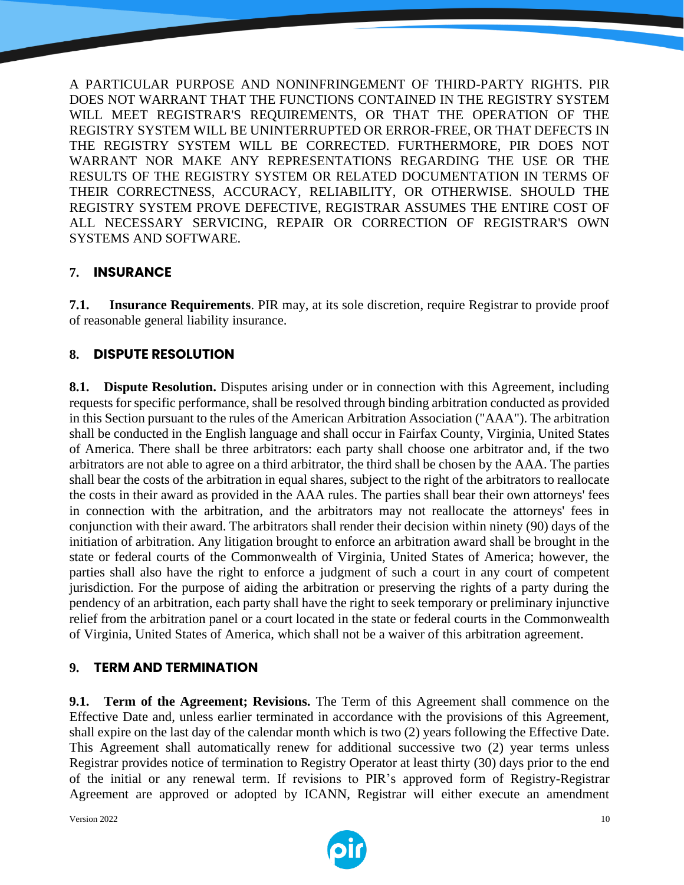A PARTICULAR PURPOSE AND NONINFRINGEMENT OF THIRD-PARTY RIGHTS. PIR DOES NOT WARRANT THAT THE FUNCTIONS CONTAINED IN THE REGISTRY SYSTEM WILL MEET REGISTRAR'S REQUIREMENTS, OR THAT THE OPERATION OF THE REGISTRY SYSTEM WILL BE UNINTERRUPTED OR ERROR-FREE, OR THAT DEFECTS IN THE REGISTRY SYSTEM WILL BE CORRECTED. FURTHERMORE, PIR DOES NOT WARRANT NOR MAKE ANY REPRESENTATIONS REGARDING THE USE OR THE RESULTS OF THE REGISTRY SYSTEM OR RELATED DOCUMENTATION IN TERMS OF THEIR CORRECTNESS, ACCURACY, RELIABILITY, OR OTHERWISE. SHOULD THE REGISTRY SYSTEM PROVE DEFECTIVE, REGISTRAR ASSUMES THE ENTIRE COST OF ALL NECESSARY SERVICING, REPAIR OR CORRECTION OF REGISTRAR'S OWN SYSTEMS AND SOFTWARE.

## 7. INSURANCE

**7.1. Insurance Requirements**. PIR may, at its sole discretion, require Registrar to provide proof of reasonable general liability insurance.

## 8. DISPUTE RESOLUTION

**8.1. Dispute Resolution.** Disputes arising under or in connection with this Agreement, including requests for specific performance, shall be resolved through binding arbitration conducted as provided in this Section pursuant to the rules of the American Arbitration Association ("AAA"). The arbitration shall be conducted in the English language and shall occur in Fairfax County, Virginia, United States of America. There shall be three arbitrators: each party shall choose one arbitrator and, if the two arbitrators are not able to agree on a third arbitrator, the third shall be chosen by the AAA. The parties shall bear the costs of the arbitration in equal shares, subject to the right of the arbitrators to reallocate the costs in their award as provided in the AAA rules. The parties shall bear their own attorneys' fees in connection with the arbitration, and the arbitrators may not reallocate the attorneys' fees in conjunction with their award. The arbitrators shall render their decision within ninety (90) days of the initiation of arbitration. Any litigation brought to enforce an arbitration award shall be brought in the state or federal courts of the Commonwealth of Virginia, United States of America; however, the parties shall also have the right to enforce a judgment of such a court in any court of competent jurisdiction. For the purpose of aiding the arbitration or preserving the rights of a party during the pendency of an arbitration, each party shall have the right to seek temporary or preliminary injunctive relief from the arbitration panel or a court located in the state or federal courts in the Commonwealth of Virginia, United States of America, which shall not be a waiver of this arbitration agreement.

## 9. TERM AND TERMINATION

**9.1. Term of the Agreement; Revisions.** The Term of this Agreement shall commence on the Effective Date and, unless earlier terminated in accordance with the provisions of this Agreement, shall expire on the last day of the calendar month which is two (2) years following the Effective Date. This Agreement shall automatically renew for additional successive two (2) year terms unless Registrar provides notice of termination to Registry Operator at least thirty (30) days prior to the end of the initial or any renewal term. If revisions to PIR's approved form of Registry-Registrar Agreement are approved or adopted by ICANN, Registrar will either execute an amendment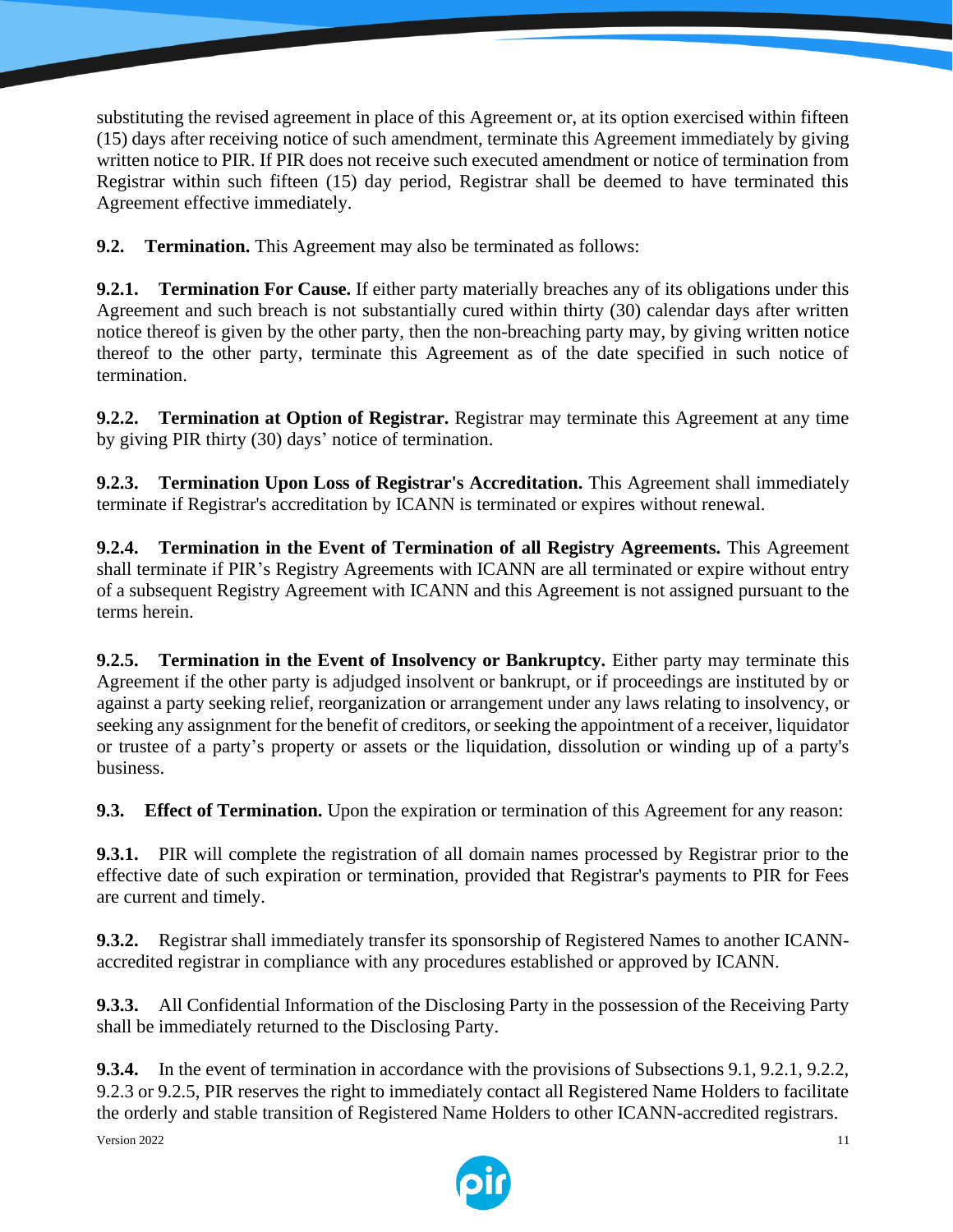substituting the revised agreement in place of this Agreement or, at its option exercised within fifteen (15) days after receiving notice of such amendment, terminate this Agreement immediately by giving written notice to PIR. If PIR does not receive such executed amendment or notice of termination from Registrar within such fifteen (15) day period, Registrar shall be deemed to have terminated this Agreement effective immediately.

**9.2. Termination.** This Agreement may also be terminated as follows:

**9.2.1. Termination For Cause.** If either party materially breaches any of its obligations under this Agreement and such breach is not substantially cured within thirty (30) calendar days after written notice thereof is given by the other party, then the non-breaching party may, by giving written notice thereof to the other party, terminate this Agreement as of the date specified in such notice of termination.

**9.2.2. Termination at Option of Registrar.** Registrar may terminate this Agreement at any time by giving PIR thirty (30) days' notice of termination.

**9.2.3. Termination Upon Loss of Registrar's Accreditation.** This Agreement shall immediately terminate if Registrar's accreditation by ICANN is terminated or expires without renewal.

**9.2.4. Termination in the Event of Termination of all Registry Agreements.** This Agreement shall terminate if PIR's Registry Agreements with ICANN are all terminated or expire without entry of a subsequent Registry Agreement with ICANN and this Agreement is not assigned pursuant to the terms herein.

**9.2.5. Termination in the Event of Insolvency or Bankruptcy.** Either party may terminate this Agreement if the other party is adjudged insolvent or bankrupt, or if proceedings are instituted by or against a party seeking relief, reorganization or arrangement under any laws relating to insolvency, or seeking any assignment for the benefit of creditors, or seeking the appointment of a receiver, liquidator or trustee of a party's property or assets or the liquidation, dissolution or winding up of a party's business.

**9.3. Effect of Termination.** Upon the expiration or termination of this Agreement for any reason:

**9.3.1.** PIR will complete the registration of all domain names processed by Registrar prior to the effective date of such expiration or termination, provided that Registrar's payments to PIR for Fees are current and timely.

**9.3.2.** Registrar shall immediately transfer its sponsorship of Registered Names to another ICANN-accredited registrar in compliance with any procedures established or approved by ICANN.

**9.3.3.** All Confidential Information of the Disclosing Party in the possession of the Receiving Party shall be immediately returned to the Disclosing Party.

**9.3.4.** In the event of termination in accordance with the provisions of Subsections 9.1, 9.2.1, 9.2.2, 9.2.3 or 9.2.5, PIR reserves the right to immediately contact all Registered Name Holders to facilitate the orderly and stable transition of Registered Name Holders to other ICANN-accredited registrars.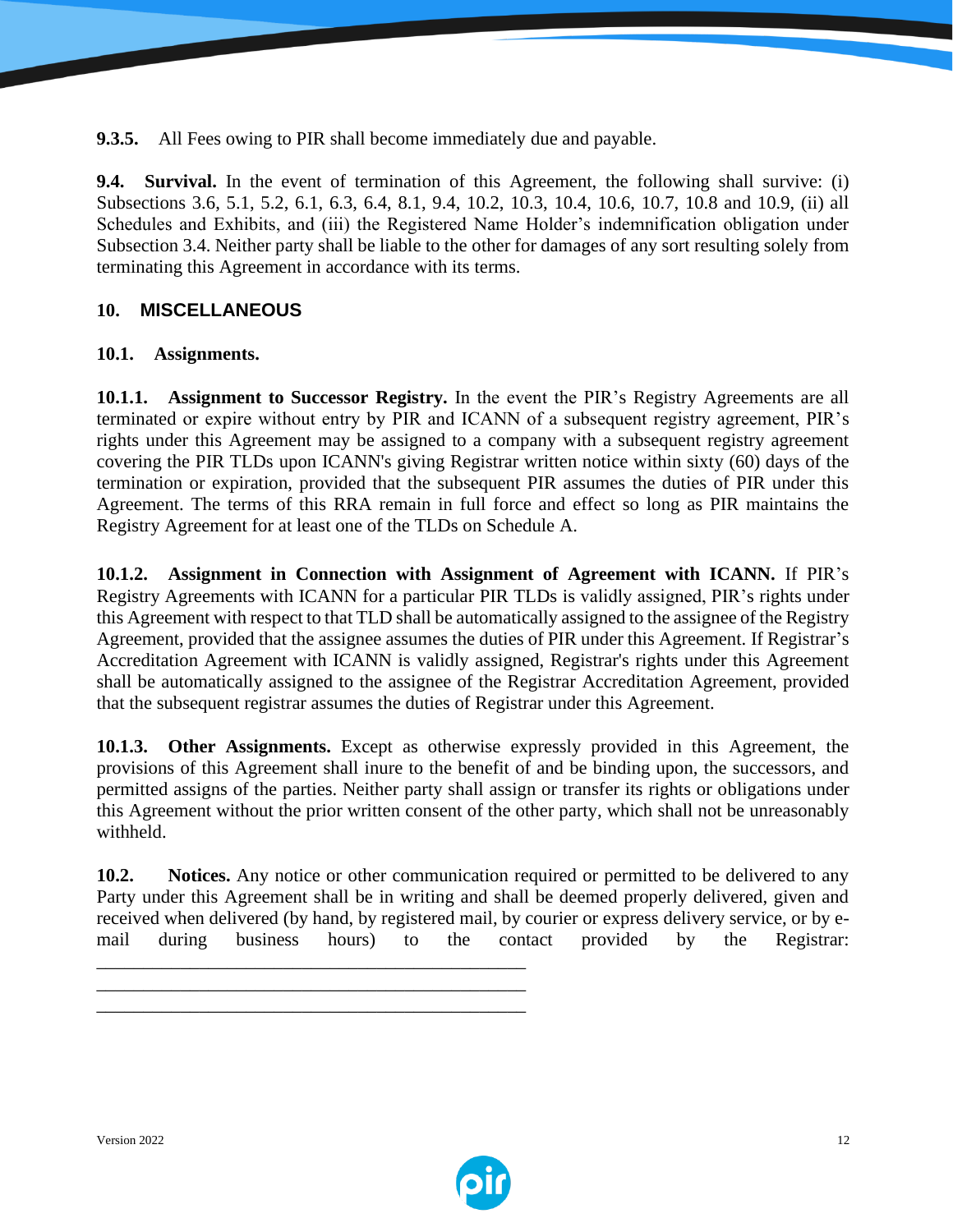**9.3.5.** All Fees owing to PIR shall become immediately due and payable.

**9.4. Survival.** In the event of termination of this Agreement, the following shall survive: (i) Subsections 3.6, 5.1, 5.2, 6.1, 6.3, 6.4, 8.1, 9.4, 10.2, 10.3, 10.4, 10.6, 10.7, 10.8 and 10.9, (ii) all Schedules and Exhibits, and (iii) the Registered Name Holder's indemnification obligation under Subsection 3.4. Neither party shall be liable to the other for damages of any sort resulting solely from terminating this Agreement in accordance with its terms.

## 10. MISCELLANEOUS

**10.1. Assignments.**

**10.1.1. Assignment to Successor Registry.** In the event the PIR's Registry Agreements are all terminated or expire without entry by PIR and ICANN of a subsequent registry agreement, PIR's rights under this Agreement may be assigned to a company with a subsequent registry agreement covering the PIR TLDs upon ICANN's giving Registrar written notice within sixty (60) days of the termination or expiration, provided that the subsequent PIR assumes the duties of PIR under this Agreement. The terms of this RRA remain in full force and effect so long as PIR maintains the Registry Agreement for at least one of the TLDs on Schedule A.

**10.1.2. Assignment in Connection with Assignment of Agreement with ICANN.** If PIR's Registry Agreements with ICANN for a particular PIR TLDs is validly assigned, PIR's rights under this Agreement with respect to that TLD shall be automatically assigned to the assignee of the Registry Agreement, provided that the assignee assumes the duties of PIR under this Agreement. If Registrar's Accreditation Agreement with ICANN is validly assigned, Registrar's rights under this Agreement shall be automatically assigned to the assignee of the Registrar Accreditation Agreement, provided that the subsequent registrar assumes the duties of Registrar under this Agreement.

**10.1.3. Other Assignments.** Except as otherwise expressly provided in this Agreement, the provisions of this Agreement shall inure to the benefit of and be binding upon, the successors, and permitted assigns of the parties. Neither party shall assign or transfer its rights or obligations under this Agreement without the prior written consent of the other party, which shall not be unreasonably withheld.

**10.2. Notices.** Any notice or other communication required or permitted to be delivered to any Party under this Agreement shall be in writing and shall be deemed properly delivered, given and received when delivered (by hand, by registered mail, by courier or express delivery service, or by e-mail during business hours) to the contact provided by the Registrar:
_______________________________________________
_______________________________________________
_______________________________________________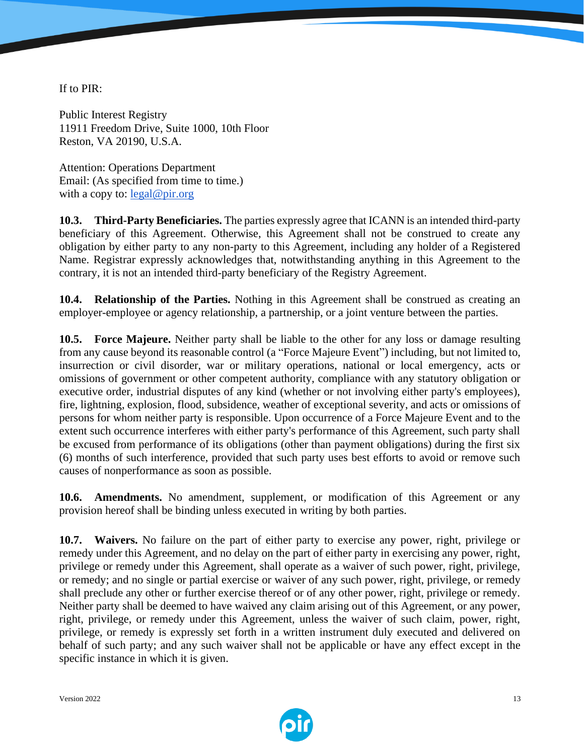If to PIR:

Public Interest Registry
11911 Freedom Drive, Suite 1000, 10th Floor
Reston, VA 20190, U.S.A.

Attention: Operations Department
Email: (As specified from time to time.)
with a copy to: legal@pir.org

**10.3. Third-Party Beneficiaries.** The parties expressly agree that ICANN is an intended third-party beneficiary of this Agreement. Otherwise, this Agreement shall not be construed to create any obligation by either party to any non-party to this Agreement, including any holder of a Registered Name. Registrar expressly acknowledges that, notwithstanding anything in this Agreement to the contrary, it is not an intended third-party beneficiary of the Registry Agreement.

**10.4. Relationship of the Parties.** Nothing in this Agreement shall be construed as creating an employer-employee or agency relationship, a partnership, or a joint venture between the parties.

**10.5. Force Majeure.** Neither party shall be liable to the other for any loss or damage resulting from any cause beyond its reasonable control (a "Force Majeure Event") including, but not limited to, insurrection or civil disorder, war or military operations, national or local emergency, acts or omissions of government or other competent authority, compliance with any statutory obligation or executive order, industrial disputes of any kind (whether or not involving either party's employees), fire, lightning, explosion, flood, subsidence, weather of exceptional severity, and acts or omissions of persons for whom neither party is responsible. Upon occurrence of a Force Majeure Event and to the extent such occurrence interferes with either party's performance of this Agreement, such party shall be excused from performance of its obligations (other than payment obligations) during the first six (6) months of such interference, provided that such party uses best efforts to avoid or remove such causes of nonperformance as soon as possible.

**10.6. Amendments.** No amendment, supplement, or modification of this Agreement or any provision hereof shall be binding unless executed in writing by both parties.

**10.7. Waivers.** No failure on the part of either party to exercise any power, right, privilege or remedy under this Agreement, and no delay on the part of either party in exercising any power, right, privilege or remedy under this Agreement, shall operate as a waiver of such power, right, privilege, or remedy; and no single or partial exercise or waiver of any such power, right, privilege, or remedy shall preclude any other or further exercise thereof or of any other power, right, privilege or remedy. Neither party shall be deemed to have waived any claim arising out of this Agreement, or any power, right, privilege, or remedy under this Agreement, unless the waiver of such claim, power, right, privilege, or remedy is expressly set forth in a written instrument duly executed and delivered on behalf of such party; and any such waiver shall not be applicable or have any effect except in the specific instance in which it is given.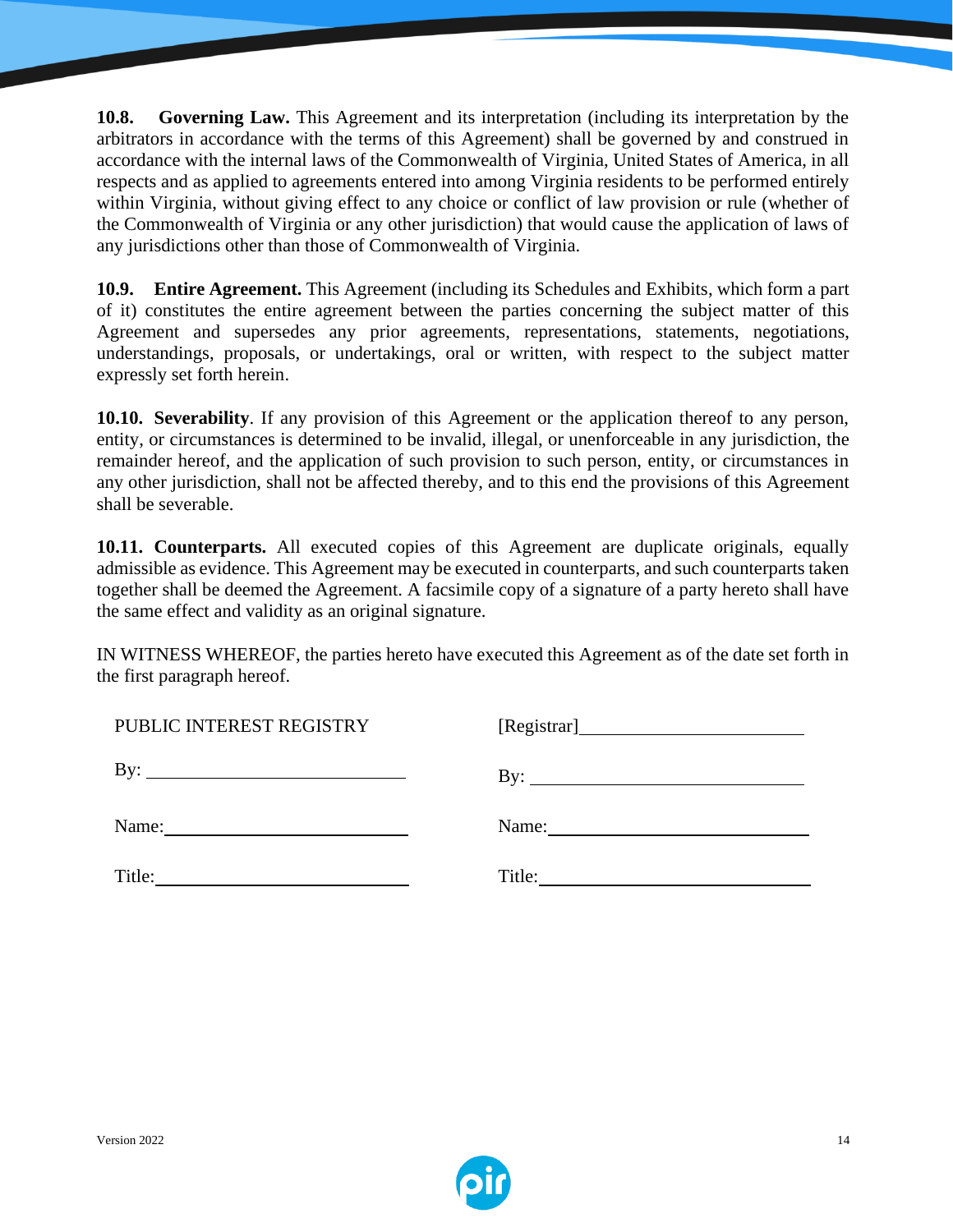**10.8. Governing Law.** This Agreement and its interpretation (including its interpretation by the arbitrators in accordance with the terms of this Agreement) shall be governed by and construed in accordance with the internal laws of the Commonwealth of Virginia, United States of America, in all respects and as applied to agreements entered into among Virginia residents to be performed entirely within Virginia, without giving effect to any choice or conflict of law provision or rule (whether of the Commonwealth of Virginia or any other jurisdiction) that would cause the application of laws of any jurisdictions other than those of Commonwealth of Virginia.

**10.9. Entire Agreement.** This Agreement (including its Schedules and Exhibits, which form a part of it) constitutes the entire agreement between the parties concerning the subject matter of this Agreement and supersedes any prior agreements, representations, statements, negotiations, understandings, proposals, or undertakings, oral or written, with respect to the subject matter expressly set forth herein.

**10.10. Severability**. If any provision of this Agreement or the application thereof to any person, entity, or circumstances is determined to be invalid, illegal, or unenforceable in any jurisdiction, the remainder hereof, and the application of such provision to such person, entity, or circumstances in any other jurisdiction, shall not be affected thereby, and to this end the provisions of this Agreement shall be severable.

**10.11. Counterparts.** All executed copies of this Agreement are duplicate originals, equally admissible as evidence. This Agreement may be executed in counterparts, and such counterparts taken together shall be deemed the Agreement. A facsimile copy of a signature of a party hereto shall have the same effect and validity as an original signature.

IN WITNESS WHEREOF, the parties hereto have executed this Agreement as of the date set forth in the first paragraph hereof.

| PUBLIC INTEREST REGISTRY | [Registrar]______________________ |
|---|---|
| By: ___________________________ | By: ___________________________ |
| Name:__________________________ | Name:__________________________ |
| Title:___________________________ | Title:___________________________ |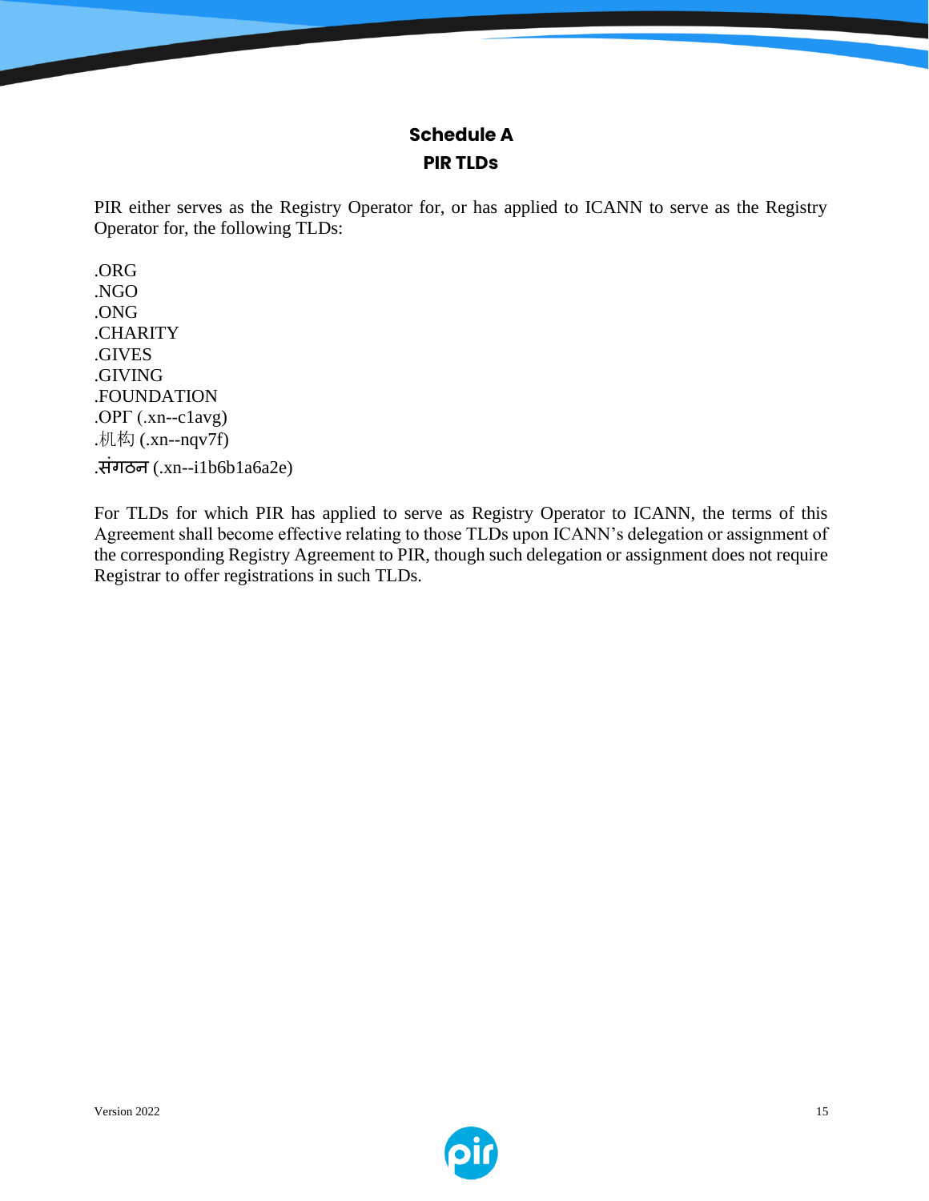## Schedule A
## PIR TLDs

PIR either serves as the Registry Operator for, or has applied to ICANN to serve as the Registry Operator for, the following TLDs:

.ORG
.NGO
.ONG
.CHARITY
.GIVES
.GIVING
.FOUNDATION
.ОРГ (.xn--c1avg)
.机构 (.xn--nqv7f)
.संगठन (.xn--i1b6b1a6a2e)

For TLDs for which PIR has applied to serve as Registry Operator to ICANN, the terms of this Agreement shall become effective relating to those TLDs upon ICANN's delegation or assignment of the corresponding Registry Agreement to PIR, though such delegation or assignment does not require Registrar to offer registrations in such TLDs.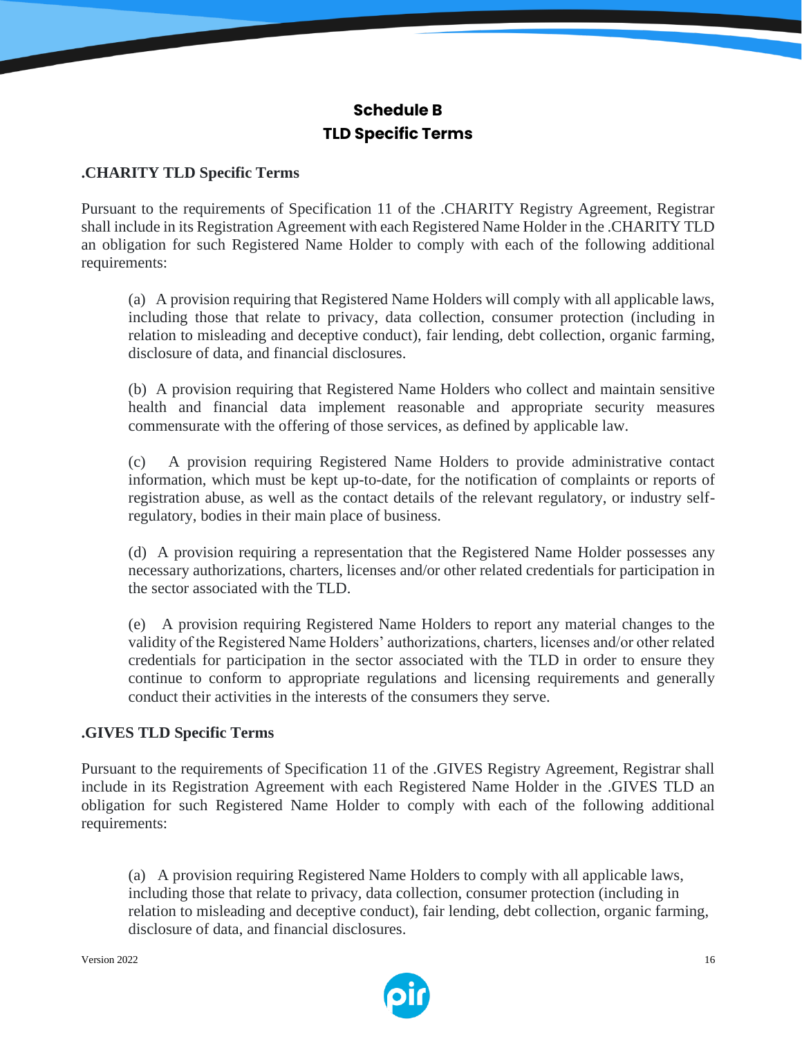# Schedule B
# TLD Specific Terms

## .CHARITY TLD Specific Terms

Pursuant to the requirements of Specification 11 of the .CHARITY Registry Agreement, Registrar shall include in its Registration Agreement with each Registered Name Holder in the .CHARITY TLD an obligation for such Registered Name Holder to comply with each of the following additional requirements:

(a) A provision requiring that Registered Name Holders will comply with all applicable laws, including those that relate to privacy, data collection, consumer protection (including in relation to misleading and deceptive conduct), fair lending, debt collection, organic farming, disclosure of data, and financial disclosures.

(b) A provision requiring that Registered Name Holders who collect and maintain sensitive health and financial data implement reasonable and appropriate security measures commensurate with the offering of those services, as defined by applicable law.

(c) A provision requiring Registered Name Holders to provide administrative contact information, which must be kept up-to-date, for the notification of complaints or reports of registration abuse, as well as the contact details of the relevant regulatory, or industry self-regulatory, bodies in their main place of business.

(d) A provision requiring a representation that the Registered Name Holder possesses any necessary authorizations, charters, licenses and/or other related credentials for participation in the sector associated with the TLD.

(e) A provision requiring Registered Name Holders to report any material changes to the validity of the Registered Name Holders' authorizations, charters, licenses and/or other related credentials for participation in the sector associated with the TLD in order to ensure they continue to conform to appropriate regulations and licensing requirements and generally conduct their activities in the interests of the consumers they serve.

## .GIVES TLD Specific Terms

Pursuant to the requirements of Specification 11 of the .GIVES Registry Agreement, Registrar shall include in its Registration Agreement with each Registered Name Holder in the .GIVES TLD an obligation for such Registered Name Holder to comply with each of the following additional requirements:

(a) A provision requiring Registered Name Holders to comply with all applicable laws, including those that relate to privacy, data collection, consumer protection (including in relation to misleading and deceptive conduct), fair lending, debt collection, organic farming, disclosure of data, and financial disclosures.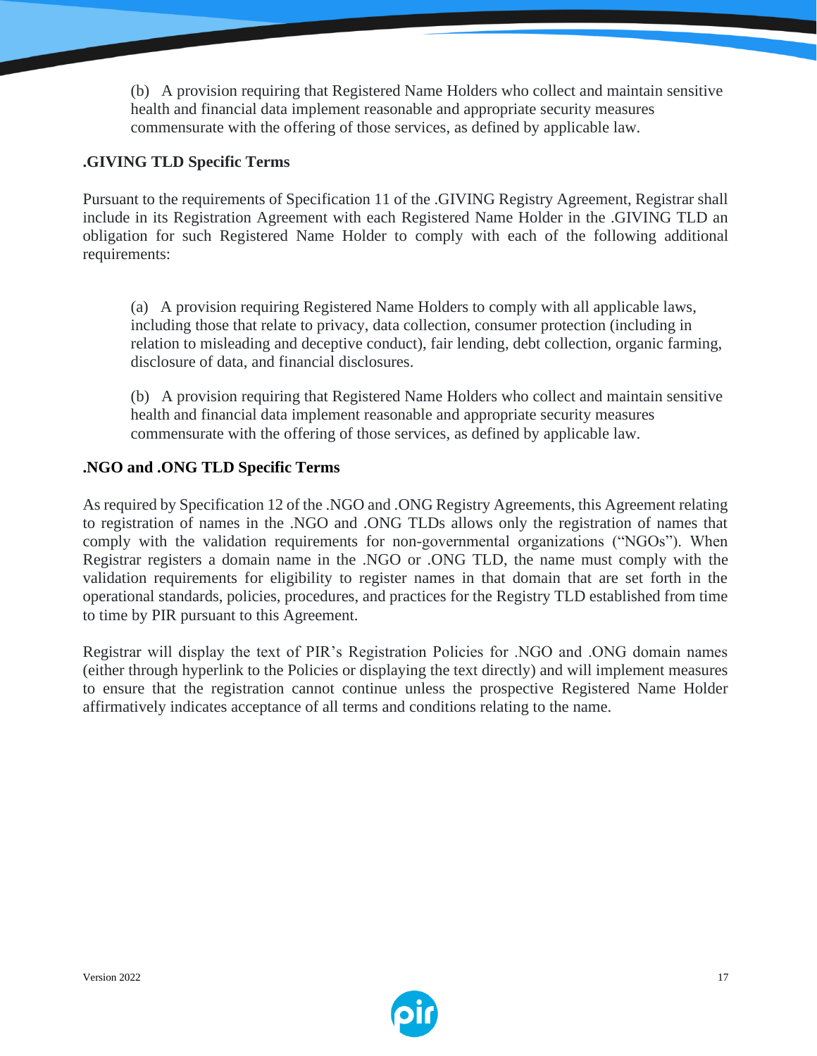(b) A provision requiring that Registered Name Holders who collect and maintain sensitive health and financial data implement reasonable and appropriate security measures commensurate with the offering of those services, as defined by applicable law.

### .GIVING TLD Specific Terms

Pursuant to the requirements of Specification 11 of the .GIVING Registry Agreement, Registrar shall include in its Registration Agreement with each Registered Name Holder in the .GIVING TLD an obligation for such Registered Name Holder to comply with each of the following additional requirements:

(a) A provision requiring Registered Name Holders to comply with all applicable laws, including those that relate to privacy, data collection, consumer protection (including in relation to misleading and deceptive conduct), fair lending, debt collection, organic farming, disclosure of data, and financial disclosures.

(b) A provision requiring that Registered Name Holders who collect and maintain sensitive health and financial data implement reasonable and appropriate security measures commensurate with the offering of those services, as defined by applicable law.

### .NGO and .ONG TLD Specific Terms

As required by Specification 12 of the .NGO and .ONG Registry Agreements, this Agreement relating to registration of names in the .NGO and .ONG TLDs allows only the registration of names that comply with the validation requirements for non-governmental organizations ("NGOs"). When Registrar registers a domain name in the .NGO or .ONG TLD, the name must comply with the validation requirements for eligibility to register names in that domain that are set forth in the operational standards, policies, procedures, and practices for the Registry TLD established from time to time by PIR pursuant to this Agreement.

Registrar will display the text of PIR's Registration Policies for .NGO and .ONG domain names (either through hyperlink to the Policies or displaying the text directly) and will implement measures to ensure that the registration cannot continue unless the prospective Registered Name Holder affirmatively indicates acceptance of all terms and conditions relating to the name.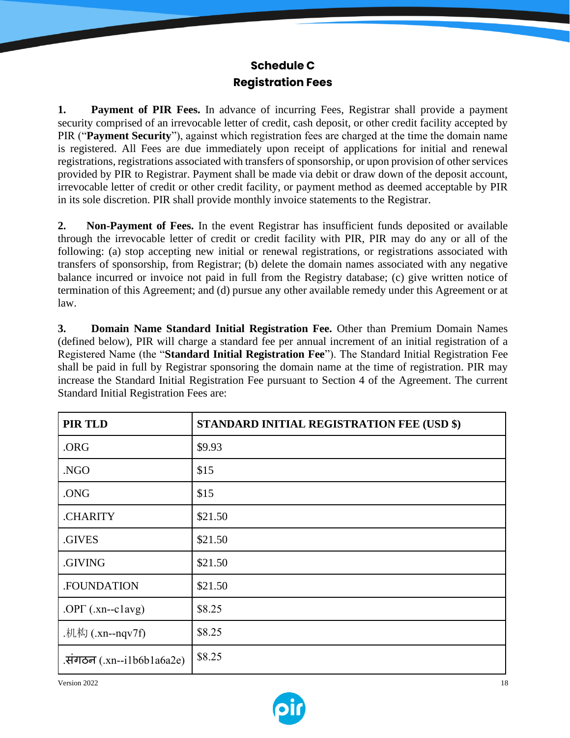## Schedule C
## Registration Fees

**1. Payment of PIR Fees.** In advance of incurring Fees, Registrar shall provide a payment security comprised of an irrevocable letter of credit, cash deposit, or other credit facility accepted by PIR ("**Payment Security**"), against which registration fees are charged at the time the domain name is registered. All Fees are due immediately upon receipt of applications for initial and renewal registrations, registrations associated with transfers of sponsorship, or upon provision of other services provided by PIR to Registrar. Payment shall be made via debit or draw down of the deposit account, irrevocable letter of credit or other credit facility, or payment method as deemed acceptable by PIR in its sole discretion. PIR shall provide monthly invoice statements to the Registrar.

**2. Non-Payment of Fees.** In the event Registrar has insufficient funds deposited or available through the irrevocable letter of credit or credit facility with PIR, PIR may do any or all of the following: (a) stop accepting new initial or renewal registrations, or registrations associated with transfers of sponsorship, from Registrar; (b) delete the domain names associated with any negative balance incurred or invoice not paid in full from the Registry database; (c) give written notice of termination of this Agreement; and (d) pursue any other available remedy under this Agreement or at law.

**3. Domain Name Standard Initial Registration Fee.** Other than Premium Domain Names (defined below), PIR will charge a standard fee per annual increment of an initial registration of a Registered Name (the "**Standard Initial Registration Fee**"). The Standard Initial Registration Fee shall be paid in full by Registrar sponsoring the domain name at the time of registration. PIR may increase the Standard Initial Registration Fee pursuant to Section 4 of the Agreement. The current Standard Initial Registration Fees are:

| PIR TLD | STANDARD INITIAL REGISTRATION FEE (USD $) |
|---|---|
| .ORG | $9.93 |
| .NGO | $15 |
| .ONG | $15 |
| .CHARITY | $21.50 |
| .GIVES | $21.50 |
| .GIVING | $21.50 |
| .FOUNDATION | $21.50 |
| .ОРГ (.xn--c1avg) | $8.25 |
| .机构 (.xn--nqv7f) | $8.25 |
| .संगठन (.xn--i1b6b1a6a2e) | $8.25 |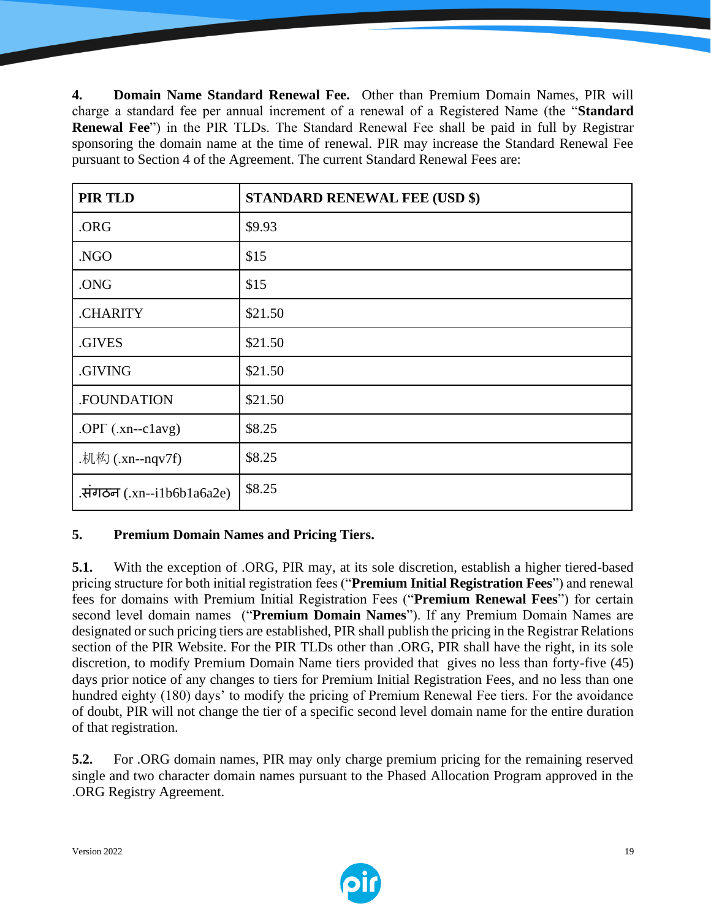**4. Domain Name Standard Renewal Fee.** Other than Premium Domain Names, PIR will charge a standard fee per annual increment of a renewal of a Registered Name (the "**Standard Renewal Fee**") in the PIR TLDs. The Standard Renewal Fee shall be paid in full by Registrar sponsoring the domain name at the time of renewal. PIR may increase the Standard Renewal Fee pursuant to Section 4 of the Agreement. The current Standard Renewal Fees are:

| PIR TLD | STANDARD RENEWAL FEE (USD $) |
|---|---|
| .ORG | $9.93 |
| .NGO | $15 |
| .ONG | $15 |
| .CHARITY | $21.50 |
| .GIVES | $21.50 |
| .GIVING | $21.50 |
| .FOUNDATION | $21.50 |
| .ОРГ (.xn--c1avg) | $8.25 |
| .机构 (.xn--nqv7f) | $8.25 |
| .संगठन (.xn--i1b6b1a6a2e) | $8.25 |

**5. Premium Domain Names and Pricing Tiers.**

**5.1.** With the exception of .ORG, PIR may, at its sole discretion, establish a higher tiered-based pricing structure for both initial registration fees ("**Premium Initial Registration Fees**") and renewal fees for domains with Premium Initial Registration Fees ("**Premium Renewal Fees**") for certain second level domain names ("**Premium Domain Names**"). If any Premium Domain Names are designated or such pricing tiers are established, PIR shall publish the pricing in the Registrar Relations section of the PIR Website. For the PIR TLDs other than .ORG, PIR shall have the right, in its sole discretion, to modify Premium Domain Name tiers provided that gives no less than forty-five (45) days prior notice of any changes to tiers for Premium Initial Registration Fees, and no less than one hundred eighty (180) days' to modify the pricing of Premium Renewal Fee tiers. For the avoidance of doubt, PIR will not change the tier of a specific second level domain name for the entire duration of that registration.

**5.2.** For .ORG domain names, PIR may only charge premium pricing for the remaining reserved single and two character domain names pursuant to the Phased Allocation Program approved in the .ORG Registry Agreement.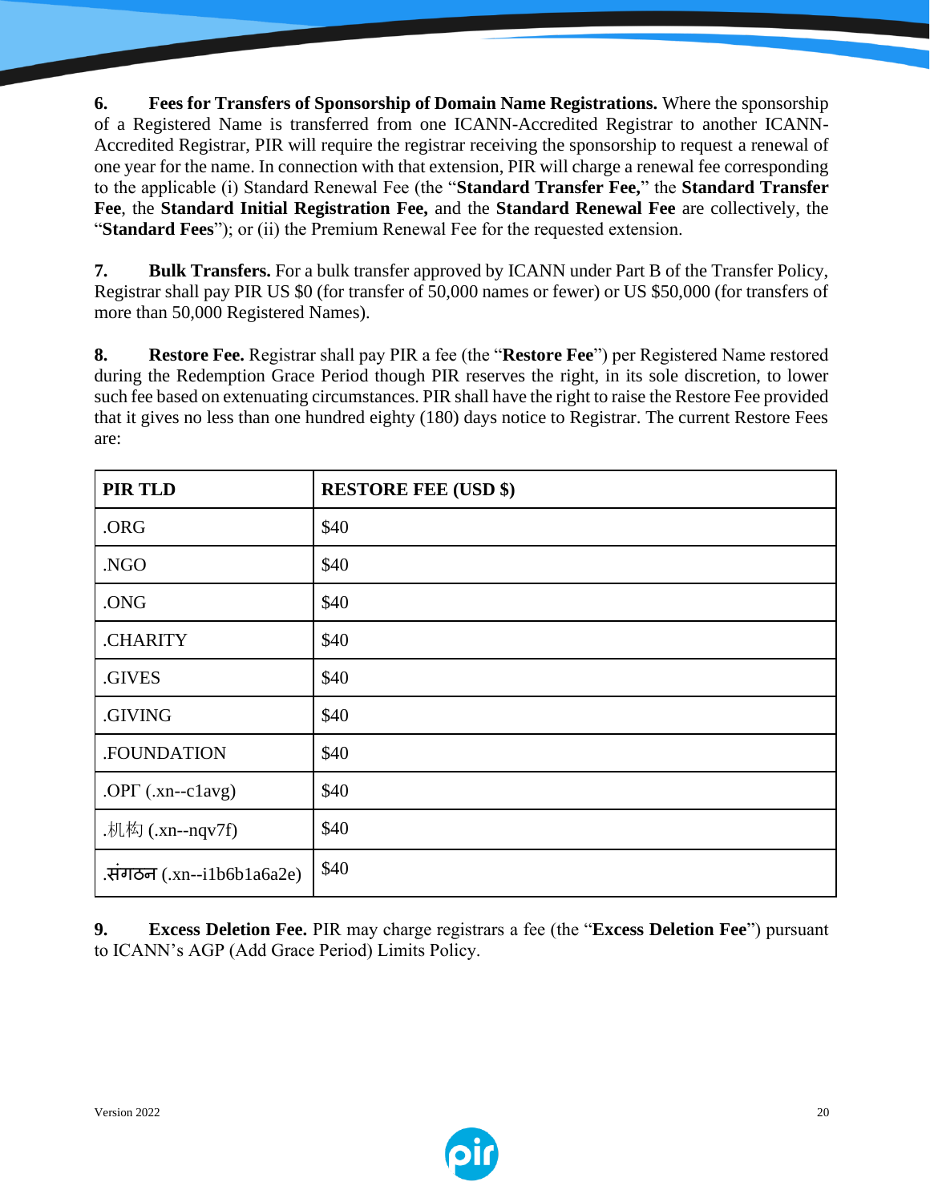**6. Fees for Transfers of Sponsorship of Domain Name Registrations.** Where the sponsorship of a Registered Name is transferred from one ICANN-Accredited Registrar to another ICANN-Accredited Registrar, PIR will require the registrar receiving the sponsorship to request a renewal of one year for the name. In connection with that extension, PIR will charge a renewal fee corresponding to the applicable (i) Standard Renewal Fee (the "**Standard Transfer Fee,**" the **Standard Transfer Fee**, the **Standard Initial Registration Fee,** and the **Standard Renewal Fee** are collectively, the "**Standard Fees**"); or (ii) the Premium Renewal Fee for the requested extension.

**7. Bulk Transfers.** For a bulk transfer approved by ICANN under Part B of the Transfer Policy, Registrar shall pay PIR US $0 (for transfer of 50,000 names or fewer) or US $50,000 (for transfers of more than 50,000 Registered Names).

**8. Restore Fee.** Registrar shall pay PIR a fee (the "**Restore Fee**") per Registered Name restored during the Redemption Grace Period though PIR reserves the right, in its sole discretion, to lower such fee based on extenuating circumstances. PIR shall have the right to raise the Restore Fee provided that it gives no less than one hundred eighty (180) days notice to Registrar. The current Restore Fees are:

| PIR TLD | RESTORE FEE (USD $) |
|---|---|
| .ORG | $40 |
| .NGO | $40 |
| .ONG | $40 |
| .CHARITY | $40 |
| .GIVES | $40 |
| .GIVING | $40 |
| .FOUNDATION | $40 |
| .ОРГ (.xn--c1avg) | $40 |
| .机构 (.xn--nqv7f) | $40 |
| .संगठन (.xn--i1b6b1a6a2e) | $40 |

**9. Excess Deletion Fee.** PIR may charge registrars a fee (the "**Excess Deletion Fee**") pursuant to ICANN's AGP (Add Grace Period) Limits Policy.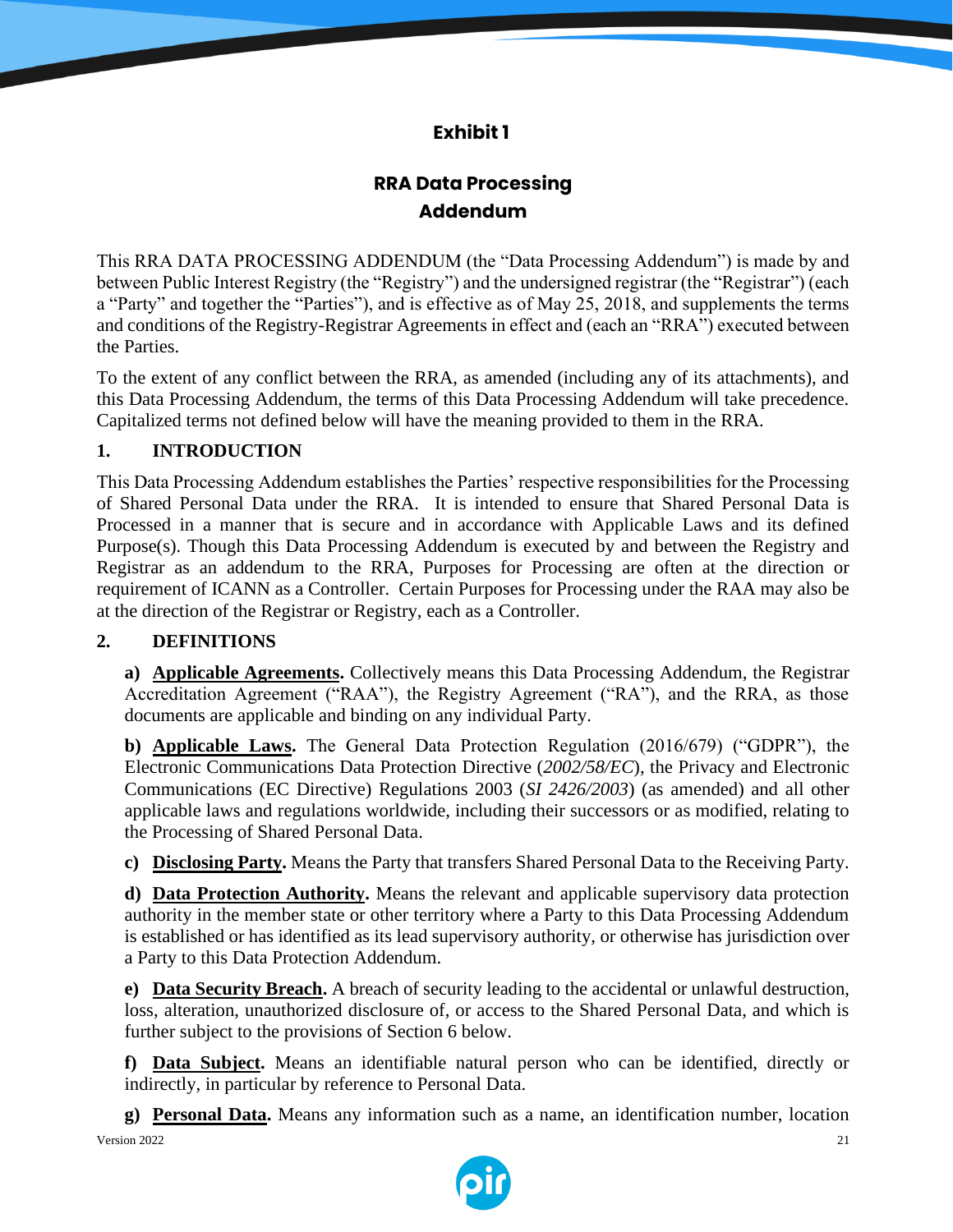# Exhibit 1

## RRA Data Processing Addendum

This RRA DATA PROCESSING ADDENDUM (the "Data Processing Addendum") is made by and between Public Interest Registry (the "Registry") and the undersigned registrar (the "Registrar") (each a "Party" and together the "Parties"), and is effective as of May 25, 2018, and supplements the terms and conditions of the Registry-Registrar Agreements in effect and (each an "RRA") executed between the Parties.

To the extent of any conflict between the RRA, as amended (including any of its attachments), and this Data Processing Addendum, the terms of this Data Processing Addendum will take precedence. Capitalized terms not defined below will have the meaning provided to them in the RRA.

### 1. INTRODUCTION

This Data Processing Addendum establishes the Parties' respective responsibilities for the Processing of Shared Personal Data under the RRA. It is intended to ensure that Shared Personal Data is Processed in a manner that is secure and in accordance with Applicable Laws and its defined Purpose(s). Though this Data Processing Addendum is executed by and between the Registry and Registrar as an addendum to the RRA, Purposes for Processing are often at the direction or requirement of ICANN as a Controller. Certain Purposes for Processing under the RAA may also be at the direction of the Registrar or Registry, each as a Controller.

### 2. DEFINITIONS

**a) <u>Applicable Agreements</u>.** Collectively means this Data Processing Addendum, the Registrar Accreditation Agreement ("RAA"), the Registry Agreement ("RA"), and the RRA, as those documents are applicable and binding on any individual Party.

**b) <u>Applicable Laws</u>.** The General Data Protection Regulation (2016/679) ("GDPR"), the Electronic Communications Data Protection Directive (*2002/58/EC*), the Privacy and Electronic Communications (EC Directive) Regulations 2003 (*SI 2426/2003*) (as amended) and all other applicable laws and regulations worldwide, including their successors or as modified, relating to the Processing of Shared Personal Data.

**c) <u>Disclosing Party</u>.** Means the Party that transfers Shared Personal Data to the Receiving Party.

**d) <u>Data Protection Authority</u>.** Means the relevant and applicable supervisory data protection authority in the member state or other territory where a Party to this Data Processing Addendum is established or has identified as its lead supervisory authority, or otherwise has jurisdiction over a Party to this Data Protection Addendum.

**e) <u>Data Security Breach</u>.** A breach of security leading to the accidental or unlawful destruction, loss, alteration, unauthorized disclosure of, or access to the Shared Personal Data, and which is further subject to the provisions of Section 6 below.

**f) <u>Data Subject</u>.** Means an identifiable natural person who can be identified, directly or indirectly, in particular by reference to Personal Data.

**g) <u>Personal Data</u>.** Means any information such as a name, an identification number, location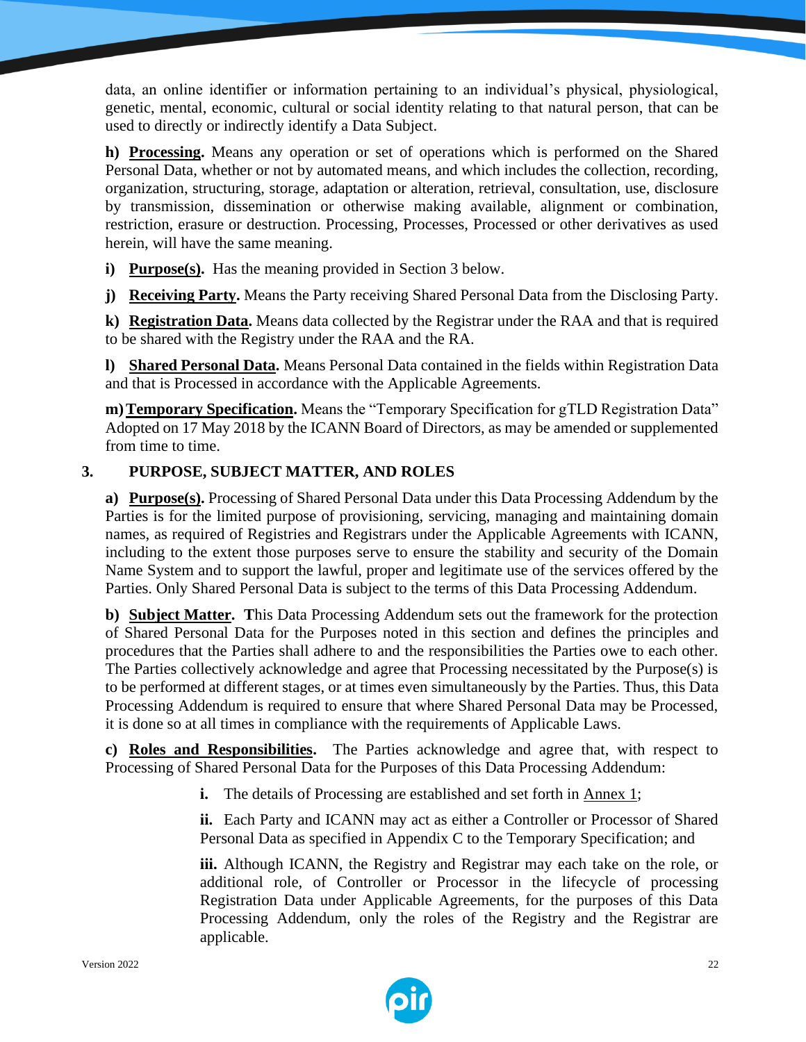data, an online identifier or information pertaining to an individual's physical, physiological, genetic, mental, economic, cultural or social identity relating to that natural person, that can be used to directly or indirectly identify a Data Subject.

**h) Processing.** Means any operation or set of operations which is performed on the Shared Personal Data, whether or not by automated means, and which includes the collection, recording, organization, structuring, storage, adaptation or alteration, retrieval, consultation, use, disclosure by transmission, dissemination or otherwise making available, alignment or combination, restriction, erasure or destruction. Processing, Processes, Processed or other derivatives as used herein, will have the same meaning.

**i) Purpose(s).** Has the meaning provided in Section 3 below.

**j) Receiving Party.** Means the Party receiving Shared Personal Data from the Disclosing Party.

**k) Registration Data.** Means data collected by the Registrar under the RAA and that is required to be shared with the Registry under the RAA and the RA.

**l) Shared Personal Data.** Means Personal Data contained in the fields within Registration Data and that is Processed in accordance with the Applicable Agreements.

**m) Temporary Specification.** Means the "Temporary Specification for gTLD Registration Data" Adopted on 17 May 2018 by the ICANN Board of Directors, as may be amended or supplemented from time to time.

## 3. PURPOSE, SUBJECT MATTER, AND ROLES

**a) Purpose(s).** Processing of Shared Personal Data under this Data Processing Addendum by the Parties is for the limited purpose of provisioning, servicing, managing and maintaining domain names, as required of Registries and Registrars under the Applicable Agreements with ICANN, including to the extent those purposes serve to ensure the stability and security of the Domain Name System and to support the lawful, proper and legitimate use of the services offered by the Parties. Only Shared Personal Data is subject to the terms of this Data Processing Addendum.

**b) Subject Matter.** This Data Processing Addendum sets out the framework for the protection of Shared Personal Data for the Purposes noted in this section and defines the principles and procedures that the Parties shall adhere to and the responsibilities the Parties owe to each other. The Parties collectively acknowledge and agree that Processing necessitated by the Purpose(s) is to be performed at different stages, or at times even simultaneously by the Parties. Thus, this Data Processing Addendum is required to ensure that where Shared Personal Data may be Processed, it is done so at all times in compliance with the requirements of Applicable Laws.

**c) Roles and Responsibilities.** The Parties acknowledge and agree that, with respect to Processing of Shared Personal Data for the Purposes of this Data Processing Addendum:

**i.** The details of Processing are established and set forth in Annex 1;

**ii.** Each Party and ICANN may act as either a Controller or Processor of Shared Personal Data as specified in Appendix C to the Temporary Specification; and

**iii.** Although ICANN, the Registry and Registrar may each take on the role, or additional role, of Controller or Processor in the lifecycle of processing Registration Data under Applicable Agreements, for the purposes of this Data Processing Addendum, only the roles of the Registry and the Registrar are applicable.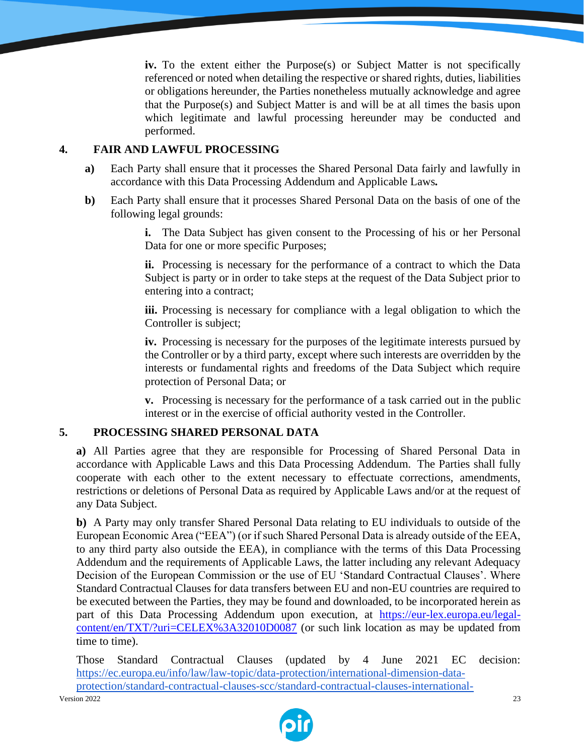**iv.** To the extent either the Purpose(s) or Subject Matter is not specifically referenced or noted when detailing the respective or shared rights, duties, liabilities or obligations hereunder, the Parties nonetheless mutually acknowledge and agree that the Purpose(s) and Subject Matter is and will be at all times the basis upon which legitimate and lawful processing hereunder may be conducted and performed.

## 4. FAIR AND LAWFUL PROCESSING

**a)** Each Party shall ensure that it processes the Shared Personal Data fairly and lawfully in accordance with this Data Processing Addendum and Applicable Laws**.**

**b)** Each Party shall ensure that it processes Shared Personal Data on the basis of one of the following legal grounds:

**i.** The Data Subject has given consent to the Processing of his or her Personal Data for one or more specific Purposes;

**ii.** Processing is necessary for the performance of a contract to which the Data Subject is party or in order to take steps at the request of the Data Subject prior to entering into a contract;

**iii.** Processing is necessary for compliance with a legal obligation to which the Controller is subject;

**iv.** Processing is necessary for the purposes of the legitimate interests pursued by the Controller or by a third party, except where such interests are overridden by the interests or fundamental rights and freedoms of the Data Subject which require protection of Personal Data; or

**v.** Processing is necessary for the performance of a task carried out in the public interest or in the exercise of official authority vested in the Controller.

## 5. PROCESSING SHARED PERSONAL DATA

**a)** All Parties agree that they are responsible for Processing of Shared Personal Data in accordance with Applicable Laws and this Data Processing Addendum. The Parties shall fully cooperate with each other to the extent necessary to effectuate corrections, amendments, restrictions or deletions of Personal Data as required by Applicable Laws and/or at the request of any Data Subject.

**b)** A Party may only transfer Shared Personal Data relating to EU individuals to outside of the European Economic Area ("EEA") (or if such Shared Personal Data is already outside of the EEA, to any third party also outside the EEA), in compliance with the terms of this Data Processing Addendum and the requirements of Applicable Laws, the latter including any relevant Adequacy Decision of the European Commission or the use of EU 'Standard Contractual Clauses'. Where Standard Contractual Clauses for data transfers between EU and non-EU countries are required to be executed between the Parties, they may be found and downloaded, to be incorporated herein as part of this Data Processing Addendum upon execution, at https://eur-lex.europa.eu/legal-content/en/TXT/?uri=CELEX%3A32010D0087 (or such link location as may be updated from time to time).

Those Standard Contractual Clauses (updated by 4 June 2021 EC decision: https://ec.europa.eu/info/law/law-topic/data-protection/international-dimension-data-protection/standard-contractual-clauses-scc/standard-contractual-clauses-international-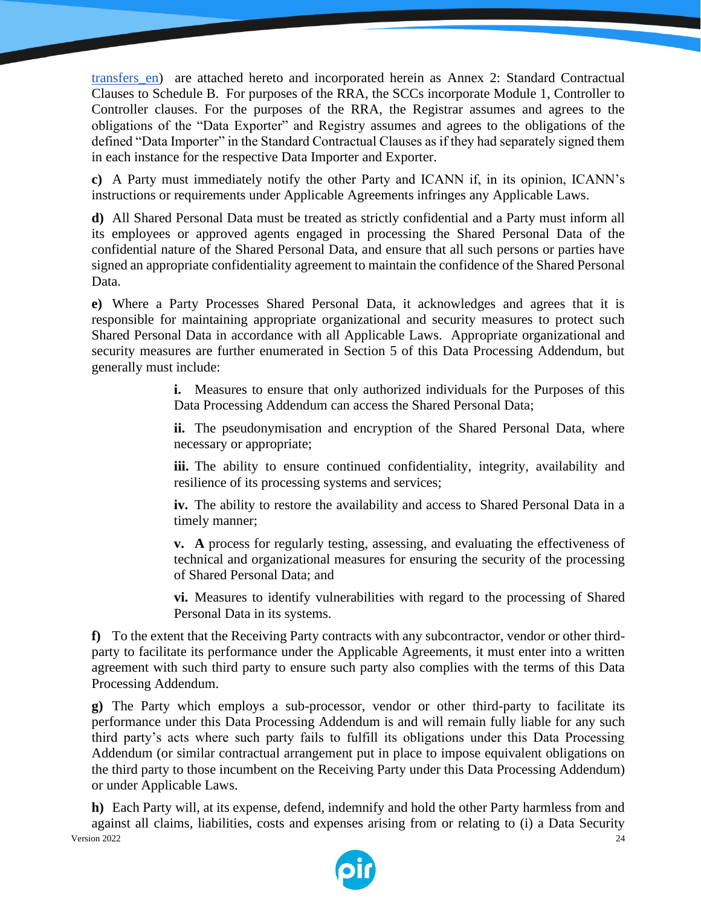transfers_en) are attached hereto and incorporated herein as Annex 2: Standard Contractual Clauses to Schedule B. For purposes of the RRA, the SCCs incorporate Module 1, Controller to Controller clauses. For the purposes of the RRA, the Registrar assumes and agrees to the obligations of the "Data Exporter" and Registry assumes and agrees to the obligations of the defined "Data Importer" in the Standard Contractual Clauses as if they had separately signed them in each instance for the respective Data Importer and Exporter.

**c)** A Party must immediately notify the other Party and ICANN if, in its opinion, ICANN's instructions or requirements under Applicable Agreements infringes any Applicable Laws.

**d)** All Shared Personal Data must be treated as strictly confidential and a Party must inform all its employees or approved agents engaged in processing the Shared Personal Data of the confidential nature of the Shared Personal Data, and ensure that all such persons or parties have signed an appropriate confidentiality agreement to maintain the confidence of the Shared Personal Data.

**e)** Where a Party Processes Shared Personal Data, it acknowledges and agrees that it is responsible for maintaining appropriate organizational and security measures to protect such Shared Personal Data in accordance with all Applicable Laws. Appropriate organizational and security measures are further enumerated in Section 5 of this Data Processing Addendum, but generally must include:

> **i.** Measures to ensure that only authorized individuals for the Purposes of this Data Processing Addendum can access the Shared Personal Data;
>
> **ii.** The pseudonymisation and encryption of the Shared Personal Data, where necessary or appropriate;
>
> **iii.** The ability to ensure continued confidentiality, integrity, availability and resilience of its processing systems and services;
>
> **iv.** The ability to restore the availability and access to Shared Personal Data in a timely manner;
>
> **v.** **A** process for regularly testing, assessing, and evaluating the effectiveness of technical and organizational measures for ensuring the security of the processing of Shared Personal Data; and
>
> **vi.** Measures to identify vulnerabilities with regard to the processing of Shared Personal Data in its systems.

**f)** To the extent that the Receiving Party contracts with any subcontractor, vendor or other third-party to facilitate its performance under the Applicable Agreements, it must enter into a written agreement with such third party to ensure such party also complies with the terms of this Data Processing Addendum.

**g)** The Party which employs a sub-processor, vendor or other third-party to facilitate its performance under this Data Processing Addendum is and will remain fully liable for any such third party's acts where such party fails to fulfill its obligations under this Data Processing Addendum (or similar contractual arrangement put in place to impose equivalent obligations on the third party to those incumbent on the Receiving Party under this Data Processing Addendum) or under Applicable Laws.

**h)** Each Party will, at its expense, defend, indemnify and hold the other Party harmless from and against all claims, liabilities, costs and expenses arising from or relating to (i) a Data Security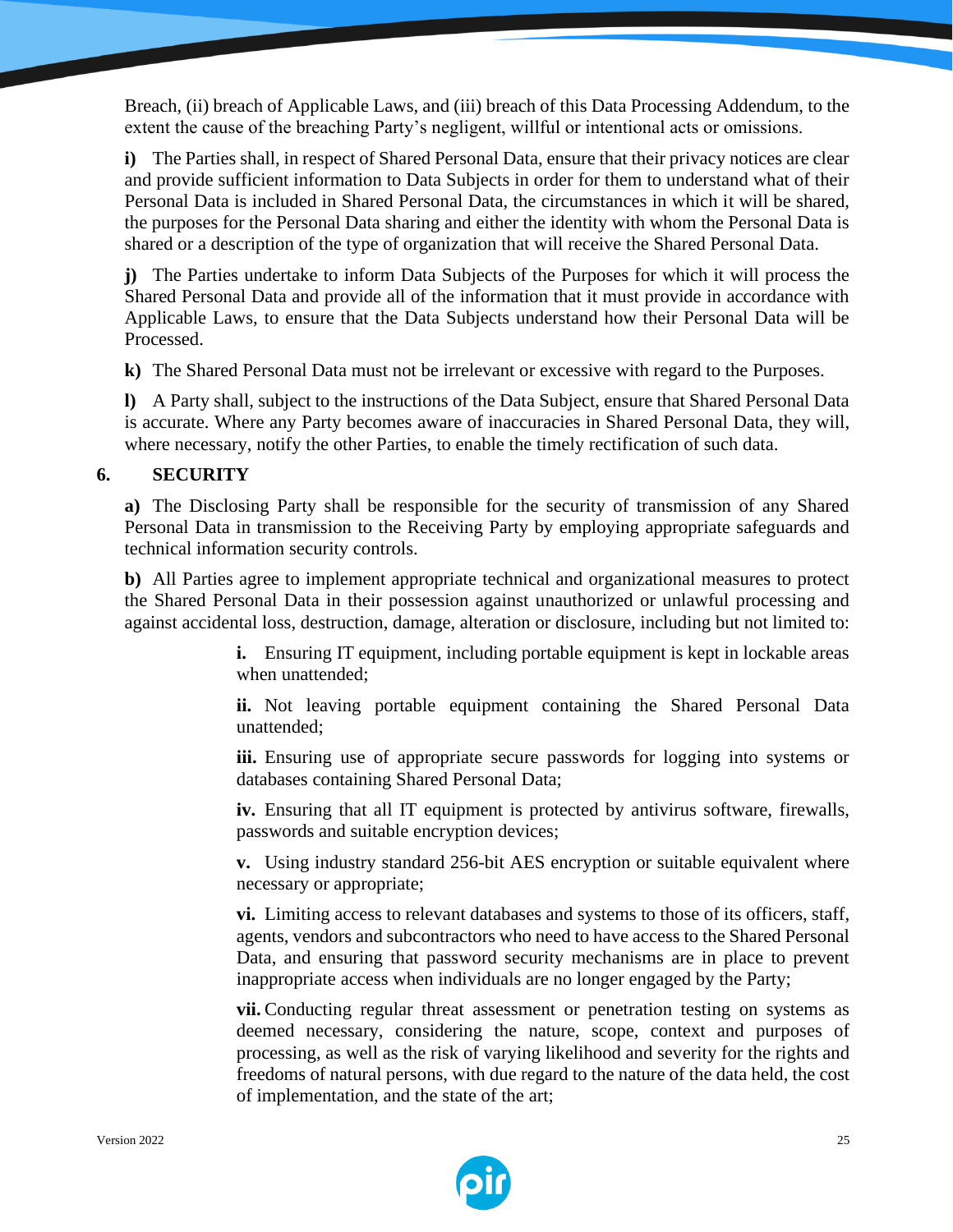Breach, (ii) breach of Applicable Laws, and (iii) breach of this Data Processing Addendum, to the extent the cause of the breaching Party's negligent, willful or intentional acts or omissions.

**i)** The Parties shall, in respect of Shared Personal Data, ensure that their privacy notices are clear and provide sufficient information to Data Subjects in order for them to understand what of their Personal Data is included in Shared Personal Data, the circumstances in which it will be shared, the purposes for the Personal Data sharing and either the identity with whom the Personal Data is shared or a description of the type of organization that will receive the Shared Personal Data.

**j)** The Parties undertake to inform Data Subjects of the Purposes for which it will process the Shared Personal Data and provide all of the information that it must provide in accordance with Applicable Laws, to ensure that the Data Subjects understand how their Personal Data will be Processed.

**k)** The Shared Personal Data must not be irrelevant or excessive with regard to the Purposes.

**l)** A Party shall, subject to the instructions of the Data Subject, ensure that Shared Personal Data is accurate. Where any Party becomes aware of inaccuracies in Shared Personal Data, they will, where necessary, notify the other Parties, to enable the timely rectification of such data.

## 6. SECURITY

**a)** The Disclosing Party shall be responsible for the security of transmission of any Shared Personal Data in transmission to the Receiving Party by employing appropriate safeguards and technical information security controls.

**b)** All Parties agree to implement appropriate technical and organizational measures to protect the Shared Personal Data in their possession against unauthorized or unlawful processing and against accidental loss, destruction, damage, alteration or disclosure, including but not limited to:

**i.** Ensuring IT equipment, including portable equipment is kept in lockable areas when unattended;

**ii.** Not leaving portable equipment containing the Shared Personal Data unattended;

**iii.** Ensuring use of appropriate secure passwords for logging into systems or databases containing Shared Personal Data;

**iv.** Ensuring that all IT equipment is protected by antivirus software, firewalls, passwords and suitable encryption devices;

**v.** Using industry standard 256-bit AES encryption or suitable equivalent where necessary or appropriate;

**vi.** Limiting access to relevant databases and systems to those of its officers, staff, agents, vendors and subcontractors who need to have access to the Shared Personal Data, and ensuring that password security mechanisms are in place to prevent inappropriate access when individuals are no longer engaged by the Party;

**vii.** Conducting regular threat assessment or penetration testing on systems as deemed necessary, considering the nature, scope, context and purposes of processing, as well as the risk of varying likelihood and severity for the rights and freedoms of natural persons, with due regard to the nature of the data held, the cost of implementation, and the state of the art;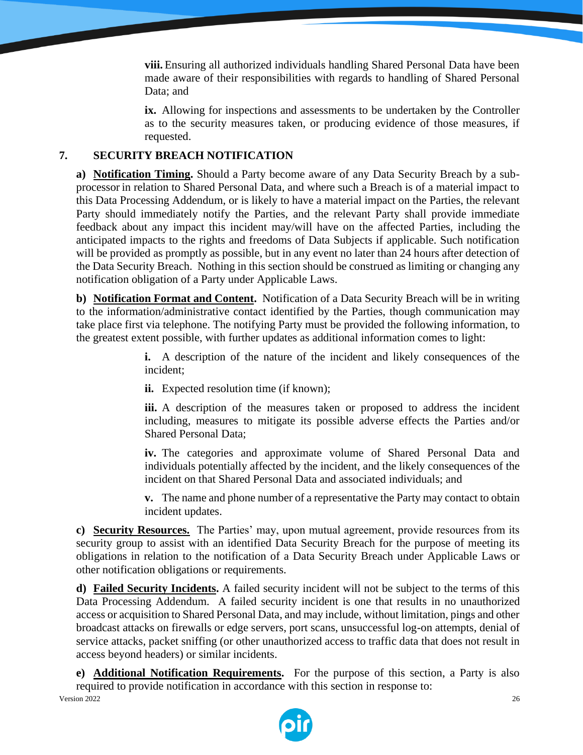**viii.** Ensuring all authorized individuals handling Shared Personal Data have been made aware of their responsibilities with regards to handling of Shared Personal Data; and

**ix.** Allowing for inspections and assessments to be undertaken by the Controller as to the security measures taken, or producing evidence of those measures, if requested.

## 7. SECURITY BREACH NOTIFICATION

**a) <u>Notification Timing</u>.** Should a Party become aware of any Data Security Breach by a sub-processor in relation to Shared Personal Data, and where such a Breach is of a material impact to this Data Processing Addendum, or is likely to have a material impact on the Parties, the relevant Party should immediately notify the Parties, and the relevant Party shall provide immediate feedback about any impact this incident may/will have on the affected Parties, including the anticipated impacts to the rights and freedoms of Data Subjects if applicable. Such notification will be provided as promptly as possible, but in any event no later than 24 hours after detection of the Data Security Breach. Nothing in this section should be construed as limiting or changing any notification obligation of a Party under Applicable Laws.

**b) <u>Notification Format and Content</u>.** Notification of a Data Security Breach will be in writing to the information/administrative contact identified by the Parties, though communication may take place first via telephone. The notifying Party must be provided the following information, to the greatest extent possible, with further updates as additional information comes to light:

**i.** A description of the nature of the incident and likely consequences of the incident;

**ii.** Expected resolution time (if known);

**iii.** A description of the measures taken or proposed to address the incident including, measures to mitigate its possible adverse effects the Parties and/or Shared Personal Data;

**iv.** The categories and approximate volume of Shared Personal Data and individuals potentially affected by the incident, and the likely consequences of the incident on that Shared Personal Data and associated individuals; and

**v.** The name and phone number of a representative the Party may contact to obtain incident updates.

**c) <u>Security Resources.</u>** The Parties' may, upon mutual agreement, provide resources from its security group to assist with an identified Data Security Breach for the purpose of meeting its obligations in relation to the notification of a Data Security Breach under Applicable Laws or other notification obligations or requirements.

**d) <u>Failed Security Incidents</u>.** A failed security incident will not be subject to the terms of this Data Processing Addendum. A failed security incident is one that results in no unauthorized access or acquisition to Shared Personal Data, and may include, without limitation, pings and other broadcast attacks on firewalls or edge servers, port scans, unsuccessful log-on attempts, denial of service attacks, packet sniffing (or other unauthorized access to traffic data that does not result in access beyond headers) or similar incidents.

**e) <u>Additional Notification Requirements</u>.** For the purpose of this section, a Party is also required to provide notification in accordance with this section in response to: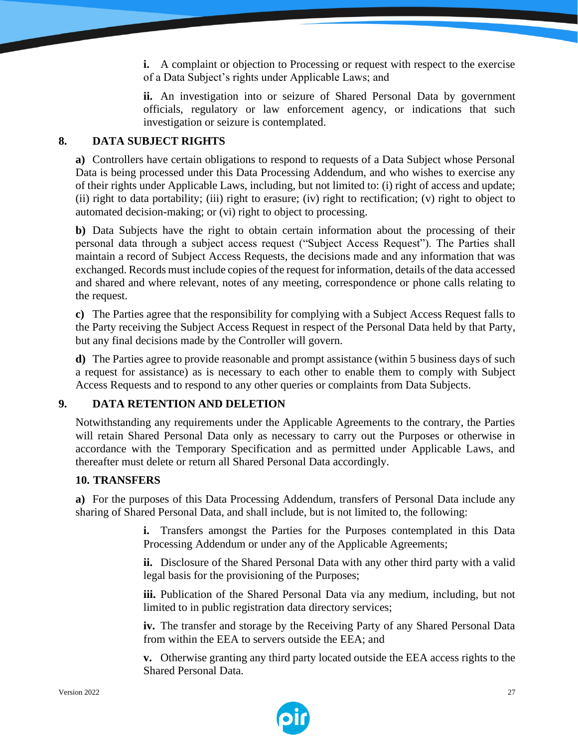**i.** A complaint or objection to Processing or request with respect to the exercise of a Data Subject's rights under Applicable Laws; and

**ii.** An investigation into or seizure of Shared Personal Data by government officials, regulatory or law enforcement agency, or indications that such investigation or seizure is contemplated.

## 8. DATA SUBJECT RIGHTS

**a)** Controllers have certain obligations to respond to requests of a Data Subject whose Personal Data is being processed under this Data Processing Addendum, and who wishes to exercise any of their rights under Applicable Laws, including, but not limited to: (i) right of access and update; (ii) right to data portability; (iii) right to erasure; (iv) right to rectification; (v) right to object to automated decision-making; or (vi) right to object to processing.

**b)** Data Subjects have the right to obtain certain information about the processing of their personal data through a subject access request ("Subject Access Request"). The Parties shall maintain a record of Subject Access Requests, the decisions made and any information that was exchanged. Records must include copies of the request for information, details of the data accessed and shared and where relevant, notes of any meeting, correspondence or phone calls relating to the request.

**c)** The Parties agree that the responsibility for complying with a Subject Access Request falls to the Party receiving the Subject Access Request in respect of the Personal Data held by that Party, but any final decisions made by the Controller will govern.

**d)** The Parties agree to provide reasonable and prompt assistance (within 5 business days of such a request for assistance) as is necessary to each other to enable them to comply with Subject Access Requests and to respond to any other queries or complaints from Data Subjects.

## 9. DATA RETENTION AND DELETION

Notwithstanding any requirements under the Applicable Agreements to the contrary, the Parties will retain Shared Personal Data only as necessary to carry out the Purposes or otherwise in accordance with the Temporary Specification and as permitted under Applicable Laws, and thereafter must delete or return all Shared Personal Data accordingly.

## 10. TRANSFERS

**a)** For the purposes of this Data Processing Addendum, transfers of Personal Data include any sharing of Shared Personal Data, and shall include, but is not limited to, the following:

**i.** Transfers amongst the Parties for the Purposes contemplated in this Data Processing Addendum or under any of the Applicable Agreements;

**ii.** Disclosure of the Shared Personal Data with any other third party with a valid legal basis for the provisioning of the Purposes;

**iii.** Publication of the Shared Personal Data via any medium, including, but not limited to in public registration data directory services;

**iv.** The transfer and storage by the Receiving Party of any Shared Personal Data from within the EEA to servers outside the EEA; and

**v.** Otherwise granting any third party located outside the EEA access rights to the Shared Personal Data.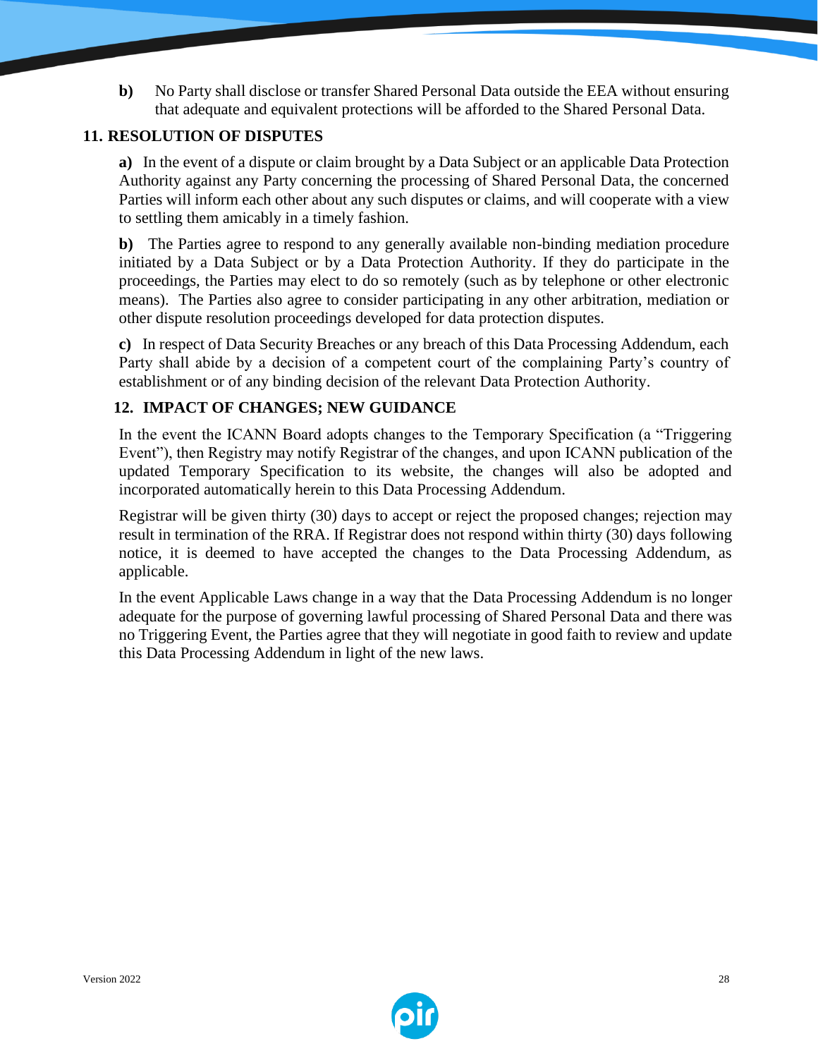**b)** No Party shall disclose or transfer Shared Personal Data outside the EEA without ensuring that adequate and equivalent protections will be afforded to the Shared Personal Data.

## 11. RESOLUTION OF DISPUTES

**a)** In the event of a dispute or claim brought by a Data Subject or an applicable Data Protection Authority against any Party concerning the processing of Shared Personal Data, the concerned Parties will inform each other about any such disputes or claims, and will cooperate with a view to settling them amicably in a timely fashion.

**b)** The Parties agree to respond to any generally available non-binding mediation procedure initiated by a Data Subject or by a Data Protection Authority. If they do participate in the proceedings, the Parties may elect to do so remotely (such as by telephone or other electronic means). The Parties also agree to consider participating in any other arbitration, mediation or other dispute resolution proceedings developed for data protection disputes.

**c)** In respect of Data Security Breaches or any breach of this Data Processing Addendum, each Party shall abide by a decision of a competent court of the complaining Party's country of establishment or of any binding decision of the relevant Data Protection Authority.

## 12. IMPACT OF CHANGES; NEW GUIDANCE

In the event the ICANN Board adopts changes to the Temporary Specification (a "Triggering Event"), then Registry may notify Registrar of the changes, and upon ICANN publication of the updated Temporary Specification to its website, the changes will also be adopted and incorporated automatically herein to this Data Processing Addendum.

Registrar will be given thirty (30) days to accept or reject the proposed changes; rejection may result in termination of the RRA. If Registrar does not respond within thirty (30) days following notice, it is deemed to have accepted the changes to the Data Processing Addendum, as applicable.

In the event Applicable Laws change in a way that the Data Processing Addendum is no longer adequate for the purpose of governing lawful processing of Shared Personal Data and there was no Triggering Event, the Parties agree that they will negotiate in good faith to review and update this Data Processing Addendum in light of the new laws.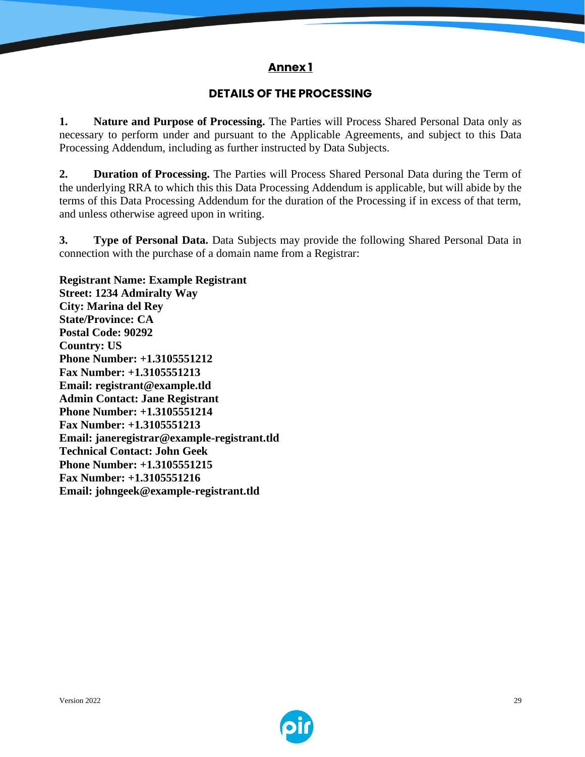# Annex 1

## DETAILS OF THE PROCESSING

**1. Nature and Purpose of Processing.** The Parties will Process Shared Personal Data only as necessary to perform under and pursuant to the Applicable Agreements, and subject to this Data Processing Addendum, including as further instructed by Data Subjects.

**2. Duration of Processing.** The Parties will Process Shared Personal Data during the Term of the underlying RRA to which this this Data Processing Addendum is applicable, but will abide by the terms of this Data Processing Addendum for the duration of the Processing if in excess of that term, and unless otherwise agreed upon in writing.

**3. Type of Personal Data.** Data Subjects may provide the following Shared Personal Data in connection with the purchase of a domain name from a Registrar:

**Registrant Name: Example Registrant**
**Street: 1234 Admiralty Way**
**City: Marina del Rey**
**State/Province: CA**
**Postal Code: 90292**
**Country: US**
**Phone Number: +1.3105551212**
**Fax Number: +1.3105551213**
**Email: registrant@example.tld**
**Admin Contact: Jane Registrant**
**Phone Number: +1.3105551214**
**Fax Number: +1.3105551213**
**Email: janeregistrar@example-registrant.tld**
**Technical Contact: John Geek**
**Phone Number: +1.3105551215**
**Fax Number: +1.3105551216**
**Email: johngeek@example-registrant.tld**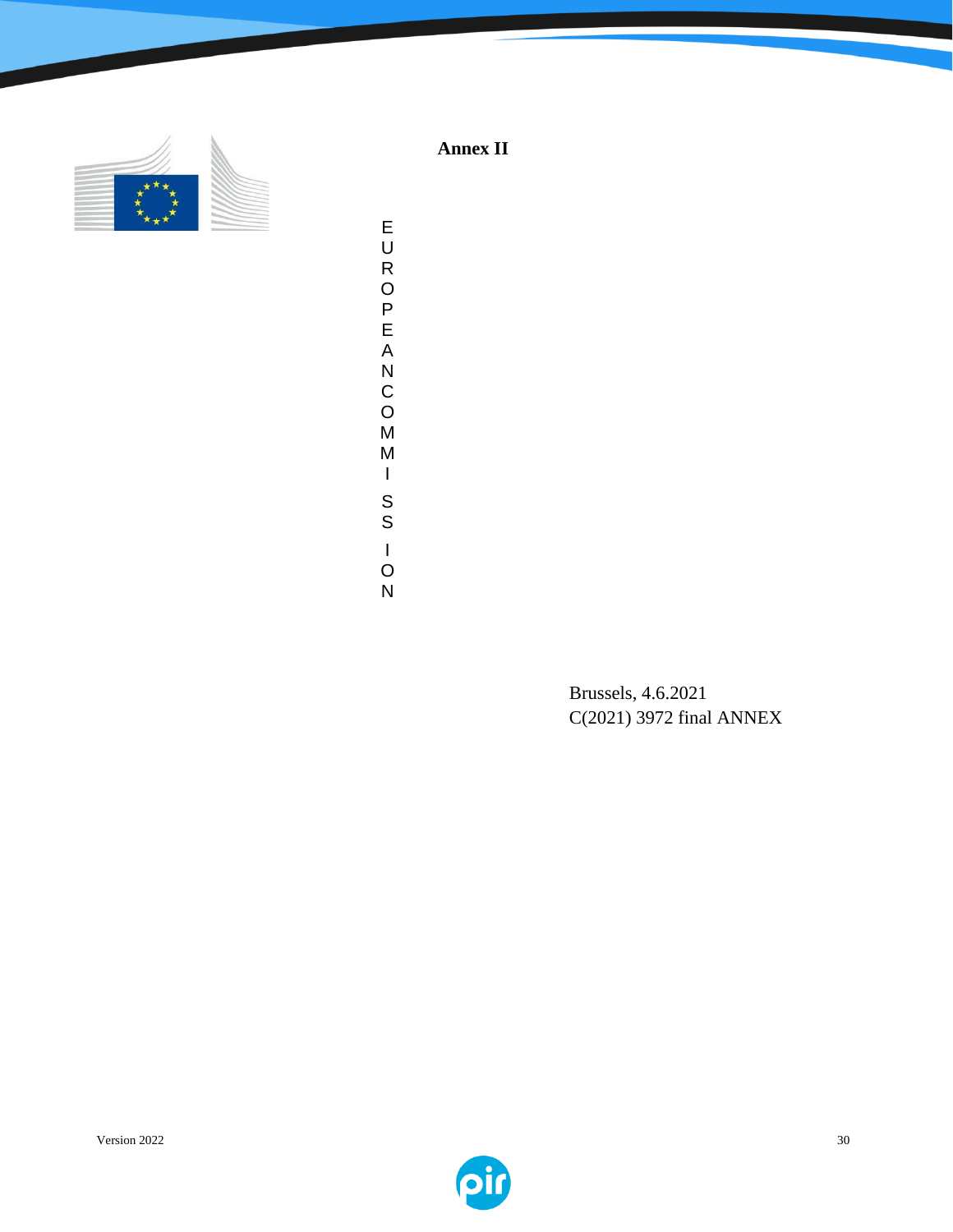**Annex II**

EUROPEAN COMMISSION

Brussels, 4.6.2021
C(2021) 3972 final ANNEX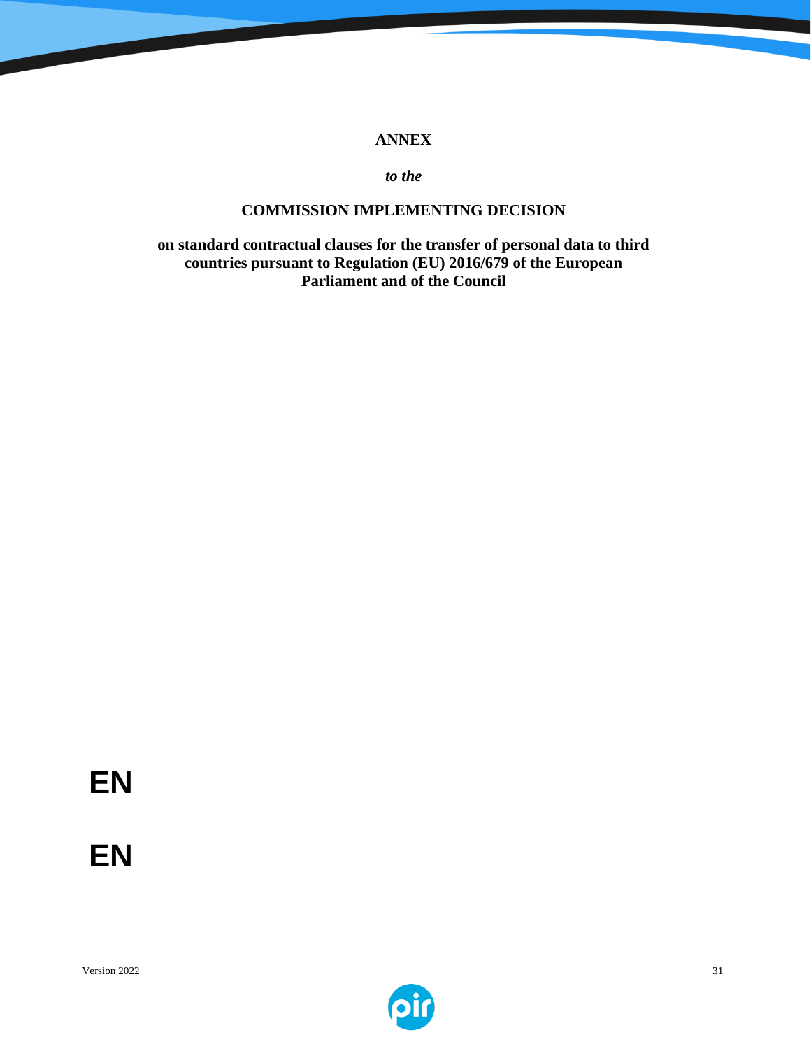**ANNEX**

***to the***

**COMMISSION IMPLEMENTING DECISION**

**on standard contractual clauses for the transfer of personal data to third countries pursuant to Regulation (EU) 2016/679 of the European Parliament and of the Council**

**EN**

**EN**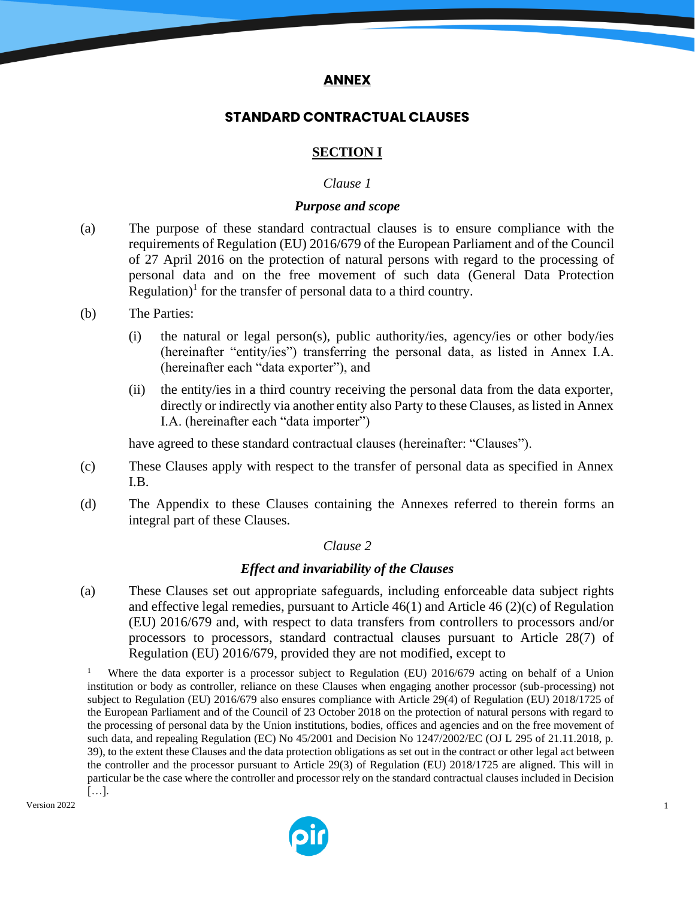# ANNEX

## STANDARD CONTRACTUAL CLAUSES

## SECTION I

*Clause 1*

***Purpose and scope***

(a) The purpose of these standard contractual clauses is to ensure compliance with the requirements of Regulation (EU) 2016/679 of the European Parliament and of the Council of 27 April 2016 on the protection of natural persons with regard to the processing of personal data and on the free movement of such data (General Data Protection Regulation)[1] for the transfer of personal data to a third country.

(b) The Parties:

(i) the natural or legal person(s), public authority/ies, agency/ies or other body/ies (hereinafter "entity/ies") transferring the personal data, as listed in Annex I.A. (hereinafter each "data exporter"), and

(ii) the entity/ies in a third country receiving the personal data from the data exporter, directly or indirectly via another entity also Party to these Clauses, as listed in Annex I.A. (hereinafter each "data importer")

have agreed to these standard contractual clauses (hereinafter: "Clauses").

(c) These Clauses apply with respect to the transfer of personal data as specified in Annex I.B.

(d) The Appendix to these Clauses containing the Annexes referred to therein forms an integral part of these Clauses.

*Clause 2*

***Effect and invariability of the Clauses***

(a) These Clauses set out appropriate safeguards, including enforceable data subject rights and effective legal remedies, pursuant to Article 46(1) and Article 46 (2)(c) of Regulation (EU) 2016/679 and, with respect to data transfers from controllers to processors and/or processors to processors, standard contractual clauses pursuant to Article 28(7) of Regulation (EU) 2016/679, provided they are not modified, except to

[1] Where the data exporter is a processor subject to Regulation (EU) 2016/679 acting on behalf of a Union institution or body as controller, reliance on these Clauses when engaging another processor (sub-processing) not subject to Regulation (EU) 2016/679 also ensures compliance with Article 29(4) of Regulation (EU) 2018/1725 of the European Parliament and of the Council of 23 October 2018 on the protection of natural persons with regard to the processing of personal data by the Union institutions, bodies, offices and agencies and on the free movement of such data, and repealing Regulation (EC) No 45/2001 and Decision No 1247/2002/EC (OJ L 295 of 21.11.2018, p. 39), to the extent these Clauses and the data protection obligations as set out in the contract or other legal act between the controller and the processor pursuant to Article 29(3) of Regulation (EU) 2018/1725 are aligned. This will in particular be the case where the controller and processor rely on the standard contractual clauses included in Decision […].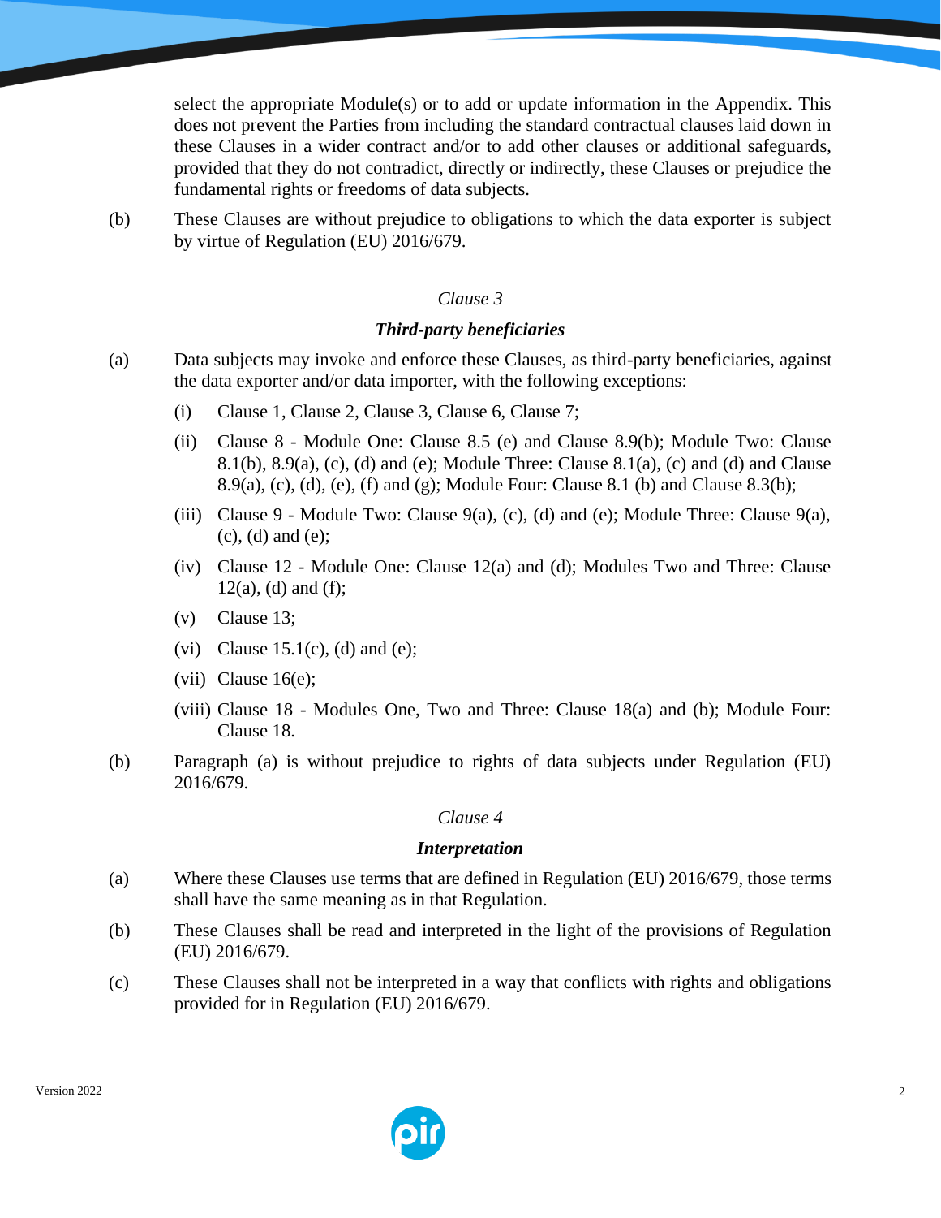select the appropriate Module(s) or to add or update information in the Appendix. This does not prevent the Parties from including the standard contractual clauses laid down in these Clauses in a wider contract and/or to add other clauses or additional safeguards, provided that they do not contradict, directly or indirectly, these Clauses or prejudice the fundamental rights or freedoms of data subjects.

(b) These Clauses are without prejudice to obligations to which the data exporter is subject by virtue of Regulation (EU) 2016/679.

*Clause 3*

***Third-party beneficiaries***

(a) Data subjects may invoke and enforce these Clauses, as third-party beneficiaries, against the data exporter and/or data importer, with the following exceptions:

   (i) Clause 1, Clause 2, Clause 3, Clause 6, Clause 7;

   (ii) Clause 8 - Module One: Clause 8.5 (e) and Clause 8.9(b); Module Two: Clause 8.1(b), 8.9(a), (c), (d) and (e); Module Three: Clause 8.1(a), (c) and (d) and Clause 8.9(a), (c), (d), (e), (f) and (g); Module Four: Clause 8.1 (b) and Clause 8.3(b);

   (iii) Clause 9 - Module Two: Clause 9(a), (c), (d) and (e); Module Three: Clause 9(a), (c), (d) and (e);

   (iv) Clause 12 - Module One: Clause 12(a) and (d); Modules Two and Three: Clause 12(a), (d) and (f);

   (v) Clause 13;

   (vi) Clause 15.1(c), (d) and (e);

   (vii) Clause 16(e);

   (viii) Clause 18 - Modules One, Two and Three: Clause 18(a) and (b); Module Four: Clause 18.

(b) Paragraph (a) is without prejudice to rights of data subjects under Regulation (EU) 2016/679.

*Clause 4*

***Interpretation***

(a) Where these Clauses use terms that are defined in Regulation (EU) 2016/679, those terms shall have the same meaning as in that Regulation.

(b) These Clauses shall be read and interpreted in the light of the provisions of Regulation (EU) 2016/679.

(c) These Clauses shall not be interpreted in a way that conflicts with rights and obligations provided for in Regulation (EU) 2016/679.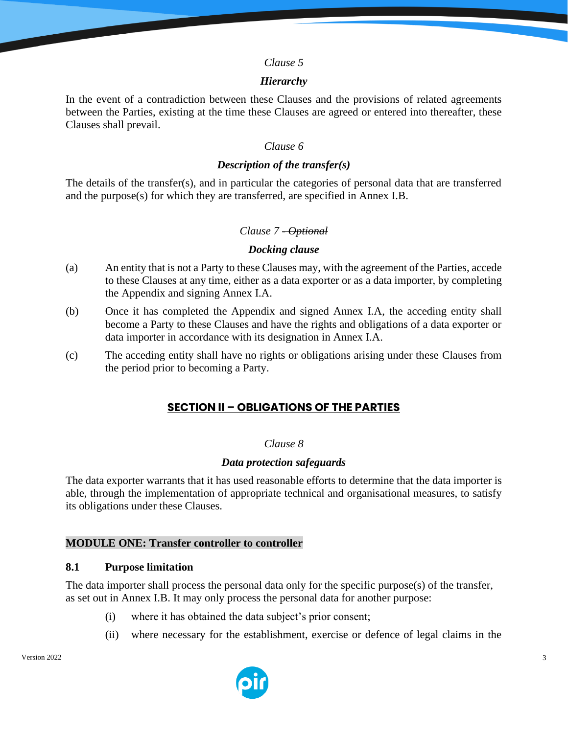*Clause 5*

***Hierarchy***

In the event of a contradiction between these Clauses and the provisions of related agreements between the Parties, existing at the time these Clauses are agreed or entered into thereafter, these Clauses shall prevail.

*Clause 6*

***Description of the transfer(s)***

The details of the transfer(s), and in particular the categories of personal data that are transferred and the purpose(s) for which they are transferred, are specified in Annex I.B.

*Clause 7 ~~– Optional~~*

***Docking clause***

(a) An entity that is not a Party to these Clauses may, with the agreement of the Parties, accede to these Clauses at any time, either as a data exporter or as a data importer, by completing the Appendix and signing Annex I.A.

(b) Once it has completed the Appendix and signed Annex I.A, the acceding entity shall become a Party to these Clauses and have the rights and obligations of a data exporter or data importer in accordance with its designation in Annex I.A.

(c) The acceding entity shall have no rights or obligations arising under these Clauses from the period prior to becoming a Party.

## SECTION II – OBLIGATIONS OF THE PARTIES

*Clause 8*

***Data protection safeguards***

The data exporter warrants that it has used reasonable efforts to determine that the data importer is able, through the implementation of appropriate technical and organisational measures, to satisfy its obligations under these Clauses.

**MODULE ONE: Transfer controller to controller**

### 8.1 Purpose limitation

The data importer shall process the personal data only for the specific purpose(s) of the transfer, as set out in Annex I.B. It may only process the personal data for another purpose:

(i) where it has obtained the data subject's prior consent;

(ii) where necessary for the establishment, exercise or defence of legal claims in the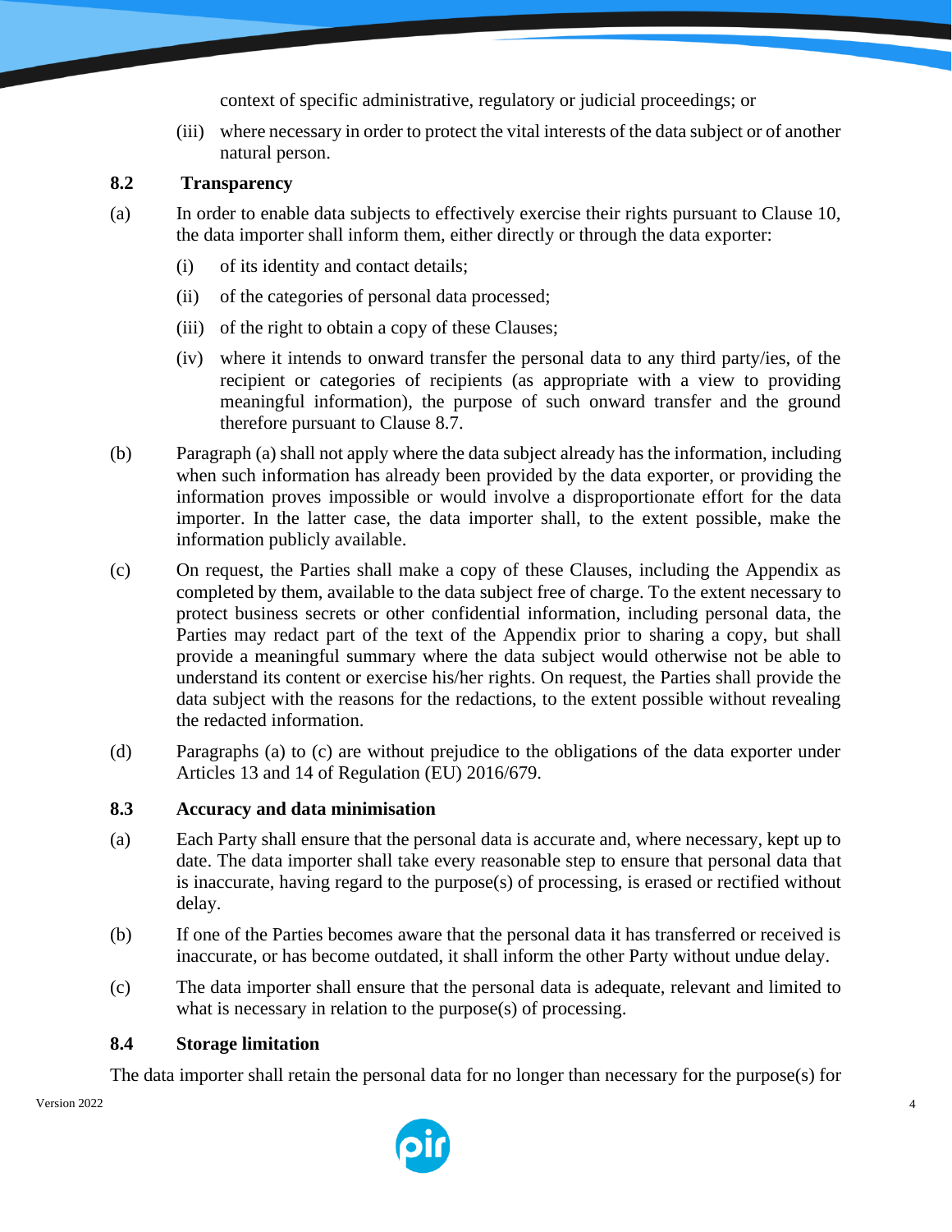context of specific administrative, regulatory or judicial proceedings; or

(iii) where necessary in order to protect the vital interests of the data subject or of another natural person.

**8.2 Transparency**

(a) In order to enable data subjects to effectively exercise their rights pursuant to Clause 10, the data importer shall inform them, either directly or through the data exporter:

(i) of its identity and contact details;

(ii) of the categories of personal data processed;

(iii) of the right to obtain a copy of these Clauses;

(iv) where it intends to onward transfer the personal data to any third party/ies, of the recipient or categories of recipients (as appropriate with a view to providing meaningful information), the purpose of such onward transfer and the ground therefore pursuant to Clause 8.7.

(b) Paragraph (a) shall not apply where the data subject already has the information, including when such information has already been provided by the data exporter, or providing the information proves impossible or would involve a disproportionate effort for the data importer. In the latter case, the data importer shall, to the extent possible, make the information publicly available.

(c) On request, the Parties shall make a copy of these Clauses, including the Appendix as completed by them, available to the data subject free of charge. To the extent necessary to protect business secrets or other confidential information, including personal data, the Parties may redact part of the text of the Appendix prior to sharing a copy, but shall provide a meaningful summary where the data subject would otherwise not be able to understand its content or exercise his/her rights. On request, the Parties shall provide the data subject with the reasons for the redactions, to the extent possible without revealing the redacted information.

(d) Paragraphs (a) to (c) are without prejudice to the obligations of the data exporter under Articles 13 and 14 of Regulation (EU) 2016/679.

**8.3 Accuracy and data minimisation**

(a) Each Party shall ensure that the personal data is accurate and, where necessary, kept up to date. The data importer shall take every reasonable step to ensure that personal data that is inaccurate, having regard to the purpose(s) of processing, is erased or rectified without delay.

(b) If one of the Parties becomes aware that the personal data it has transferred or received is inaccurate, or has become outdated, it shall inform the other Party without undue delay.

(c) The data importer shall ensure that the personal data is adequate, relevant and limited to what is necessary in relation to the purpose(s) of processing.

**8.4 Storage limitation**

The data importer shall retain the personal data for no longer than necessary for the purpose(s) for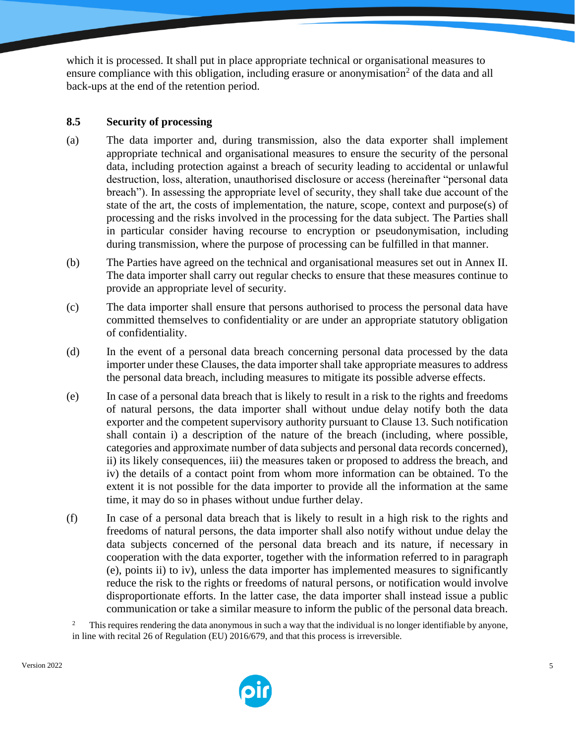which it is processed. It shall put in place appropriate technical or organisational measures to ensure compliance with this obligation, including erasure or anonymisation[2] of the data and all back-ups at the end of the retention period.

### 8.5 Security of processing

(a) The data importer and, during transmission, also the data exporter shall implement appropriate technical and organisational measures to ensure the security of the personal data, including protection against a breach of security leading to accidental or unlawful destruction, loss, alteration, unauthorised disclosure or access (hereinafter "personal data breach"). In assessing the appropriate level of security, they shall take due account of the state of the art, the costs of implementation, the nature, scope, context and purpose(s) of processing and the risks involved in the processing for the data subject. The Parties shall in particular consider having recourse to encryption or pseudonymisation, including during transmission, where the purpose of processing can be fulfilled in that manner.

(b) The Parties have agreed on the technical and organisational measures set out in Annex II. The data importer shall carry out regular checks to ensure that these measures continue to provide an appropriate level of security.

(c) The data importer shall ensure that persons authorised to process the personal data have committed themselves to confidentiality or are under an appropriate statutory obligation of confidentiality.

(d) In the event of a personal data breach concerning personal data processed by the data importer under these Clauses, the data importer shall take appropriate measures to address the personal data breach, including measures to mitigate its possible adverse effects.

(e) In case of a personal data breach that is likely to result in a risk to the rights and freedoms of natural persons, the data importer shall without undue delay notify both the data exporter and the competent supervisory authority pursuant to Clause 13. Such notification shall contain i) a description of the nature of the breach (including, where possible, categories and approximate number of data subjects and personal data records concerned), ii) its likely consequences, iii) the measures taken or proposed to address the breach, and iv) the details of a contact point from whom more information can be obtained. To the extent it is not possible for the data importer to provide all the information at the same time, it may do so in phases without undue further delay.

(f) In case of a personal data breach that is likely to result in a high risk to the rights and freedoms of natural persons, the data importer shall also notify without undue delay the data subjects concerned of the personal data breach and its nature, if necessary in cooperation with the data exporter, together with the information referred to in paragraph (e), points ii) to iv), unless the data importer has implemented measures to significantly reduce the risk to the rights or freedoms of natural persons, or notification would involve disproportionate efforts. In the latter case, the data importer shall instead issue a public communication or take a similar measure to inform the public of the personal data breach.

[2] This requires rendering the data anonymous in such a way that the individual is no longer identifiable by anyone, in line with recital 26 of Regulation (EU) 2016/679, and that this process is irreversible.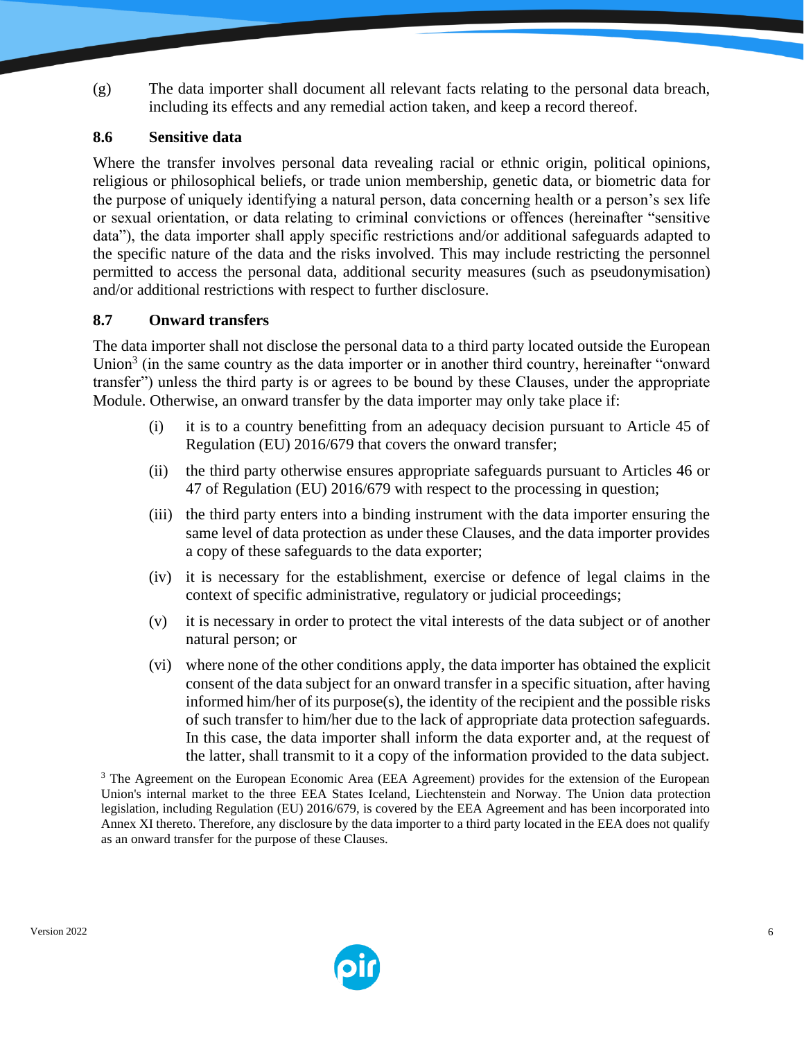(g) The data importer shall document all relevant facts relating to the personal data breach, including its effects and any remedial action taken, and keep a record thereof.

### 8.6 Sensitive data

Where the transfer involves personal data revealing racial or ethnic origin, political opinions, religious or philosophical beliefs, or trade union membership, genetic data, or biometric data for the purpose of uniquely identifying a natural person, data concerning health or a person's sex life or sexual orientation, or data relating to criminal convictions or offences (hereinafter "sensitive data"), the data importer shall apply specific restrictions and/or additional safeguards adapted to the specific nature of the data and the risks involved. This may include restricting the personnel permitted to access the personal data, additional security measures (such as pseudonymisation) and/or additional restrictions with respect to further disclosure.

### 8.7 Onward transfers

The data importer shall not disclose the personal data to a third party located outside the European Union[3] (in the same country as the data importer or in another third country, hereinafter "onward transfer") unless the third party is or agrees to be bound by these Clauses, under the appropriate Module. Otherwise, an onward transfer by the data importer may only take place if:

(i) it is to a country benefitting from an adequacy decision pursuant to Article 45 of Regulation (EU) 2016/679 that covers the onward transfer;

(ii) the third party otherwise ensures appropriate safeguards pursuant to Articles 46 or 47 of Regulation (EU) 2016/679 with respect to the processing in question;

(iii) the third party enters into a binding instrument with the data importer ensuring the same level of data protection as under these Clauses, and the data importer provides a copy of these safeguards to the data exporter;

(iv) it is necessary for the establishment, exercise or defence of legal claims in the context of specific administrative, regulatory or judicial proceedings;

(v) it is necessary in order to protect the vital interests of the data subject or of another natural person; or

(vi) where none of the other conditions apply, the data importer has obtained the explicit consent of the data subject for an onward transfer in a specific situation, after having informed him/her of its purpose(s), the identity of the recipient and the possible risks of such transfer to him/her due to the lack of appropriate data protection safeguards. In this case, the data importer shall inform the data exporter and, at the request of the latter, shall transmit to it a copy of the information provided to the data subject.

[3] The Agreement on the European Economic Area (EEA Agreement) provides for the extension of the European Union's internal market to the three EEA States Iceland, Liechtenstein and Norway. The Union data protection legislation, including Regulation (EU) 2016/679, is covered by the EEA Agreement and has been incorporated into Annex XI thereto. Therefore, any disclosure by the data importer to a third party located in the EEA does not qualify as an onward transfer for the purpose of these Clauses.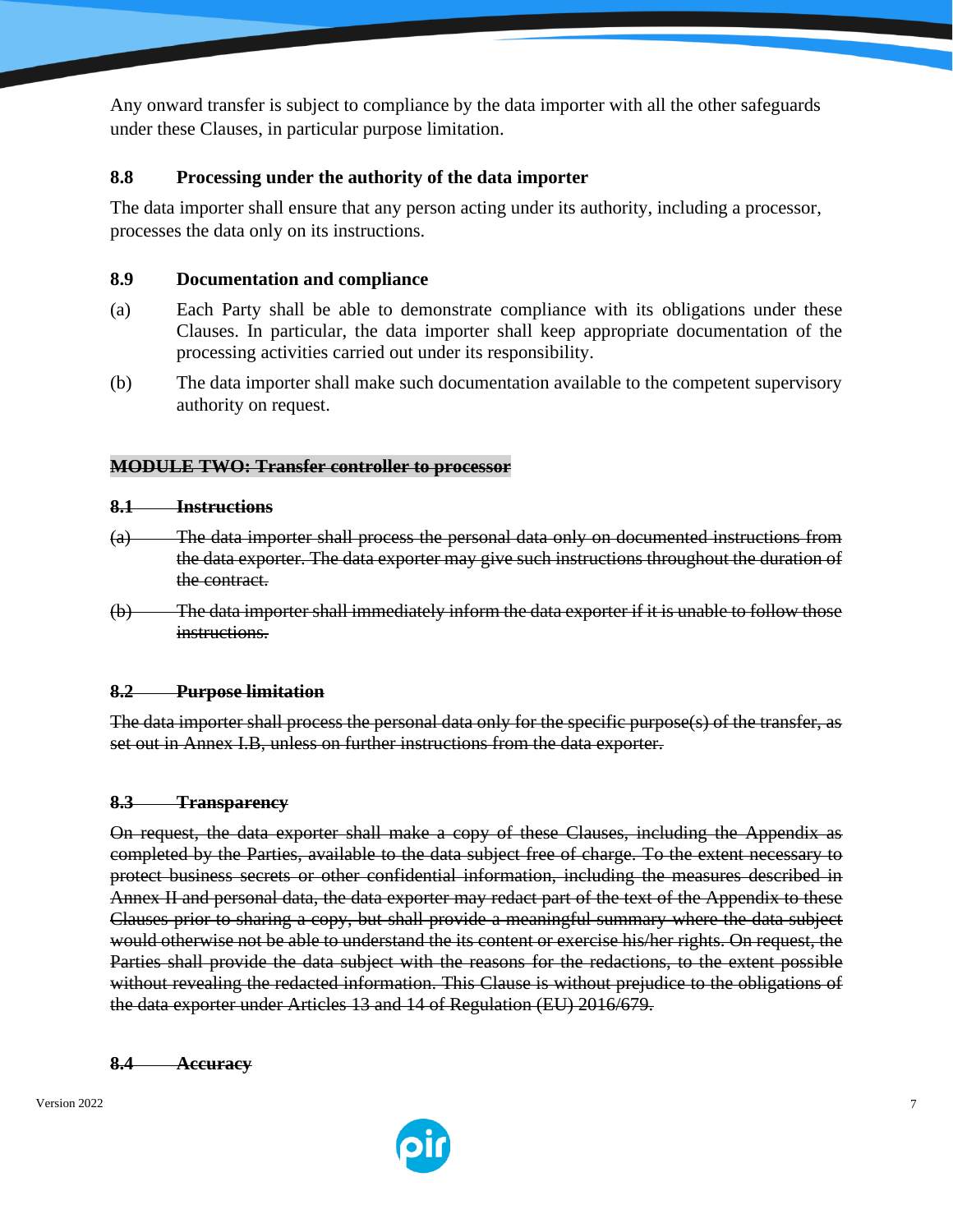Any onward transfer is subject to compliance by the data importer with all the other safeguards under these Clauses, in particular purpose limitation.

### 8.8 Processing under the authority of the data importer

The data importer shall ensure that any person acting under its authority, including a processor, processes the data only on its instructions.

### 8.9 Documentation and compliance

(a) Each Party shall be able to demonstrate compliance with its obligations under these Clauses. In particular, the data importer shall keep appropriate documentation of the processing activities carried out under its responsibility.

(b) The data importer shall make such documentation available to the competent supervisory authority on request.

**~~MODULE TWO: Transfer controller to processor~~**

### ~~8.1 Instructions~~

~~(a) The data importer shall process the personal data only on documented instructions from the data exporter. The data exporter may give such instructions throughout the duration of the contract.~~

~~(b) The data importer shall immediately inform the data exporter if it is unable to follow those instructions.~~

### ~~8.2 Purpose limitation~~

~~The data importer shall process the personal data only for the specific purpose(s) of the transfer, as set out in Annex I.B, unless on further instructions from the data exporter.~~

### ~~8.3 Transparency~~

~~On request, the data exporter shall make a copy of these Clauses, including the Appendix as completed by the Parties, available to the data subject free of charge. To the extent necessary to protect business secrets or other confidential information, including the measures described in Annex II and personal data, the data exporter may redact part of the text of the Appendix to these Clauses prior to sharing a copy, but shall provide a meaningful summary where the data subject would otherwise not be able to understand the its content or exercise his/her rights. On request, the Parties shall provide the data subject with the reasons for the redactions, to the extent possible without revealing the redacted information. This Clause is without prejudice to the obligations of the data exporter under Articles 13 and 14 of Regulation (EU) 2016/679.~~

### ~~8.4 Accuracy~~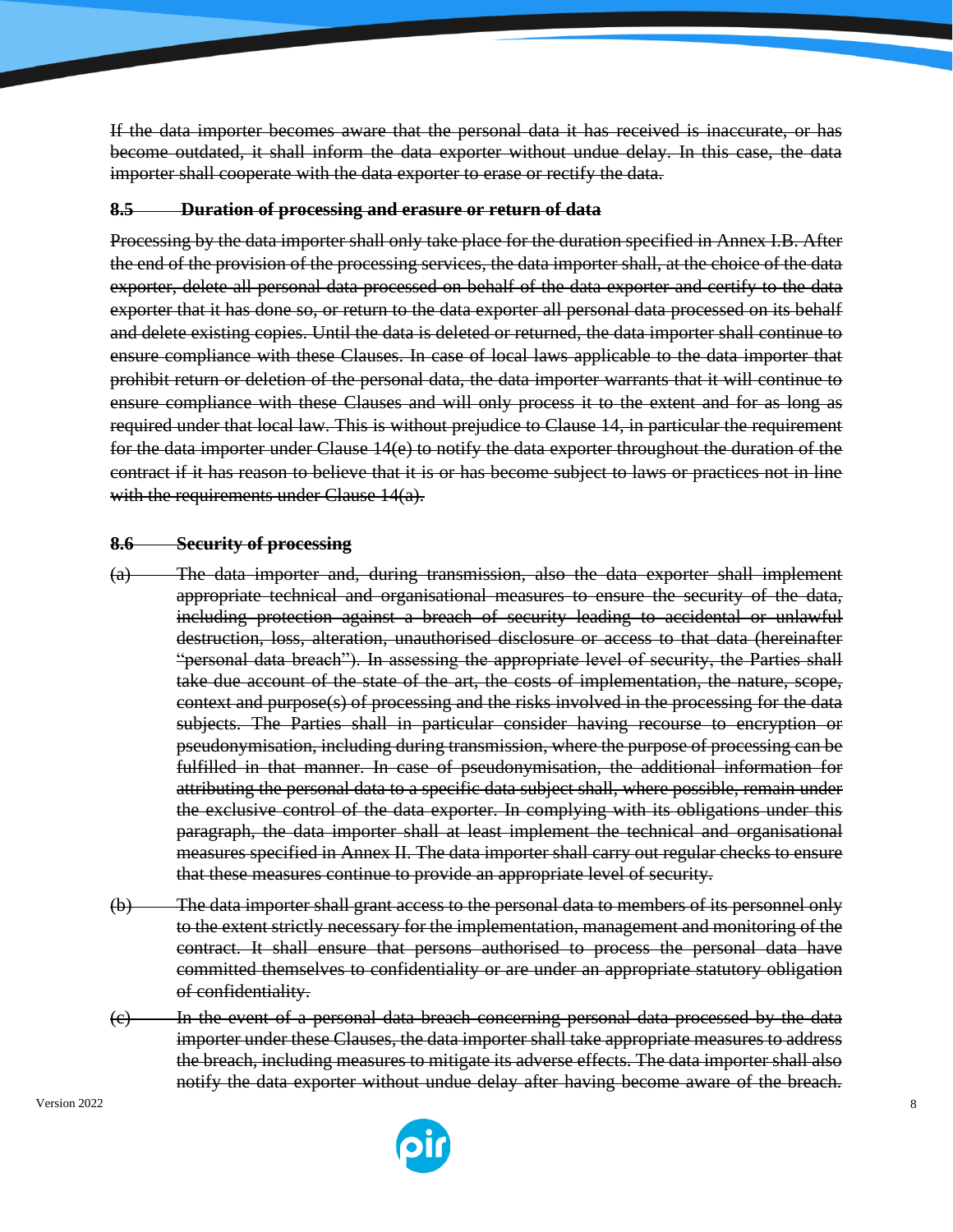~~If the data importer becomes aware that the personal data it has received is inaccurate, or has become outdated, it shall inform the data exporter without undue delay. In this case, the data importer shall cooperate with the data exporter to erase or rectify the data.~~

### ~~8.5 Duration of processing and erasure or return of data~~

~~Processing by the data importer shall only take place for the duration specified in Annex I.B. After the end of the provision of the processing services, the data importer shall, at the choice of the data exporter, delete all personal data processed on behalf of the data exporter and certify to the data exporter that it has done so, or return to the data exporter all personal data processed on its behalf and delete existing copies. Until the data is deleted or returned, the data importer shall continue to ensure compliance with these Clauses. In case of local laws applicable to the data importer that prohibit return or deletion of the personal data, the data importer warrants that it will continue to ensure compliance with these Clauses and will only process it to the extent and for as long as required under that local law. This is without prejudice to Clause 14, in particular the requirement for the data importer under Clause 14(e) to notify the data exporter throughout the duration of the contract if it has reason to believe that it is or has become subject to laws or practices not in line with the requirements under Clause 14(a).~~

### ~~8.6 Security of processing~~

~~(a) The data importer and, during transmission, also the data exporter shall implement appropriate technical and organisational measures to ensure the security of the data, including protection against a breach of security leading to accidental or unlawful destruction, loss, alteration, unauthorised disclosure or access to that data (hereinafter "personal data breach"). In assessing the appropriate level of security, the Parties shall take due account of the state of the art, the costs of implementation, the nature, scope, context and purpose(s) of processing and the risks involved in the processing for the data subjects. The Parties shall in particular consider having recourse to encryption or pseudonymisation, including during transmission, where the purpose of processing can be fulfilled in that manner. In case of pseudonymisation, the additional information for attributing the personal data to a specific data subject shall, where possible, remain under the exclusive control of the data exporter. In complying with its obligations under this paragraph, the data importer shall at least implement the technical and organisational measures specified in Annex II. The data importer shall carry out regular checks to ensure that these measures continue to provide an appropriate level of security.~~

~~(b) The data importer shall grant access to the personal data to members of its personnel only to the extent strictly necessary for the implementation, management and monitoring of the contract. It shall ensure that persons authorised to process the personal data have committed themselves to confidentiality or are under an appropriate statutory obligation of confidentiality.~~

~~(c) In the event of a personal data breach concerning personal data processed by the data importer under these Clauses, the data importer shall take appropriate measures to address the breach, including measures to mitigate its adverse effects. The data importer shall also notify the data exporter without undue delay after having become aware of the breach.~~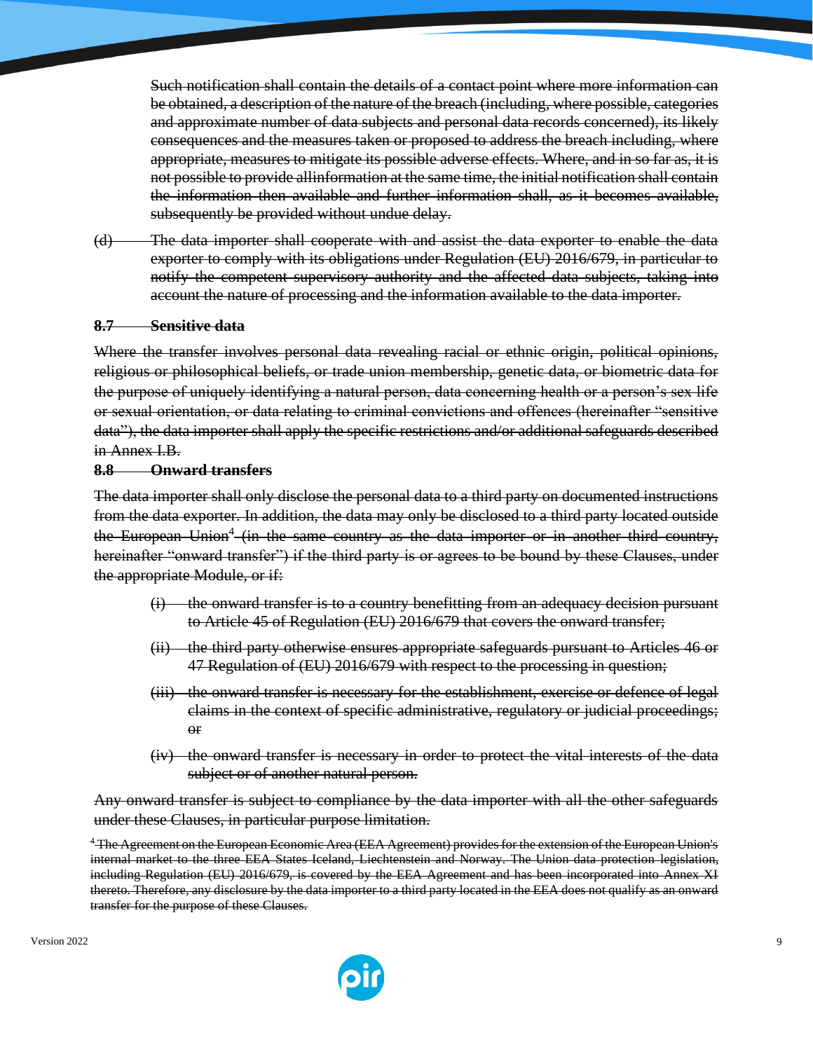Such notification shall contain the details of a contact point where more information can be obtained, a description of the nature of the breach (including, where possible, categories and approximate number of data subjects and personal data records concerned), its likely consequences and the measures taken or proposed to address the breach including, where appropriate, measures to mitigate its possible adverse effects. Where, and in so far as, it is not possible to provide allinformation at the same time, the initial notification shall contain the information then available and further information shall, as it becomes available, subsequently be provided without undue delay.

(d) The data importer shall cooperate with and assist the data exporter to enable the data exporter to comply with its obligations under Regulation (EU) 2016/679, in particular to notify the competent supervisory authority and the affected data subjects, taking into account the nature of processing and the information available to the data importer.

**8.7 Sensitive data**

Where the transfer involves personal data revealing racial or ethnic origin, political opinions, religious or philosophical beliefs, or trade union membership, genetic data, or biometric data for the purpose of uniquely identifying a natural person, data concerning health or a person's sex life or sexual orientation, or data relating to criminal convictions and offences (hereinafter "sensitive data"), the data importer shall apply the specific restrictions and/or additional safeguards described in Annex I.B.

**8.8 Onward transfers**

The data importer shall only disclose the personal data to a third party on documented instructions from the data exporter. In addition, the data may only be disclosed to a third party located outside the European Union[4] (in the same country as the data importer or in another third country, hereinafter "onward transfer") if the third party is or agrees to be bound by these Clauses, under the appropriate Module, or if:

(i) the onward transfer is to a country benefitting from an adequacy decision pursuant to Article 45 of Regulation (EU) 2016/679 that covers the onward transfer;

(ii) the third party otherwise ensures appropriate safeguards pursuant to Articles 46 or 47 Regulation of (EU) 2016/679 with respect to the processing in question;

(iii) the onward transfer is necessary for the establishment, exercise or defence of legal claims in the context of specific administrative, regulatory or judicial proceedings; or

(iv) the onward transfer is necessary in order to protect the vital interests of the data subject or of another natural person.

Any onward transfer is subject to compliance by the data importer with all the other safeguards under these Clauses, in particular purpose limitation.

[4] The Agreement on the European Economic Area (EEA Agreement) provides for the extension of the European Union's internal market to the three EEA States Iceland, Liechtenstein and Norway. The Union data protection legislation, including Regulation (EU) 2016/679, is covered by the EEA Agreement and has been incorporated into Annex XI thereto. Therefore, any disclosure by the data importer to a third party located in the EEA does not qualify as an onward transfer for the purpose of these Clauses.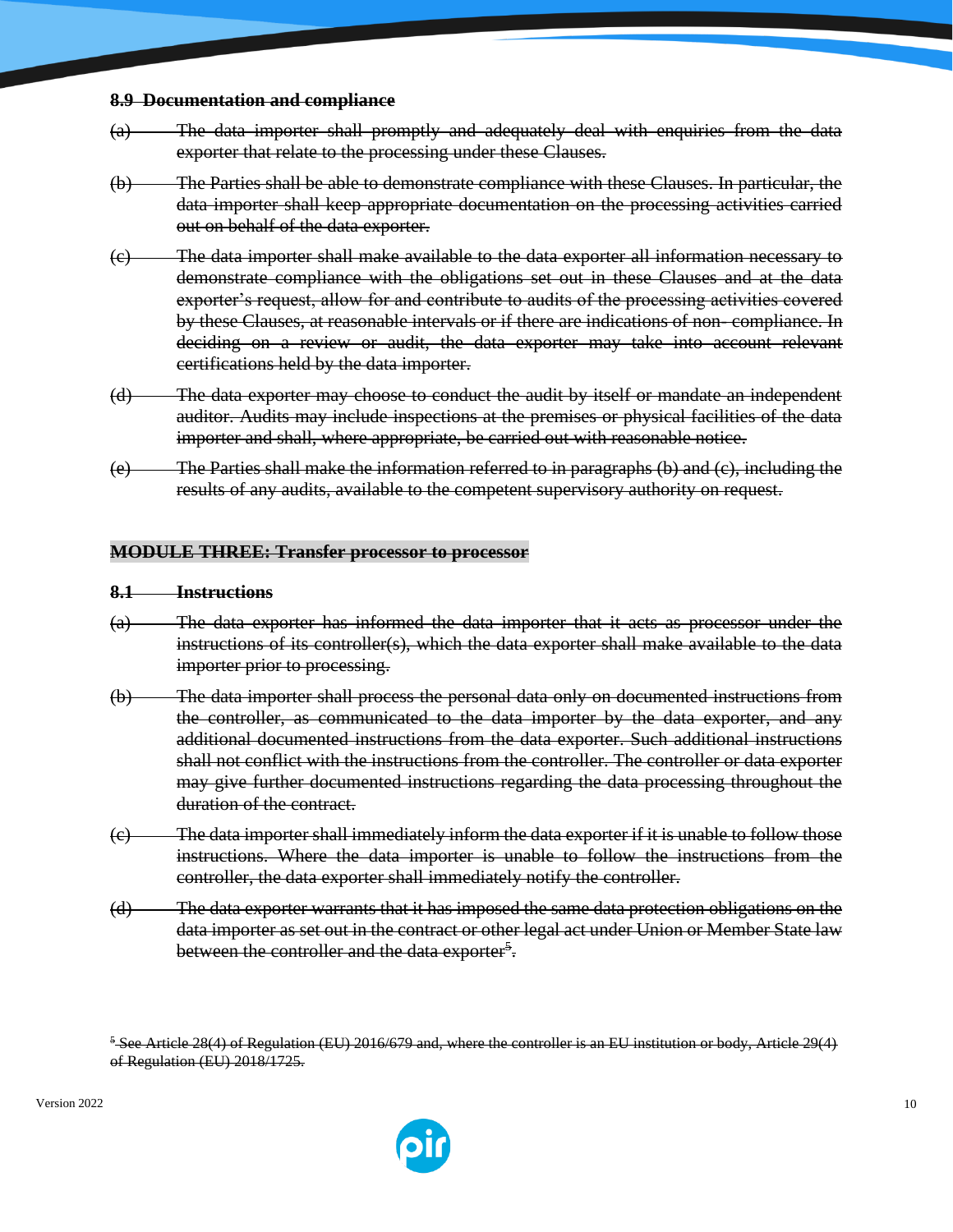~~**8.9 Documentation and compliance**~~

~~(a) The data importer shall promptly and adequately deal with enquiries from the data exporter that relate to the processing under these Clauses.~~

~~(b) The Parties shall be able to demonstrate compliance with these Clauses. In particular, the data importer shall keep appropriate documentation on the processing activities carried out on behalf of the data exporter.~~

~~(c) The data importer shall make available to the data exporter all information necessary to demonstrate compliance with the obligations set out in these Clauses and at the data exporter's request, allow for and contribute to audits of the processing activities covered by these Clauses, at reasonable intervals or if there are indications of non- compliance. In deciding on a review or audit, the data exporter may take into account relevant certifications held by the data importer.~~

~~(d) The data exporter may choose to conduct the audit by itself or mandate an independent auditor. Audits may include inspections at the premises or physical facilities of the data importer and shall, where appropriate, be carried out with reasonable notice.~~

~~(e) The Parties shall make the information referred to in paragraphs (b) and (c), including the results of any audits, available to the competent supervisory authority on request.~~

~~**MODULE THREE: Transfer processor to processor**~~

~~**8.1 Instructions**~~

~~(a) The data exporter has informed the data importer that it acts as processor under the instructions of its controller(s), which the data exporter shall make available to the data importer prior to processing.~~

~~(b) The data importer shall process the personal data only on documented instructions from the controller, as communicated to the data importer by the data exporter, and any additional documented instructions from the data exporter. Such additional instructions shall not conflict with the instructions from the controller. The controller or data exporter may give further documented instructions regarding the data processing throughout the duration of the contract.~~

~~(c) The data importer shall immediately inform the data exporter if it is unable to follow those instructions. Where the data importer is unable to follow the instructions from the controller, the data exporter shall immediately notify the controller.~~

~~(d) The data exporter warrants that it has imposed the same data protection obligations on the data importer as set out in the contract or other legal act under Union or Member State law between the controller and the data exporter[5].~~

~~[5] See Article 28(4) of Regulation (EU) 2016/679 and, where the controller is an EU institution or body, Article 29(4) of Regulation (EU) 2018/1725.~~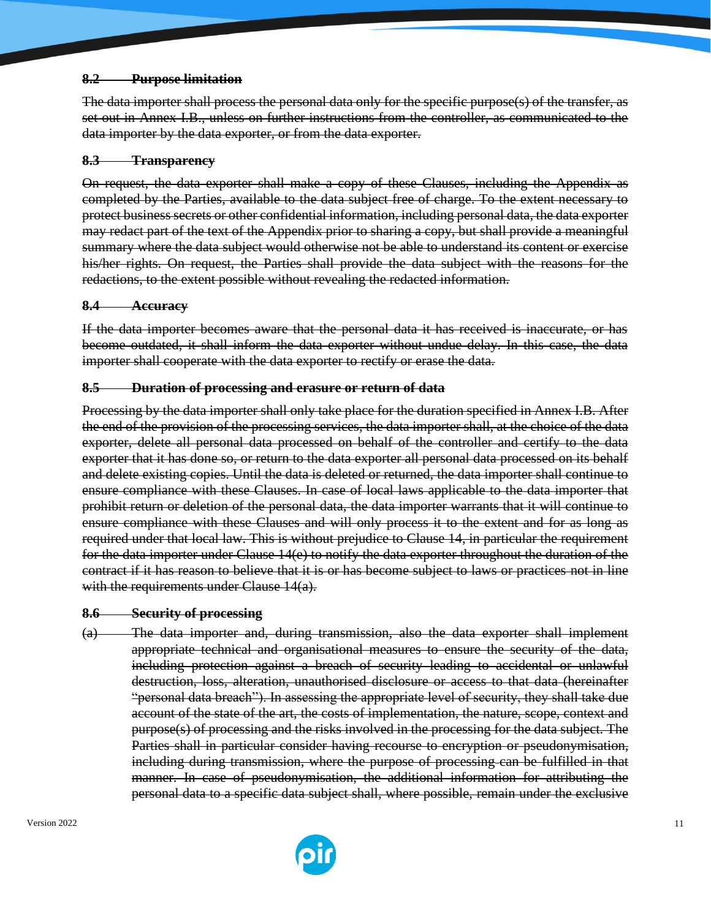### ~~8.2 Purpose limitation~~

~~The data importer shall process the personal data only for the specific purpose(s) of the transfer, as set out in Annex I.B., unless on further instructions from the controller, as communicated to the data importer by the data exporter, or from the data exporter.~~

### ~~8.3 Transparency~~

~~On request, the data exporter shall make a copy of these Clauses, including the Appendix as completed by the Parties, available to the data subject free of charge. To the extent necessary to protect business secrets or other confidential information, including personal data, the data exporter may redact part of the text of the Appendix prior to sharing a copy, but shall provide a meaningful summary where the data subject would otherwise not be able to understand its content or exercise his/her rights. On request, the Parties shall provide the data subject with the reasons for the redactions, to the extent possible without revealing the redacted information.~~

### ~~8.4 Accuracy~~

~~If the data importer becomes aware that the personal data it has received is inaccurate, or has become outdated, it shall inform the data exporter without undue delay. In this case, the data importer shall cooperate with the data exporter to rectify or erase the data.~~

### ~~8.5 Duration of processing and erasure or return of data~~

~~Processing by the data importer shall only take place for the duration specified in Annex I.B. After the end of the provision of the processing services, the data importer shall, at the choice of the data exporter, delete all personal data processed on behalf of the controller and certify to the data exporter that it has done so, or return to the data exporter all personal data processed on its behalf and delete existing copies. Until the data is deleted or returned, the data importer shall continue to ensure compliance with these Clauses. In case of local laws applicable to the data importer that prohibit return or deletion of the personal data, the data importer warrants that it will continue to ensure compliance with these Clauses and will only process it to the extent and for as long as required under that local law. This is without prejudice to Clause 14, in particular the requirement for the data importer under Clause 14(e) to notify the data exporter throughout the duration of the contract if it has reason to believe that it is or has become subject to laws or practices not in line with the requirements under Clause 14(a).~~

### ~~8.6 Security of processing~~

~~(a) The data importer and, during transmission, also the data exporter shall implement appropriate technical and organisational measures to ensure the security of the data, including protection against a breach of security leading to accidental or unlawful destruction, loss, alteration, unauthorised disclosure or access to that data (hereinafter "personal data breach"). In assessing the appropriate level of security, they shall take due account of the state of the art, the costs of implementation, the nature, scope, context and purpose(s) of processing and the risks involved in the processing for the data subject. The Parties shall in particular consider having recourse to encryption or pseudonymisation, including during transmission, where the purpose of processing can be fulfilled in that manner. In case of pseudonymisation, the additional information for attributing the personal data to a specific data subject shall, where possible, remain under the exclusive~~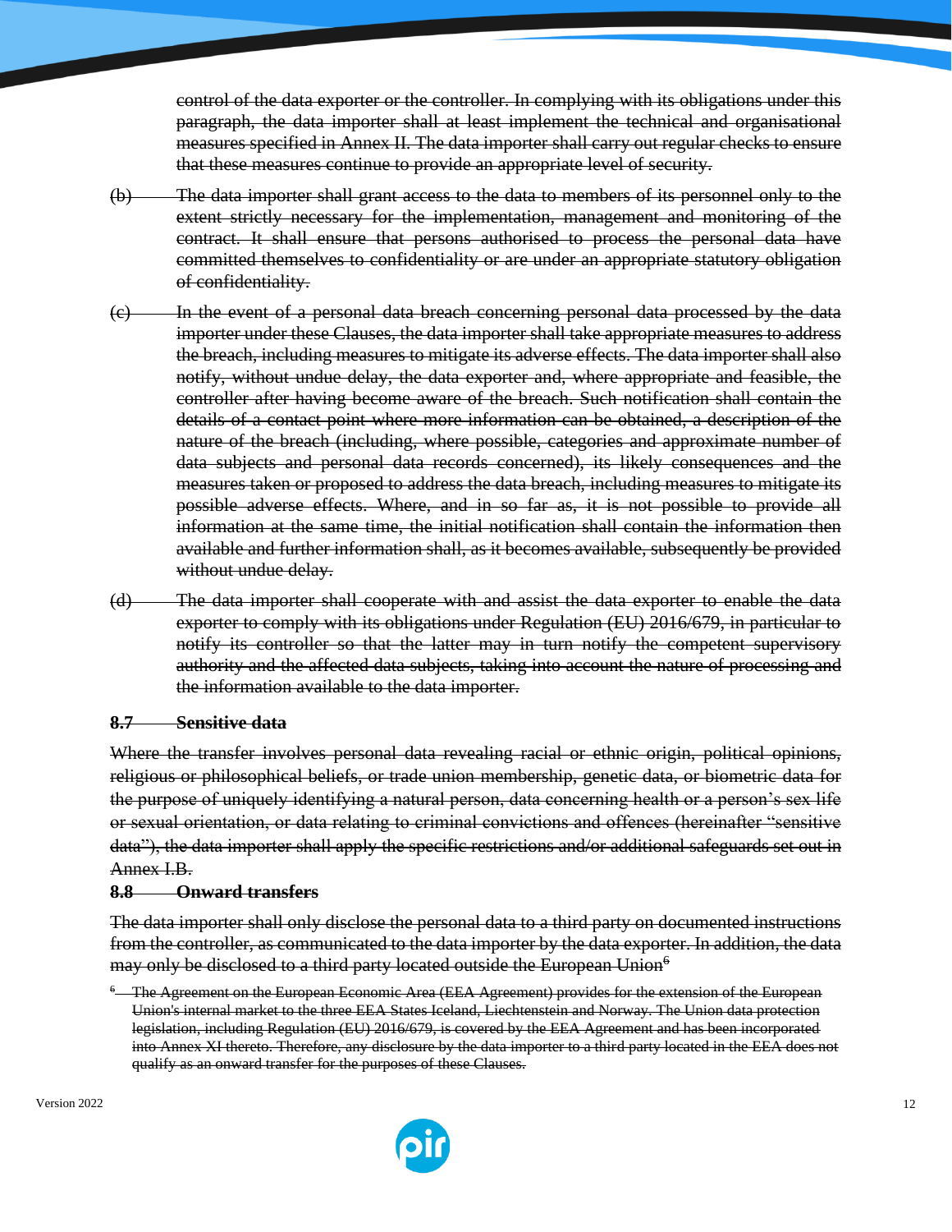~~control of the data exporter or the controller. In complying with its obligations under this paragraph, the data importer shall at least implement the technical and organisational measures specified in Annex II. The data importer shall carry out regular checks to ensure that these measures continue to provide an appropriate level of security.~~

~~(b) The data importer shall grant access to the data to members of its personnel only to the extent strictly necessary for the implementation, management and monitoring of the contract. It shall ensure that persons authorised to process the personal data have committed themselves to confidentiality or are under an appropriate statutory obligation of confidentiality.~~

~~(c) In the event of a personal data breach concerning personal data processed by the data importer under these Clauses, the data importer shall take appropriate measures to address the breach, including measures to mitigate its adverse effects. The data importer shall also notify, without undue delay, the data exporter and, where appropriate and feasible, the controller after having become aware of the breach. Such notification shall contain the details of a contact point where more information can be obtained, a description of the nature of the breach (including, where possible, categories and approximate number of data subjects and personal data records concerned), its likely consequences and the measures taken or proposed to address the data breach, including measures to mitigate its possible adverse effects. Where, and in so far as, it is not possible to provide all information at the same time, the initial notification shall contain the information then available and further information shall, as it becomes available, subsequently be provided without undue delay.~~

~~(d) The data importer shall cooperate with and assist the data exporter to enable the data exporter to comply with its obligations under Regulation (EU) 2016/679, in particular to notify its controller so that the latter may in turn notify the competent supervisory authority and the affected data subjects, taking into account the nature of processing and the information available to the data importer.~~

**~~8.7 Sensitive data~~**

~~Where the transfer involves personal data revealing racial or ethnic origin, political opinions, religious or philosophical beliefs, or trade union membership, genetic data, or biometric data for the purpose of uniquely identifying a natural person, data concerning health or a person's sex life or sexual orientation, or data relating to criminal convictions and offences (hereinafter "sensitive data"), the data importer shall apply the specific restrictions and/or additional safeguards set out in Annex I.B.~~

**~~8.8 Onward transfers~~**

~~The data importer shall only disclose the personal data to a third party on documented instructions from the controller, as communicated to the data importer by the data exporter. In addition, the data may only be disclosed to a third party located outside the European Union~~[6]

~~[6] The Agreement on the European Economic Area (EEA Agreement) provides for the extension of the European Union's internal market to the three EEA States Iceland, Liechtenstein and Norway. The Union data protection legislation, including Regulation (EU) 2016/679, is covered by the EEA Agreement and has been incorporated into Annex XI thereto. Therefore, any disclosure by the data importer to a third party located in the EEA does not qualify as an onward transfer for the purposes of these Clauses.~~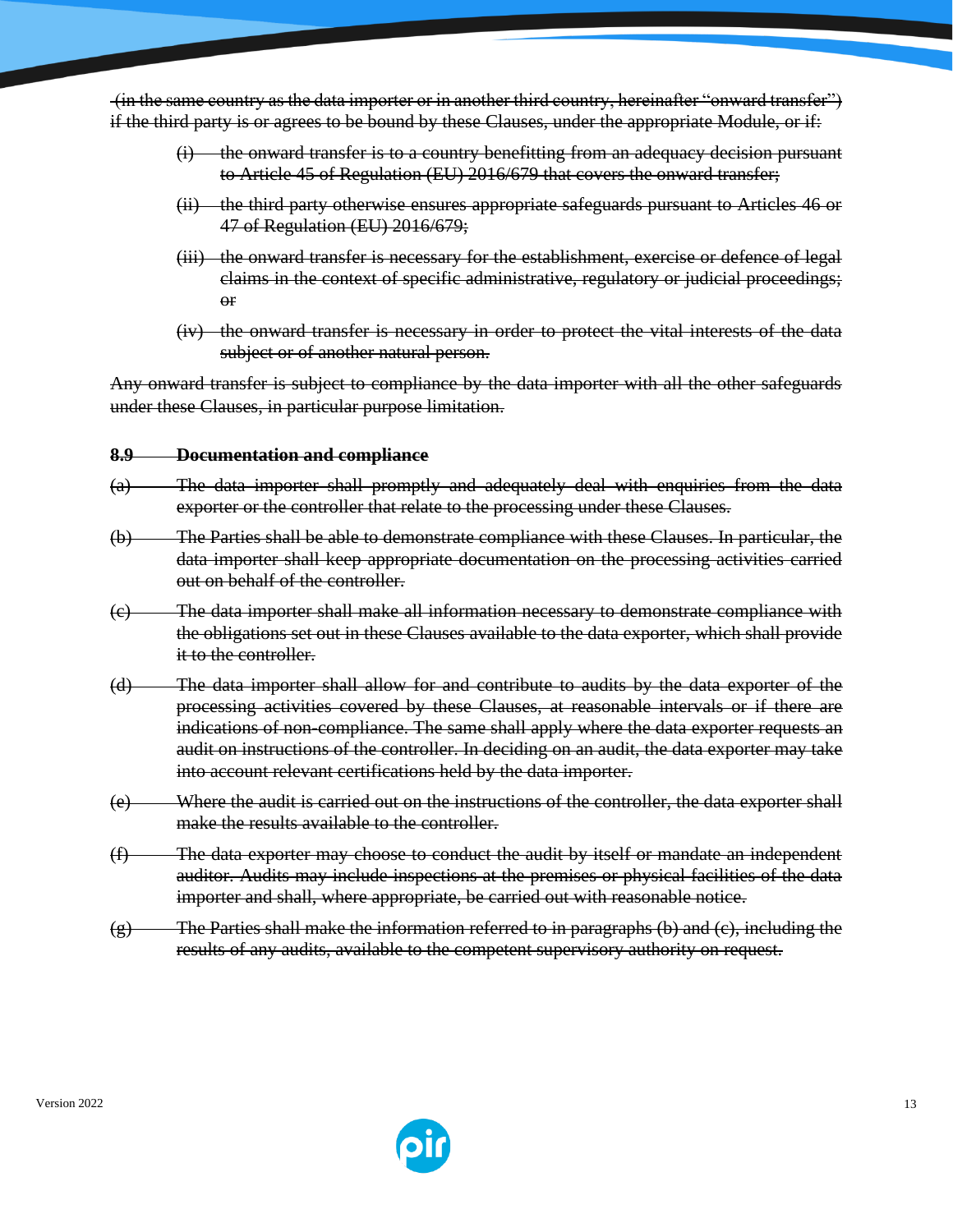~~(in the same country as the data importer or in another third country, hereinafter "onward transfer") if the third party is or agrees to be bound by these Clauses, under the appropriate Module, or if:~~

~~(i) the onward transfer is to a country benefitting from an adequacy decision pursuant to Article 45 of Regulation (EU) 2016/679 that covers the onward transfer;~~

~~(ii) the third party otherwise ensures appropriate safeguards pursuant to Articles 46 or 47 of Regulation (EU) 2016/679;~~

~~(iii) the onward transfer is necessary for the establishment, exercise or defence of legal claims in the context of specific administrative, regulatory or judicial proceedings; or~~

~~(iv) the onward transfer is necessary in order to protect the vital interests of the data subject or of another natural person.~~

~~Any onward transfer is subject to compliance by the data importer with all the other safeguards under these Clauses, in particular purpose limitation.~~

**~~8.9 Documentation and compliance~~**

~~(a) The data importer shall promptly and adequately deal with enquiries from the data exporter or the controller that relate to the processing under these Clauses.~~

~~(b) The Parties shall be able to demonstrate compliance with these Clauses. In particular, the data importer shall keep appropriate documentation on the processing activities carried out on behalf of the controller.~~

~~(c) The data importer shall make all information necessary to demonstrate compliance with the obligations set out in these Clauses available to the data exporter, which shall provide it to the controller.~~

~~(d) The data importer shall allow for and contribute to audits by the data exporter of the processing activities covered by these Clauses, at reasonable intervals or if there are indications of non-compliance. The same shall apply where the data exporter requests an audit on instructions of the controller. In deciding on an audit, the data exporter may take into account relevant certifications held by the data importer.~~

~~(e) Where the audit is carried out on the instructions of the controller, the data exporter shall make the results available to the controller.~~

~~(f) The data exporter may choose to conduct the audit by itself or mandate an independent auditor. Audits may include inspections at the premises or physical facilities of the data importer and shall, where appropriate, be carried out with reasonable notice.~~

~~(g) The Parties shall make the information referred to in paragraphs (b) and (c), including the results of any audits, available to the competent supervisory authority on request.~~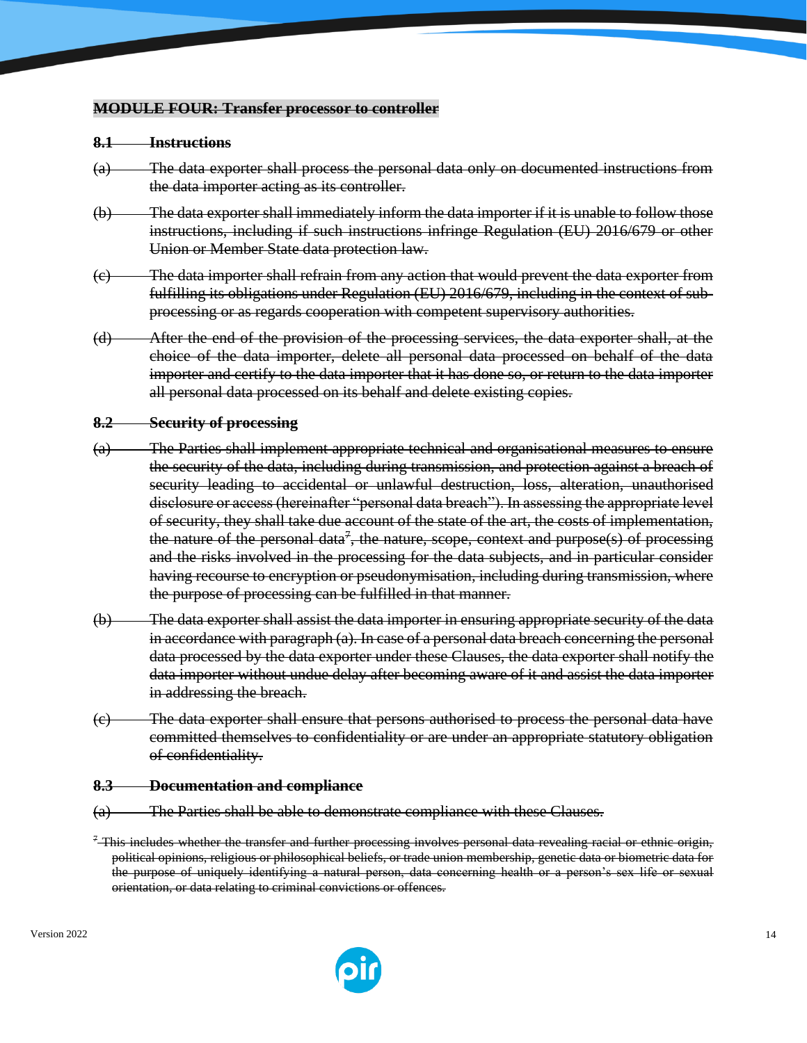~~**MODULE FOUR: Transfer processor to controller**~~

~~**8.1 Instructions**~~

~~(a) The data exporter shall process the personal data only on documented instructions from the data importer acting as its controller.~~

~~(b) The data exporter shall immediately inform the data importer if it is unable to follow those instructions, including if such instructions infringe Regulation (EU) 2016/679 or other Union or Member State data protection law.~~

~~(c) The data importer shall refrain from any action that would prevent the data exporter from fulfilling its obligations under Regulation (EU) 2016/679, including in the context of sub-processing or as regards cooperation with competent supervisory authorities.~~

~~(d) After the end of the provision of the processing services, the data exporter shall, at the choice of the data importer, delete all personal data processed on behalf of the data importer and certify to the data importer that it has done so, or return to the data importer all personal data processed on its behalf and delete existing copies.~~

~~**8.2 Security of processing**~~

~~(a) The Parties shall implement appropriate technical and organisational measures to ensure the security of the data, including during transmission, and protection against a breach of security leading to accidental or unlawful destruction, loss, alteration, unauthorised disclosure or access (hereinafter "personal data breach"). In assessing the appropriate level of security, they shall take due account of the state of the art, the costs of implementation, the nature of the personal data[7], the nature, scope, context and purpose(s) of processing and the risks involved in the processing for the data subjects, and in particular consider having recourse to encryption or pseudonymisation, including during transmission, where the purpose of processing can be fulfilled in that manner.~~

~~(b) The data exporter shall assist the data importer in ensuring appropriate security of the data in accordance with paragraph (a). In case of a personal data breach concerning the personal data processed by the data exporter under these Clauses, the data exporter shall notify the data importer without undue delay after becoming aware of it and assist the data importer in addressing the breach.~~

~~(c) The data exporter shall ensure that persons authorised to process the personal data have committed themselves to confidentiality or are under an appropriate statutory obligation of confidentiality.~~

~~**8.3 Documentation and compliance**~~

~~(a) The Parties shall be able to demonstrate compliance with these Clauses.~~

~~[7] This includes whether the transfer and further processing involves personal data revealing racial or ethnic origin, political opinions, religious or philosophical beliefs, or trade union membership, genetic data or biometric data for the purpose of uniquely identifying a natural person, data concerning health or a person's sex life or sexual orientation, or data relating to criminal convictions or offences.~~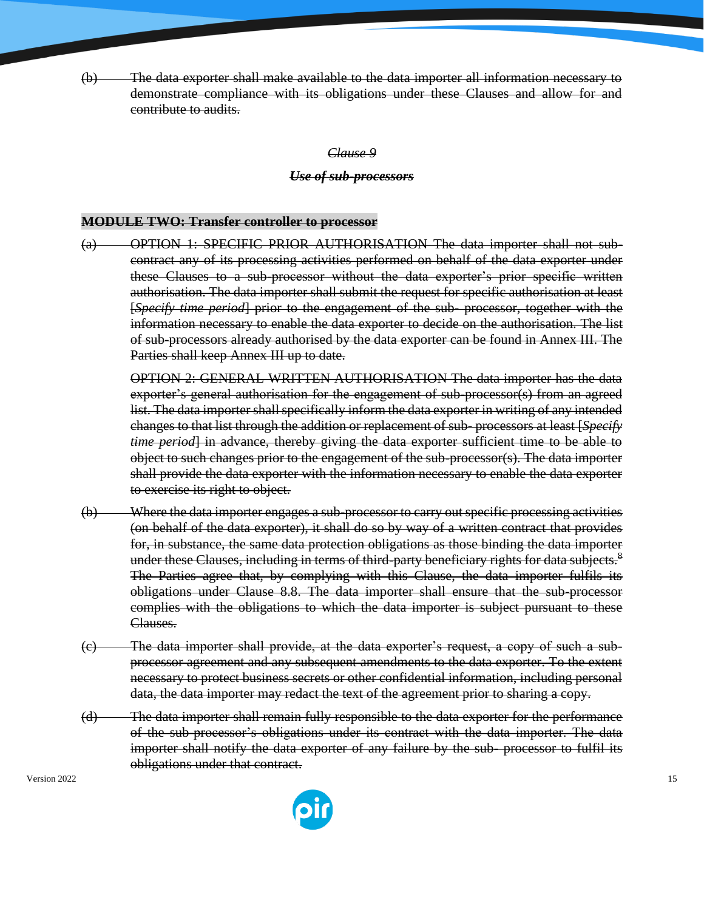~~(b) The data exporter shall make available to the data importer all information necessary to demonstrate compliance with its obligations under these Clauses and allow for and contribute to audits.~~

~~*Clause 9*~~

~~***Use of sub-processors***~~

~~**MODULE TWO: Transfer controller to processor**~~

~~(a) OPTION 1: SPECIFIC PRIOR AUTHORISATION The data importer shall not sub-contract any of its processing activities performed on behalf of the data exporter under these Clauses to a sub-processor without the data exporter's prior specific written authorisation. The data importer shall submit the request for specific authorisation at least [*Specify time period*] prior to the engagement of the sub- processor, together with the information necessary to enable the data exporter to decide on the authorisation. The list of sub-processors already authorised by the data exporter can be found in Annex III. The Parties shall keep Annex III up to date.~~

~~OPTION 2: GENERAL WRITTEN AUTHORISATION The data importer has the data exporter's general authorisation for the engagement of sub-processor(s) from an agreed list. The data importer shall specifically inform the data exporter in writing of any intended changes to that list through the addition or replacement of sub- processors at least [*Specify time period*] in advance, thereby giving the data exporter sufficient time to be able to object to such changes prior to the engagement of the sub-processor(s). The data importer shall provide the data exporter with the information necessary to enable the data exporter to exercise its right to object.~~

~~(b) Where the data importer engages a sub-processor to carry out specific processing activities (on behalf of the data exporter), it shall do so by way of a written contract that provides for, in substance, the same data protection obligations as those binding the data importer under these Clauses, including in terms of third-party beneficiary rights for data subjects.[8] The Parties agree that, by complying with this Clause, the data importer fulfils its obligations under Clause 8.8. The data importer shall ensure that the sub-processor complies with the obligations to which the data importer is subject pursuant to these Clauses.~~

~~(c) The data importer shall provide, at the data exporter's request, a copy of such a sub-processor agreement and any subsequent amendments to the data exporter. To the extent necessary to protect business secrets or other confidential information, including personal data, the data importer may redact the text of the agreement prior to sharing a copy.~~

~~(d) The data importer shall remain fully responsible to the data exporter for the performance of the sub-processor's obligations under its contract with the data importer. The data importer shall notify the data exporter of any failure by the sub- processor to fulfil its obligations under that contract.~~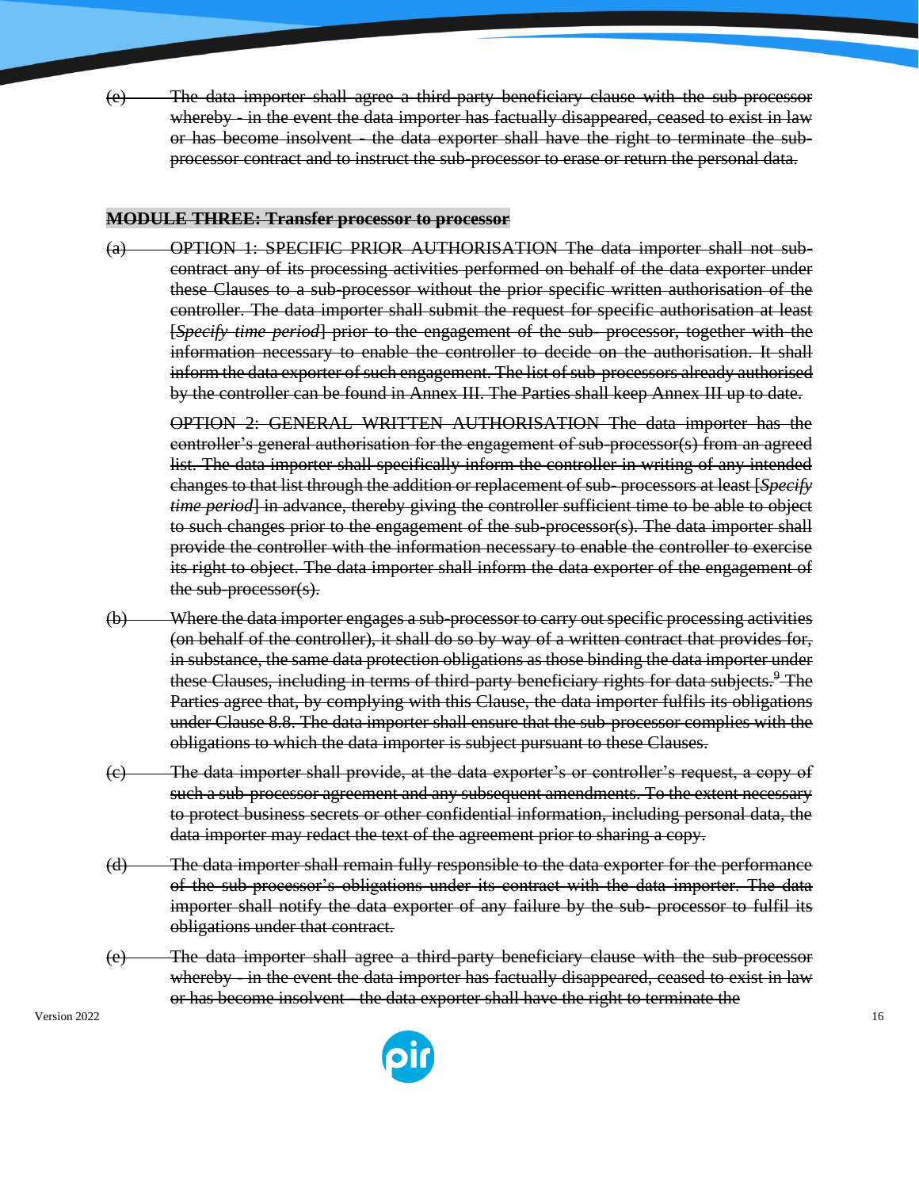~~(e) The data importer shall agree a third-party beneficiary clause with the sub-processor whereby - in the event the data importer has factually disappeared, ceased to exist in law or has become insolvent - the data exporter shall have the right to terminate the sub-processor contract and to instruct the sub-processor to erase or return the personal data.~~

**~~MODULE THREE: Transfer processor to processor~~**

~~(a) OPTION 1: SPECIFIC PRIOR AUTHORISATION The data importer shall not sub-contract any of its processing activities performed on behalf of the data exporter under these Clauses to a sub-processor without the prior specific written authorisation of the controller. The data importer shall submit the request for specific authorisation at least [*Specify time period*] prior to the engagement of the sub- processor, together with the information necessary to enable the controller to decide on the authorisation. It shall inform the data exporter of such engagement. The list of sub-processors already authorised by the controller can be found in Annex III. The Parties shall keep Annex III up to date.~~

~~OPTION 2: GENERAL WRITTEN AUTHORISATION The data importer has the controller's general authorisation for the engagement of sub-processor(s) from an agreed list. The data importer shall specifically inform the controller in writing of any intended changes to that list through the addition or replacement of sub- processors at least [*Specify time period*] in advance, thereby giving the controller sufficient time to be able to object to such changes prior to the engagement of the sub-processor(s). The data importer shall provide the controller with the information necessary to enable the controller to exercise its right to object. The data importer shall inform the data exporter of the engagement of the sub-processor(s).~~

~~(b) Where the data importer engages a sub-processor to carry out specific processing activities (on behalf of the controller), it shall do so by way of a written contract that provides for, in substance, the same data protection obligations as those binding the data importer under these Clauses, including in terms of third-party beneficiary rights for data subjects.[9] The Parties agree that, by complying with this Clause, the data importer fulfils its obligations under Clause 8.8. The data importer shall ensure that the sub-processor complies with the obligations to which the data importer is subject pursuant to these Clauses.~~

~~(c) The data importer shall provide, at the data exporter's or controller's request, a copy of such a sub-processor agreement and any subsequent amendments. To the extent necessary to protect business secrets or other confidential information, including personal data, the data importer may redact the text of the agreement prior to sharing a copy.~~

~~(d) The data importer shall remain fully responsible to the data exporter for the performance of the sub-processor's obligations under its contract with the data importer. The data importer shall notify the data exporter of any failure by the sub- processor to fulfil its obligations under that contract.~~

~~(e) The data importer shall agree a third-party beneficiary clause with the sub-processor whereby - in the event the data importer has factually disappeared, ceased to exist in law or has become insolvent - the data exporter shall have the right to terminate the~~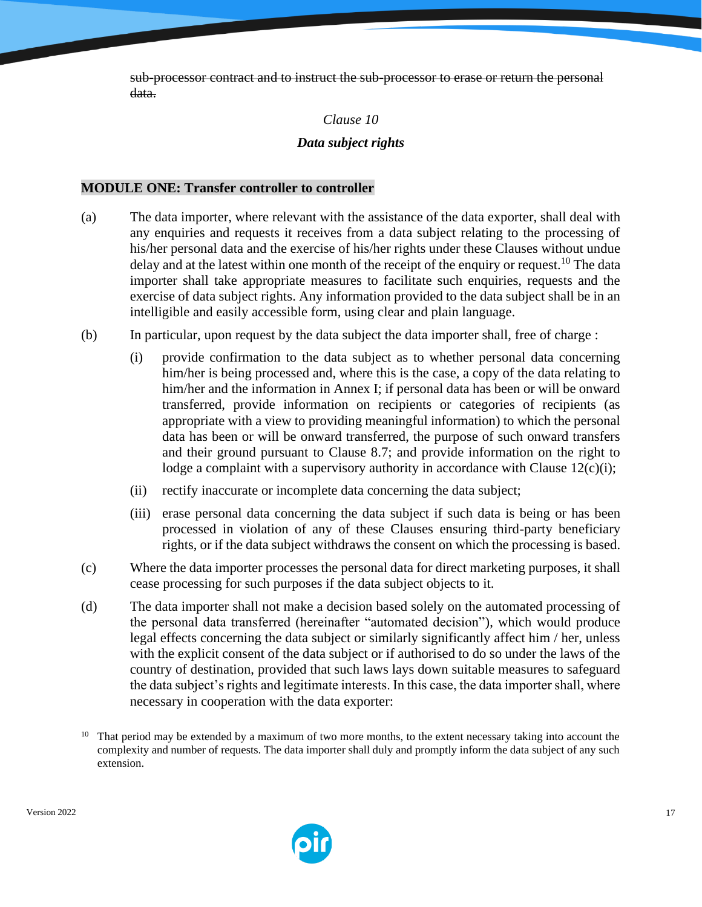~~sub-processor contract and to instruct the sub-processor to erase or return the personal data.~~

*Clause 10*

***Data subject rights***

**MODULE ONE: Transfer controller to controller**

(a) The data importer, where relevant with the assistance of the data exporter, shall deal with any enquiries and requests it receives from a data subject relating to the processing of his/her personal data and the exercise of his/her rights under these Clauses without undue delay and at the latest within one month of the receipt of the enquiry or request.[10] The data importer shall take appropriate measures to facilitate such enquiries, requests and the exercise of data subject rights. Any information provided to the data subject shall be in an intelligible and easily accessible form, using clear and plain language.

(b) In particular, upon request by the data subject the data importer shall, free of charge :

(i) provide confirmation to the data subject as to whether personal data concerning him/her is being processed and, where this is the case, a copy of the data relating to him/her and the information in Annex I; if personal data has been or will be onward transferred, provide information on recipients or categories of recipients (as appropriate with a view to providing meaningful information) to which the personal data has been or will be onward transferred, the purpose of such onward transfers and their ground pursuant to Clause 8.7; and provide information on the right to lodge a complaint with a supervisory authority in accordance with Clause 12(c)(i);

(ii) rectify inaccurate or incomplete data concerning the data subject;

(iii) erase personal data concerning the data subject if such data is being or has been processed in violation of any of these Clauses ensuring third-party beneficiary rights, or if the data subject withdraws the consent on which the processing is based.

(c) Where the data importer processes the personal data for direct marketing purposes, it shall cease processing for such purposes if the data subject objects to it.

(d) The data importer shall not make a decision based solely on the automated processing of the personal data transferred (hereinafter "automated decision"), which would produce legal effects concerning the data subject or similarly significantly affect him / her, unless with the explicit consent of the data subject or if authorised to do so under the laws of the country of destination, provided that such laws lays down suitable measures to safeguard the data subject's rights and legitimate interests. In this case, the data importer shall, where necessary in cooperation with the data exporter:

[10] That period may be extended by a maximum of two more months, to the extent necessary taking into account the complexity and number of requests. The data importer shall duly and promptly inform the data subject of any such extension.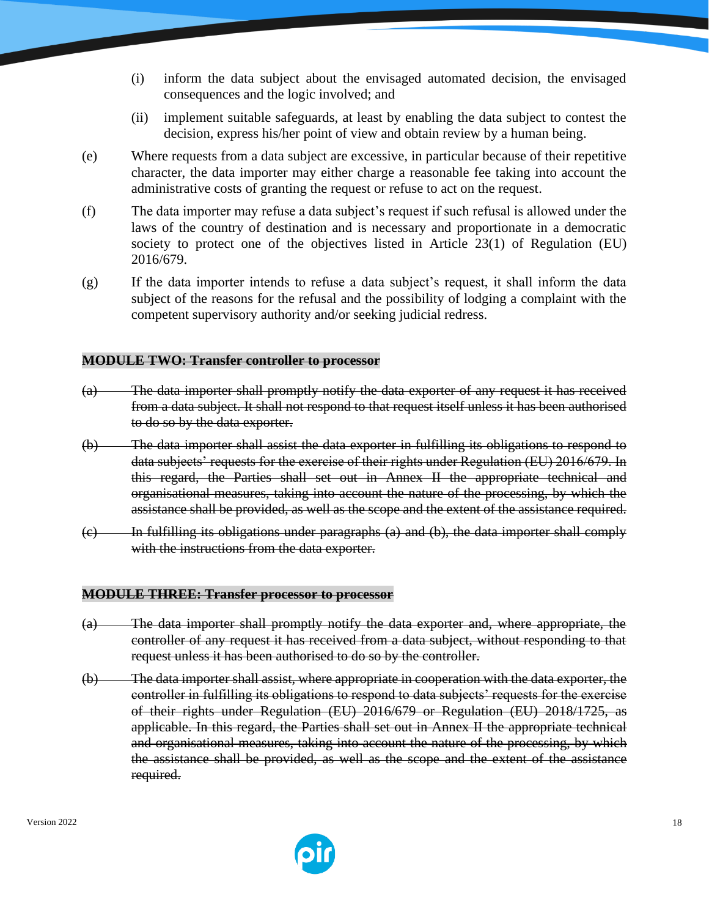(i) inform the data subject about the envisaged automated decision, the envisaged consequences and the logic involved; and

(ii) implement suitable safeguards, at least by enabling the data subject to contest the decision, express his/her point of view and obtain review by a human being.

(e) Where requests from a data subject are excessive, in particular because of their repetitive character, the data importer may either charge a reasonable fee taking into account the administrative costs of granting the request or refuse to act on the request.

(f) The data importer may refuse a data subject's request if such refusal is allowed under the laws of the country of destination and is necessary and proportionate in a democratic society to protect one of the objectives listed in Article 23(1) of Regulation (EU) 2016/679.

(g) If the data importer intends to refuse a data subject's request, it shall inform the data subject of the reasons for the refusal and the possibility of lodging a complaint with the competent supervisory authority and/or seeking judicial redress.

~~**MODULE TWO: Transfer controller to processor**~~

~~(a) The data importer shall promptly notify the data exporter of any request it has received from a data subject. It shall not respond to that request itself unless it has been authorised to do so by the data exporter.~~

~~(b) The data importer shall assist the data exporter in fulfilling its obligations to respond to data subjects' requests for the exercise of their rights under Regulation (EU) 2016/679. In this regard, the Parties shall set out in Annex II the appropriate technical and organisational measures, taking into account the nature of the processing, by which the assistance shall be provided, as well as the scope and the extent of the assistance required.~~

~~(c) In fulfilling its obligations under paragraphs (a) and (b), the data importer shall comply with the instructions from the data exporter.~~

~~**MODULE THREE: Transfer processor to processor**~~

~~(a) The data importer shall promptly notify the data exporter and, where appropriate, the controller of any request it has received from a data subject, without responding to that request unless it has been authorised to do so by the controller.~~

~~(b) The data importer shall assist, where appropriate in cooperation with the data exporter, the controller in fulfilling its obligations to respond to data subjects' requests for the exercise of their rights under Regulation (EU) 2016/679 or Regulation (EU) 2018/1725, as applicable. In this regard, the Parties shall set out in Annex II the appropriate technical and organisational measures, taking into account the nature of the processing, by which the assistance shall be provided, as well as the scope and the extent of the assistance required.~~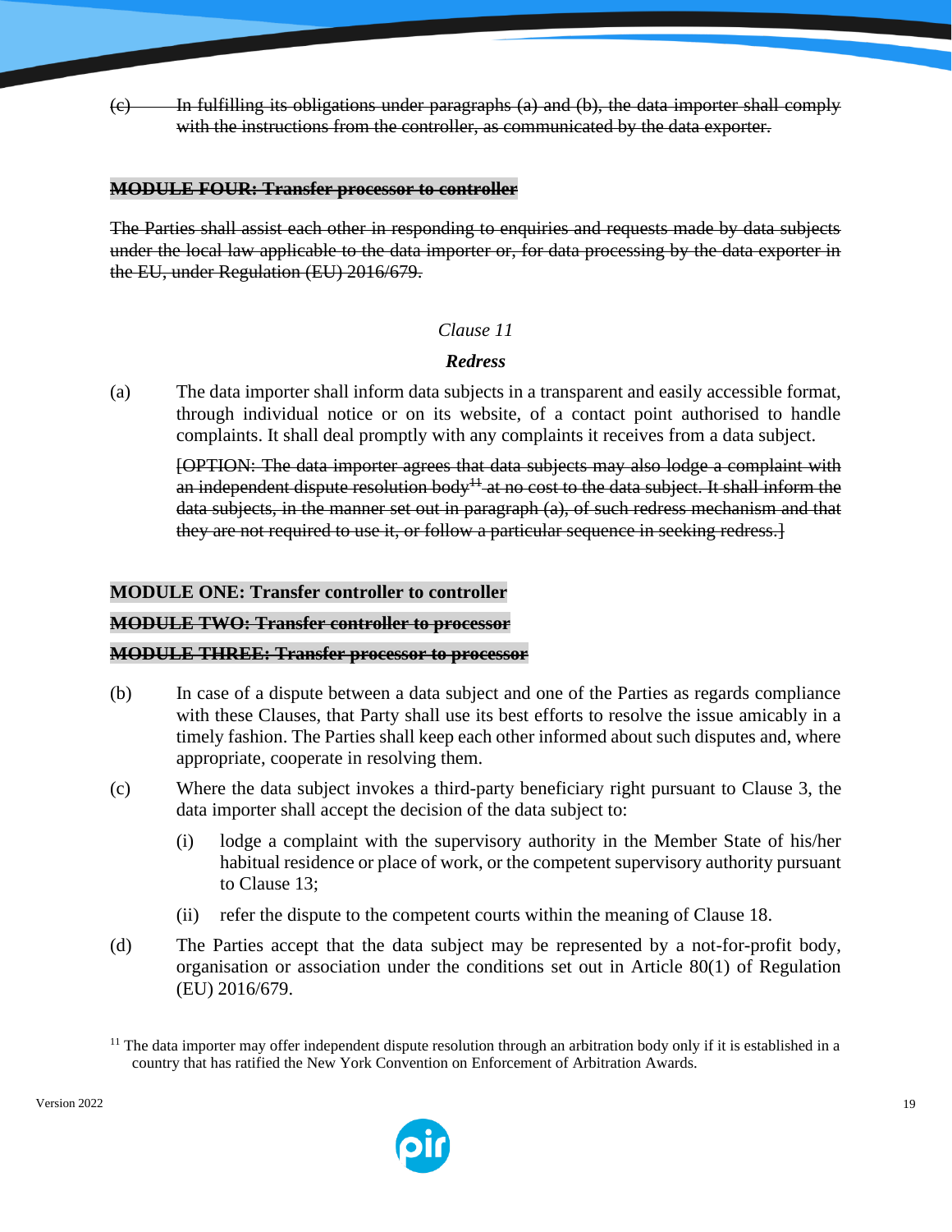~~(c) In fulfilling its obligations under paragraphs (a) and (b), the data importer shall comply with the instructions from the controller, as communicated by the data exporter.~~

~~**MODULE FOUR: Transfer processor to controller**~~

~~The Parties shall assist each other in responding to enquiries and requests made by data subjects under the local law applicable to the data importer or, for data processing by the data exporter in the EU, under Regulation (EU) 2016/679.~~

*Clause 11*

***Redress***

(a) The data importer shall inform data subjects in a transparent and easily accessible format, through individual notice or on its website, of a contact point authorised to handle complaints. It shall deal promptly with any complaints it receives from a data subject.

~~[OPTION: The data importer agrees that data subjects may also lodge a complaint with an independent dispute resolution body[11] at no cost to the data subject. It shall inform the data subjects, in the manner set out in paragraph (a), of such redress mechanism and that they are not required to use it, or follow a particular sequence in seeking redress.]~~

**MODULE ONE: Transfer controller to controller**

~~**MODULE TWO: Transfer controller to processor**~~

~~**MODULE THREE: Transfer processor to processor**~~

(b) In case of a dispute between a data subject and one of the Parties as regards compliance with these Clauses, that Party shall use its best efforts to resolve the issue amicably in a timely fashion. The Parties shall keep each other informed about such disputes and, where appropriate, cooperate in resolving them.

(c) Where the data subject invokes a third-party beneficiary right pursuant to Clause 3, the data importer shall accept the decision of the data subject to:

(i) lodge a complaint with the supervisory authority in the Member State of his/her habitual residence or place of work, or the competent supervisory authority pursuant to Clause 13;

(ii) refer the dispute to the competent courts within the meaning of Clause 18.

(d) The Parties accept that the data subject may be represented by a not-for-profit body, organisation or association under the conditions set out in Article 80(1) of Regulation (EU) 2016/679.

[11] The data importer may offer independent dispute resolution through an arbitration body only if it is established in a country that has ratified the New York Convention on Enforcement of Arbitration Awards.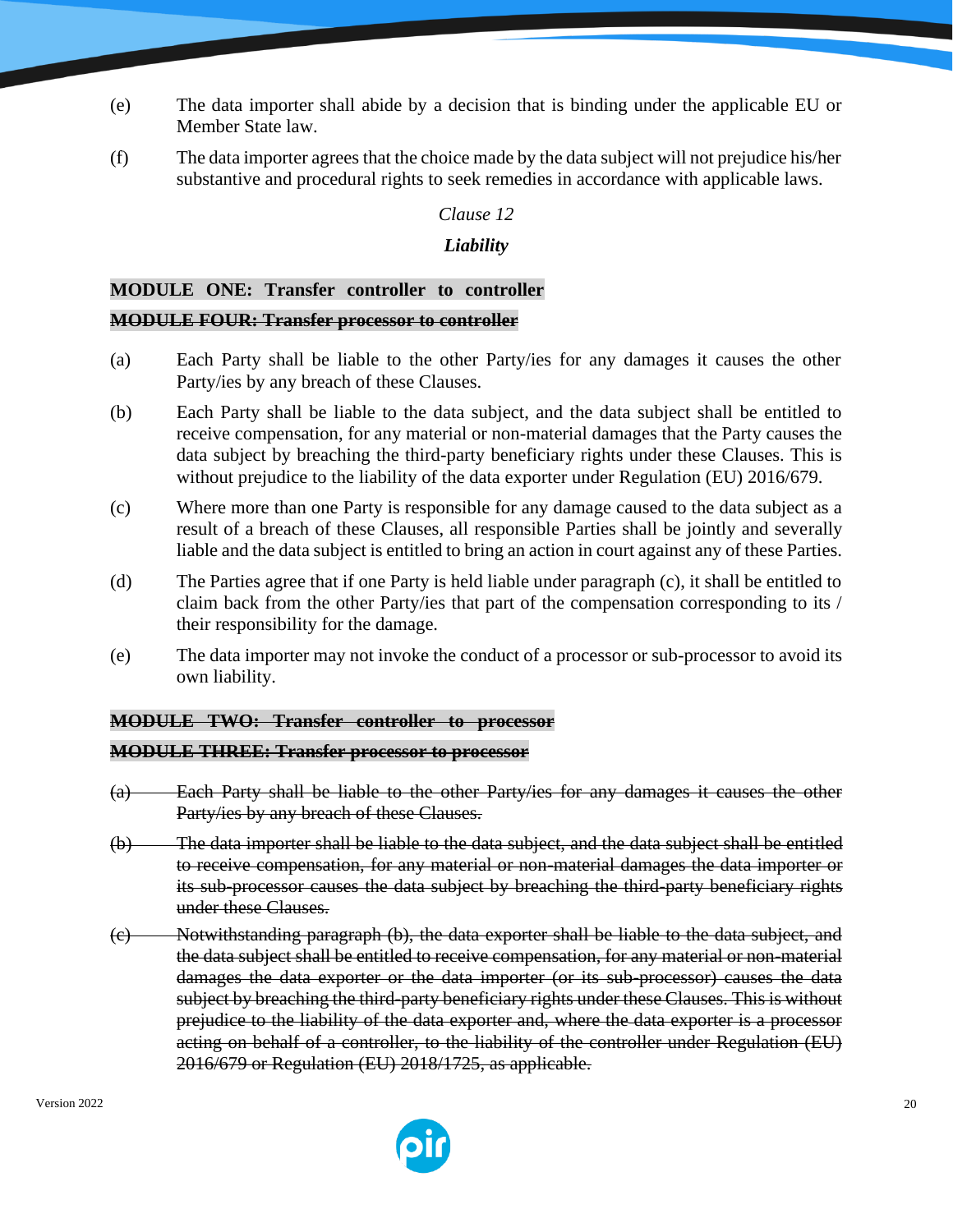(e) The data importer shall abide by a decision that is binding under the applicable EU or Member State law.

(f) The data importer agrees that the choice made by the data subject will not prejudice his/her substantive and procedural rights to seek remedies in accordance with applicable laws.

*Clause 12*

***Liability***

**MODULE ONE: Transfer controller to controller**

**~~MODULE FOUR: Transfer processor to controller~~**

(a) Each Party shall be liable to the other Party/ies for any damages it causes the other Party/ies by any breach of these Clauses.

(b) Each Party shall be liable to the data subject, and the data subject shall be entitled to receive compensation, for any material or non-material damages that the Party causes the data subject by breaching the third-party beneficiary rights under these Clauses. This is without prejudice to the liability of the data exporter under Regulation (EU) 2016/679.

(c) Where more than one Party is responsible for any damage caused to the data subject as a result of a breach of these Clauses, all responsible Parties shall be jointly and severally liable and the data subject is entitled to bring an action in court against any of these Parties.

(d) The Parties agree that if one Party is held liable under paragraph (c), it shall be entitled to claim back from the other Party/ies that part of the compensation corresponding to its / their responsibility for the damage.

(e) The data importer may not invoke the conduct of a processor or sub-processor to avoid its own liability.

**~~MODULE TWO: Transfer controller to processor~~**

**~~MODULE THREE: Transfer processor to processor~~**

~~(a) Each Party shall be liable to the other Party/ies for any damages it causes the other Party/ies by any breach of these Clauses.~~

~~(b) The data importer shall be liable to the data subject, and the data subject shall be entitled to receive compensation, for any material or non-material damages the data importer or its sub-processor causes the data subject by breaching the third-party beneficiary rights under these Clauses.~~

~~(c) Notwithstanding paragraph (b), the data exporter shall be liable to the data subject, and the data subject shall be entitled to receive compensation, for any material or non-material damages the data exporter or the data importer (or its sub-processor) causes the data subject by breaching the third-party beneficiary rights under these Clauses. This is without prejudice to the liability of the data exporter and, where the data exporter is a processor acting on behalf of a controller, to the liability of the controller under Regulation (EU) 2016/679 or Regulation (EU) 2018/1725, as applicable.~~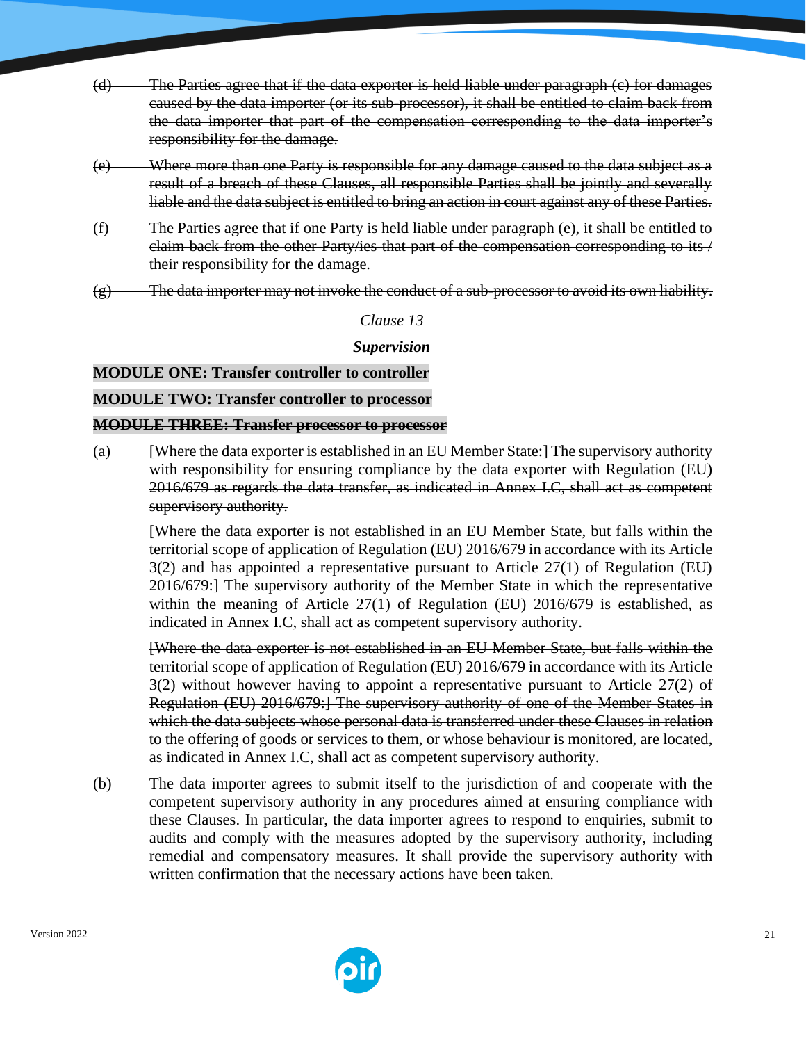~~(d) The Parties agree that if the data exporter is held liable under paragraph (c) for damages caused by the data importer (or its sub-processor), it shall be entitled to claim back from the data importer that part of the compensation corresponding to the data importer's responsibility for the damage.~~

~~(e) Where more than one Party is responsible for any damage caused to the data subject as a result of a breach of these Clauses, all responsible Parties shall be jointly and severally liable and the data subject is entitled to bring an action in court against any of these Parties.~~

~~(f) The Parties agree that if one Party is held liable under paragraph (e), it shall be entitled to claim back from the other Party/ies that part of the compensation corresponding to its / their responsibility for the damage.~~

~~(g) The data importer may not invoke the conduct of a sub-processor to avoid its own liability.~~

*Clause 13*

***Supervision***

**MODULE ONE: Transfer controller to controller**

~~**MODULE TWO: Transfer controller to processor**~~

~~**MODULE THREE: Transfer processor to processor**~~

~~(a) [Where the data exporter is established in an EU Member State:] The supervisory authority with responsibility for ensuring compliance by the data exporter with Regulation (EU) 2016/679 as regards the data transfer, as indicated in Annex I.C, shall act as competent supervisory authority.~~

[Where the data exporter is not established in an EU Member State, but falls within the territorial scope of application of Regulation (EU) 2016/679 in accordance with its Article 3(2) and has appointed a representative pursuant to Article 27(1) of Regulation (EU) 2016/679:] The supervisory authority of the Member State in which the representative within the meaning of Article 27(1) of Regulation (EU) 2016/679 is established, as indicated in Annex I.C, shall act as competent supervisory authority.

~~[Where the data exporter is not established in an EU Member State, but falls within the territorial scope of application of Regulation (EU) 2016/679 in accordance with its Article 3(2) without however having to appoint a representative pursuant to Article 27(2) of Regulation (EU) 2016/679:] The supervisory authority of one of the Member States in which the data subjects whose personal data is transferred under these Clauses in relation to the offering of goods or services to them, or whose behaviour is monitored, are located, as indicated in Annex I.C, shall act as competent supervisory authority.~~

(b) The data importer agrees to submit itself to the jurisdiction of and cooperate with the competent supervisory authority in any procedures aimed at ensuring compliance with these Clauses. In particular, the data importer agrees to respond to enquiries, submit to audits and comply with the measures adopted by the supervisory authority, including remedial and compensatory measures. It shall provide the supervisory authority with written confirmation that the necessary actions have been taken.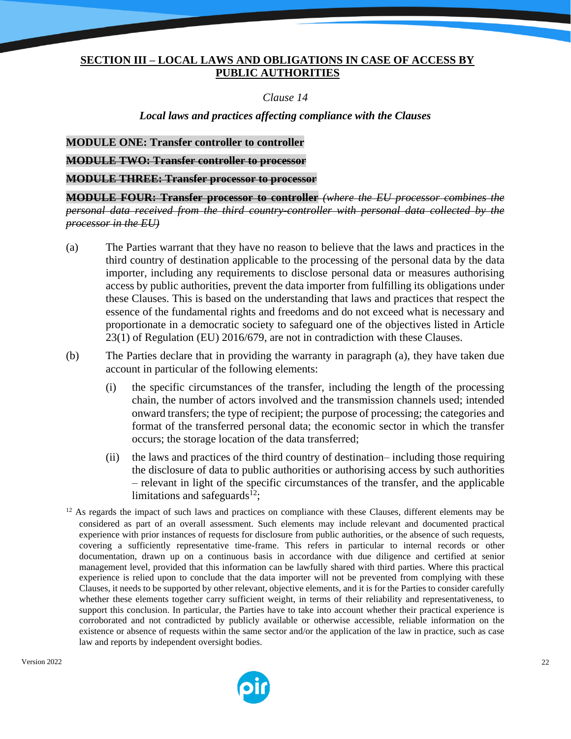## SECTION III – LOCAL LAWS AND OBLIGATIONS IN CASE OF ACCESS BY PUBLIC AUTHORITIES

*Clause 14*

***Local laws and practices affecting compliance with the Clauses***

**MODULE ONE: Transfer controller to controller**

~~**MODULE TWO: Transfer controller to processor**~~

~~**MODULE THREE: Transfer processor to processor**~~

~~**MODULE FOUR: Transfer processor to controller** *(where the EU processor combines the personal data received from the third country-controller with personal data collected by the processor in the EU)*~~

(a) The Parties warrant that they have no reason to believe that the laws and practices in the third country of destination applicable to the processing of the personal data by the data importer, including any requirements to disclose personal data or measures authorising access by public authorities, prevent the data importer from fulfilling its obligations under these Clauses. This is based on the understanding that laws and practices that respect the essence of the fundamental rights and freedoms and do not exceed what is necessary and proportionate in a democratic society to safeguard one of the objectives listed in Article 23(1) of Regulation (EU) 2016/679, are not in contradiction with these Clauses.

(b) The Parties declare that in providing the warranty in paragraph (a), they have taken due account in particular of the following elements:

(i) the specific circumstances of the transfer, including the length of the processing chain, the number of actors involved and the transmission channels used; intended onward transfers; the type of recipient; the purpose of processing; the categories and format of the transferred personal data; the economic sector in which the transfer occurs; the storage location of the data transferred;

(ii) the laws and practices of the third country of destination– including those requiring the disclosure of data to public authorities or authorising access by such authorities – relevant in light of the specific circumstances of the transfer, and the applicable limitations and safeguards[12];

[12] As regards the impact of such laws and practices on compliance with these Clauses, different elements may be considered as part of an overall assessment. Such elements may include relevant and documented practical experience with prior instances of requests for disclosure from public authorities, or the absence of such requests, covering a sufficiently representative time-frame. This refers in particular to internal records or other documentation, drawn up on a continuous basis in accordance with due diligence and certified at senior management level, provided that this information can be lawfully shared with third parties. Where this practical experience is relied upon to conclude that the data importer will not be prevented from complying with these Clauses, it needs to be supported by other relevant, objective elements, and it is for the Parties to consider carefully whether these elements together carry sufficient weight, in terms of their reliability and representativeness, to support this conclusion. In particular, the Parties have to take into account whether their practical experience is corroborated and not contradicted by publicly available or otherwise accessible, reliable information on the existence or absence of requests within the same sector and/or the application of the law in practice, such as case law and reports by independent oversight bodies.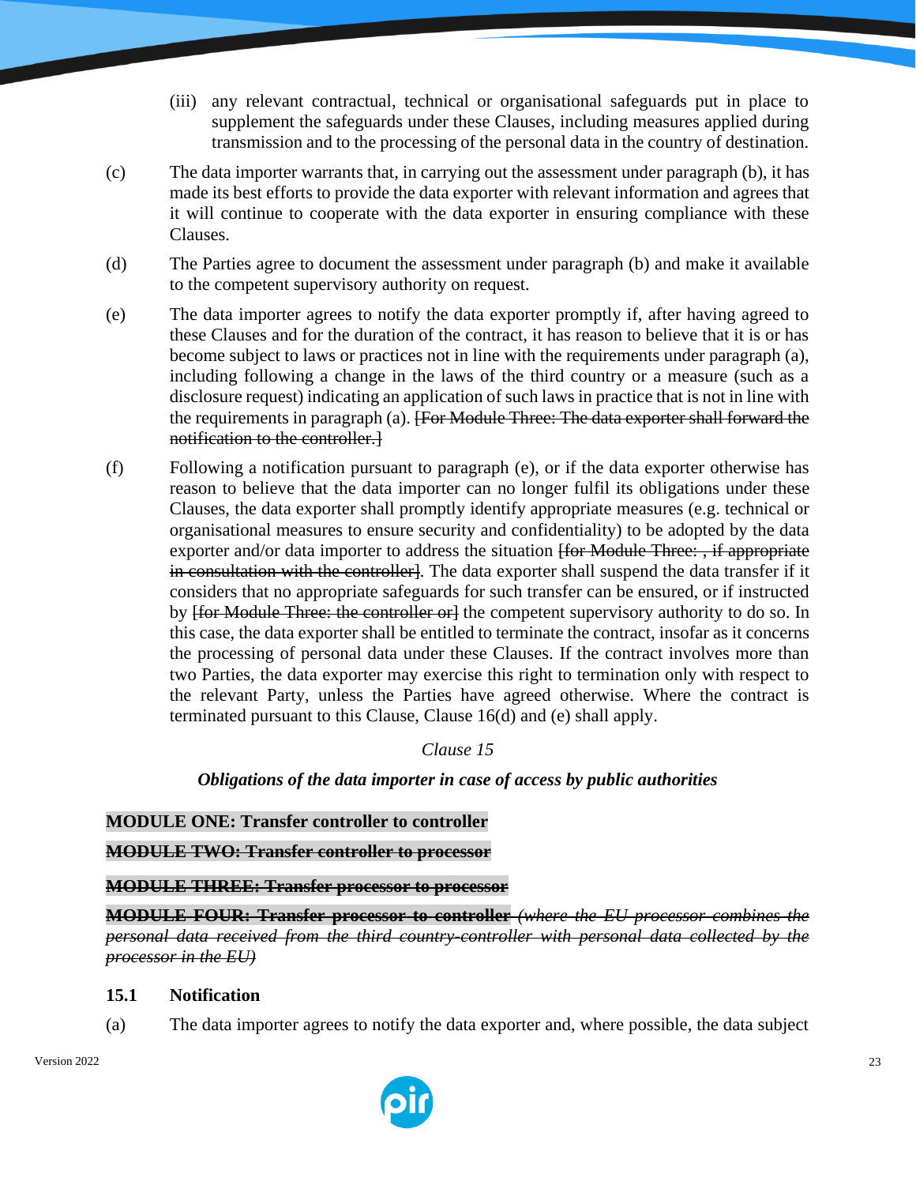(iii) any relevant contractual, technical or organisational safeguards put in place to supplement the safeguards under these Clauses, including measures applied during transmission and to the processing of the personal data in the country of destination.

(c) The data importer warrants that, in carrying out the assessment under paragraph (b), it has made its best efforts to provide the data exporter with relevant information and agrees that it will continue to cooperate with the data exporter in ensuring compliance with these Clauses.

(d) The Parties agree to document the assessment under paragraph (b) and make it available to the competent supervisory authority on request.

(e) The data importer agrees to notify the data exporter promptly if, after having agreed to these Clauses and for the duration of the contract, it has reason to believe that it is or has become subject to laws or practices not in line with the requirements under paragraph (a), including following a change in the laws of the third country or a measure (such as a disclosure request) indicating an application of such laws in practice that is not in line with the requirements in paragraph (a). ~~[For Module Three: The data exporter shall forward the notification to the controller.]~~

(f) Following a notification pursuant to paragraph (e), or if the data exporter otherwise has reason to believe that the data importer can no longer fulfil its obligations under these Clauses, the data exporter shall promptly identify appropriate measures (e.g. technical or organisational measures to ensure security and confidentiality) to be adopted by the data exporter and/or data importer to address the situation ~~[for Module Three: , if appropriate in consultation with the controller]~~. The data exporter shall suspend the data transfer if it considers that no appropriate safeguards for such transfer can be ensured, or if instructed by ~~[for Module Three: the controller or]~~ the competent supervisory authority to do so. In this case, the data exporter shall be entitled to terminate the contract, insofar as it concerns the processing of personal data under these Clauses. If the contract involves more than two Parties, the data exporter may exercise this right to termination only with respect to the relevant Party, unless the Parties have agreed otherwise. Where the contract is terminated pursuant to this Clause, Clause 16(d) and (e) shall apply.

*Clause 15*

***Obligations of the data importer in case of access by public authorities***

**MODULE ONE: Transfer controller to controller**

~~**MODULE TWO: Transfer controller to processor**~~

~~**MODULE THREE: Transfer processor to processor**~~

~~**MODULE FOUR: Transfer processor to controller** *(where the EU processor combines the personal data received from the third country-controller with personal data collected by the processor in the EU)*~~

**15.1 Notification**

(a) The data importer agrees to notify the data exporter and, where possible, the data subject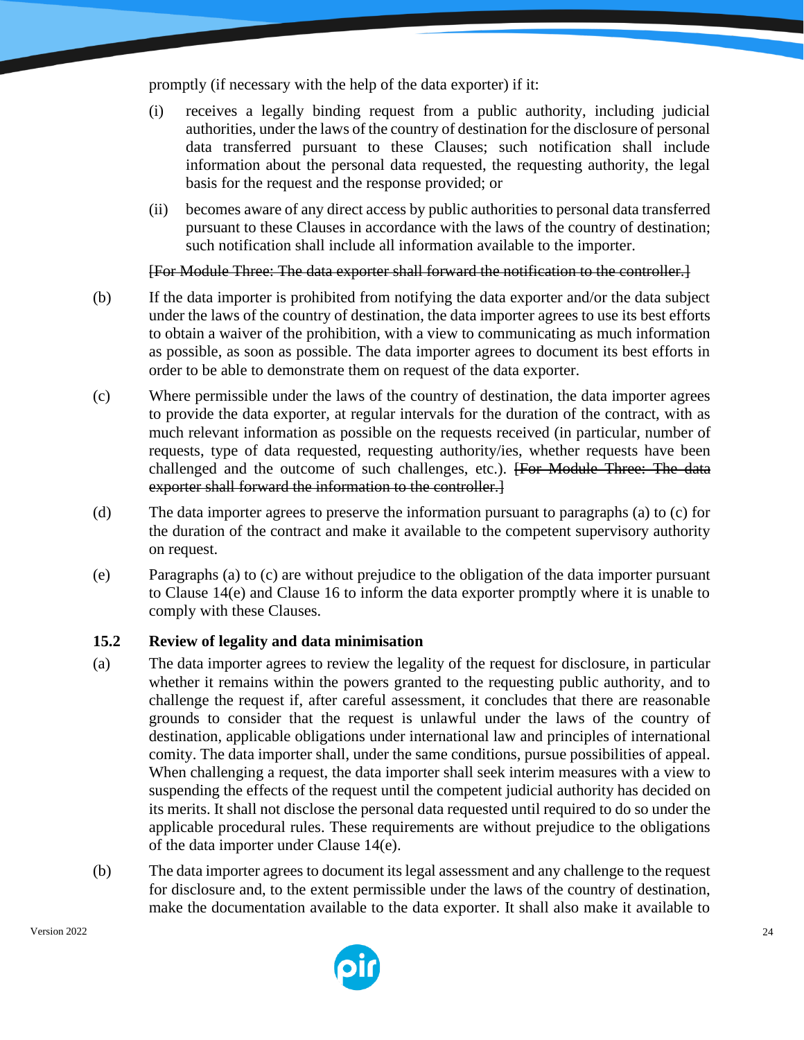promptly (if necessary with the help of the data exporter) if it:

(i) receives a legally binding request from a public authority, including judicial authorities, under the laws of the country of destination for the disclosure of personal data transferred pursuant to these Clauses; such notification shall include information about the personal data requested, the requesting authority, the legal basis for the request and the response provided; or

(ii) becomes aware of any direct access by public authorities to personal data transferred pursuant to these Clauses in accordance with the laws of the country of destination; such notification shall include all information available to the importer.

~~[For Module Three: The data exporter shall forward the notification to the controller.]~~

(b) If the data importer is prohibited from notifying the data exporter and/or the data subject under the laws of the country of destination, the data importer agrees to use its best efforts to obtain a waiver of the prohibition, with a view to communicating as much information as possible, as soon as possible. The data importer agrees to document its best efforts in order to be able to demonstrate them on request of the data exporter.

(c) Where permissible under the laws of the country of destination, the data importer agrees to provide the data exporter, at regular intervals for the duration of the contract, with as much relevant information as possible on the requests received (in particular, number of requests, type of data requested, requesting authority/ies, whether requests have been challenged and the outcome of such challenges, etc.). ~~[For Module Three: The data exporter shall forward the information to the controller.]~~

(d) The data importer agrees to preserve the information pursuant to paragraphs (a) to (c) for the duration of the contract and make it available to the competent supervisory authority on request.

(e) Paragraphs (a) to (c) are without prejudice to the obligation of the data importer pursuant to Clause 14(e) and Clause 16 to inform the data exporter promptly where it is unable to comply with these Clauses.

**15.2 Review of legality and data minimisation**

(a) The data importer agrees to review the legality of the request for disclosure, in particular whether it remains within the powers granted to the requesting public authority, and to challenge the request if, after careful assessment, it concludes that there are reasonable grounds to consider that the request is unlawful under the laws of the country of destination, applicable obligations under international law and principles of international comity. The data importer shall, under the same conditions, pursue possibilities of appeal. When challenging a request, the data importer shall seek interim measures with a view to suspending the effects of the request until the competent judicial authority has decided on its merits. It shall not disclose the personal data requested until required to do so under the applicable procedural rules. These requirements are without prejudice to the obligations of the data importer under Clause 14(e).

(b) The data importer agrees to document its legal assessment and any challenge to the request for disclosure and, to the extent permissible under the laws of the country of destination, make the documentation available to the data exporter. It shall also make it available to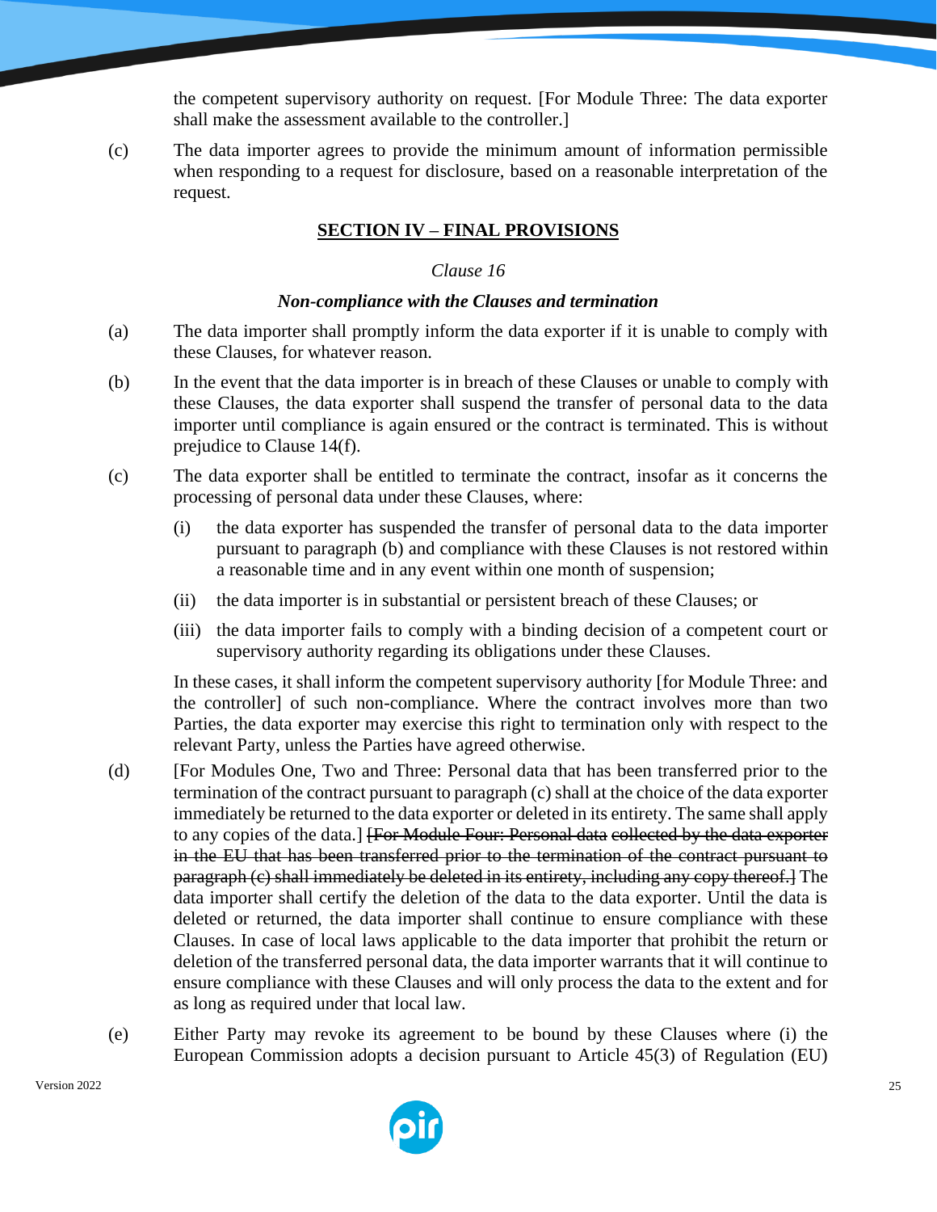the competent supervisory authority on request. [For Module Three: The data exporter shall make the assessment available to the controller.]

(c) The data importer agrees to provide the minimum amount of information permissible when responding to a request for disclosure, based on a reasonable interpretation of the request.

## SECTION IV – FINAL PROVISIONS

*Clause 16*

***Non-compliance with the Clauses and termination***

(a) The data importer shall promptly inform the data exporter if it is unable to comply with these Clauses, for whatever reason.

(b) In the event that the data importer is in breach of these Clauses or unable to comply with these Clauses, the data exporter shall suspend the transfer of personal data to the data importer until compliance is again ensured or the contract is terminated. This is without prejudice to Clause 14(f).

(c) The data exporter shall be entitled to terminate the contract, insofar as it concerns the processing of personal data under these Clauses, where:

(i) the data exporter has suspended the transfer of personal data to the data importer pursuant to paragraph (b) and compliance with these Clauses is not restored within a reasonable time and in any event within one month of suspension;

(ii) the data importer is in substantial or persistent breach of these Clauses; or

(iii) the data importer fails to comply with a binding decision of a competent court or supervisory authority regarding its obligations under these Clauses.

In these cases, it shall inform the competent supervisory authority [for Module Three: and the controller] of such non-compliance. Where the contract involves more than two Parties, the data exporter may exercise this right to termination only with respect to the relevant Party, unless the Parties have agreed otherwise.

(d) [For Modules One, Two and Three: Personal data that has been transferred prior to the termination of the contract pursuant to paragraph (c) shall at the choice of the data exporter immediately be returned to the data exporter or deleted in its entirety. The same shall apply to any copies of the data.] ~~[For Module Four: Personal data collected by the data exporter in the EU that has been transferred prior to the termination of the contract pursuant to paragraph (c) shall immediately be deleted in its entirety, including any copy thereof.]~~ The data importer shall certify the deletion of the data to the data exporter. Until the data is deleted or returned, the data importer shall continue to ensure compliance with these Clauses. In case of local laws applicable to the data importer that prohibit the return or deletion of the transferred personal data, the data importer warrants that it will continue to ensure compliance with these Clauses and will only process the data to the extent and for as long as required under that local law.

(e) Either Party may revoke its agreement to be bound by these Clauses where (i) the European Commission adopts a decision pursuant to Article 45(3) of Regulation (EU)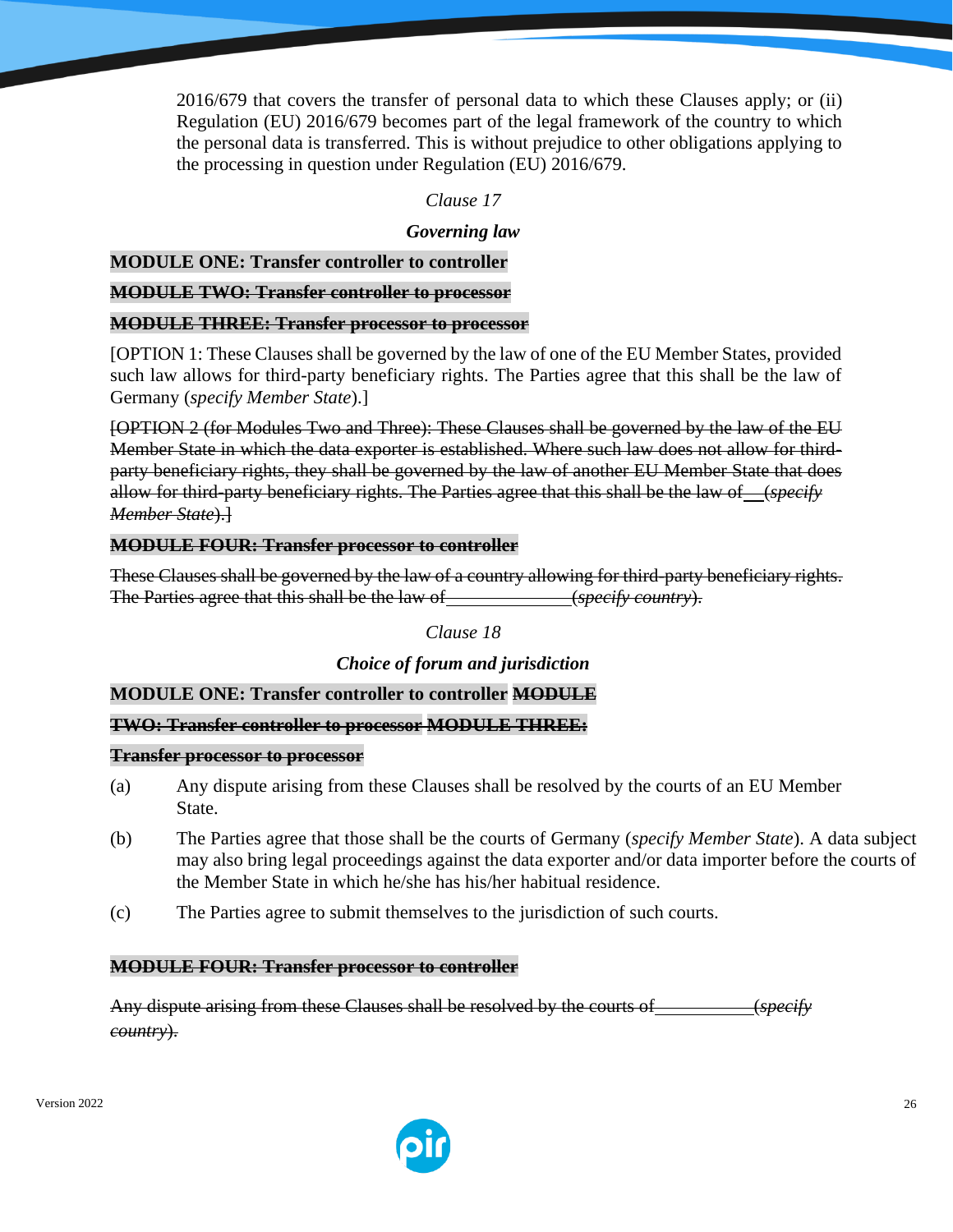2016/679 that covers the transfer of personal data to which these Clauses apply; or (ii) Regulation (EU) 2016/679 becomes part of the legal framework of the country to which the personal data is transferred. This is without prejudice to other obligations applying to the processing in question under Regulation (EU) 2016/679.

*Clause 17*

***Governing law***

**MODULE ONE: Transfer controller to controller**

~~**MODULE TWO: Transfer controller to processor**~~

~~**MODULE THREE: Transfer processor to processor**~~

[OPTION 1: These Clauses shall be governed by the law of one of the EU Member States, provided such law allows for third-party beneficiary rights. The Parties agree that this shall be the law of Germany (*specify Member State*).]

~~[OPTION 2 (for Modules Two and Three): These Clauses shall be governed by the law of the EU Member State in which the data exporter is established. Where such law does not allow for third-party beneficiary rights, they shall be governed by the law of another EU Member State that does allow for third-party beneficiary rights. The Parties agree that this shall be the law of \_\_ (*specify Member State*).]~~

~~**MODULE FOUR: Transfer processor to controller**~~

~~These Clauses shall be governed by the law of a country allowing for third-party beneficiary rights. The Parties agree that this shall be the law of \_\_\_\_\_\_\_\_\_\_\_\_\_ (*specify country*).~~

*Clause 18*

***Choice of forum and jurisdiction***

**MODULE ONE: Transfer controller to controller** ~~**MODULE TWO: Transfer controller to processor**~~ ~~**MODULE THREE: Transfer processor to processor**~~

(a) Any dispute arising from these Clauses shall be resolved by the courts of an EU Member State.

(b) The Parties agree that those shall be the courts of Germany (*specify Member State*). A data subject may also bring legal proceedings against the data exporter and/or data importer before the courts of the Member State in which he/she has his/her habitual residence.

(c) The Parties agree to submit themselves to the jurisdiction of such courts.

~~**MODULE FOUR: Transfer processor to controller**~~

~~Any dispute arising from these Clauses shall be resolved by the courts of \_\_\_\_\_\_\_\_\_\_ (*specify country*).~~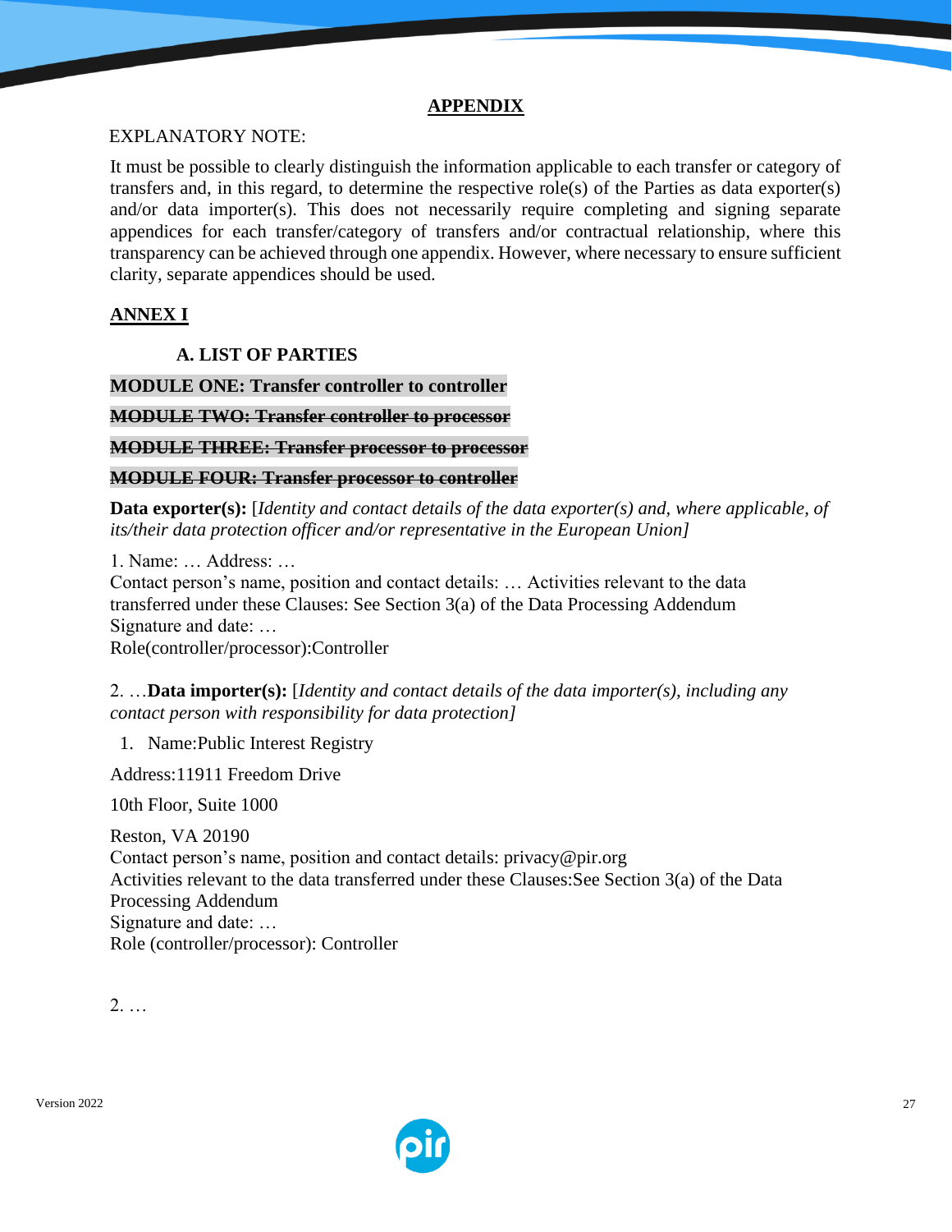## APPENDIX

EXPLANATORY NOTE:

It must be possible to clearly distinguish the information applicable to each transfer or category of transfers and, in this regard, to determine the respective role(s) of the Parties as data exporter(s) and/or data importer(s). This does not necessarily require completing and signing separate appendices for each transfer/category of transfers and/or contractual relationship, where this transparency can be achieved through one appendix. However, where necessary to ensure sufficient clarity, separate appendices should be used.

## ANNEX I

### A. LIST OF PARTIES

**MODULE ONE: Transfer controller to controller**

**~~MODULE TWO: Transfer controller to processor~~**

**~~MODULE THREE: Transfer processor to processor~~**

**~~MODULE FOUR: Transfer processor to controller~~**

**Data exporter(s):** [*Identity and contact details of the data exporter(s) and, where applicable, of its/their data protection officer and/or representative in the European Union*]

1. Name: … Address: …
Contact person's name, position and contact details: … Activities relevant to the data transferred under these Clauses: See Section 3(a) of the Data Processing Addendum
Signature and date: …
Role(controller/processor):Controller

2. …**Data importer(s):** [*Identity and contact details of the data importer(s), including any contact person with responsibility for data protection*]

1. Name:Public Interest Registry

Address:11911 Freedom Drive

10th Floor, Suite 1000

Reston, VA 20190
Contact person's name, position and contact details: privacy@pir.org
Activities relevant to the data transferred under these Clauses:See Section 3(a) of the Data Processing Addendum
Signature and date: …
Role (controller/processor): Controller

2. …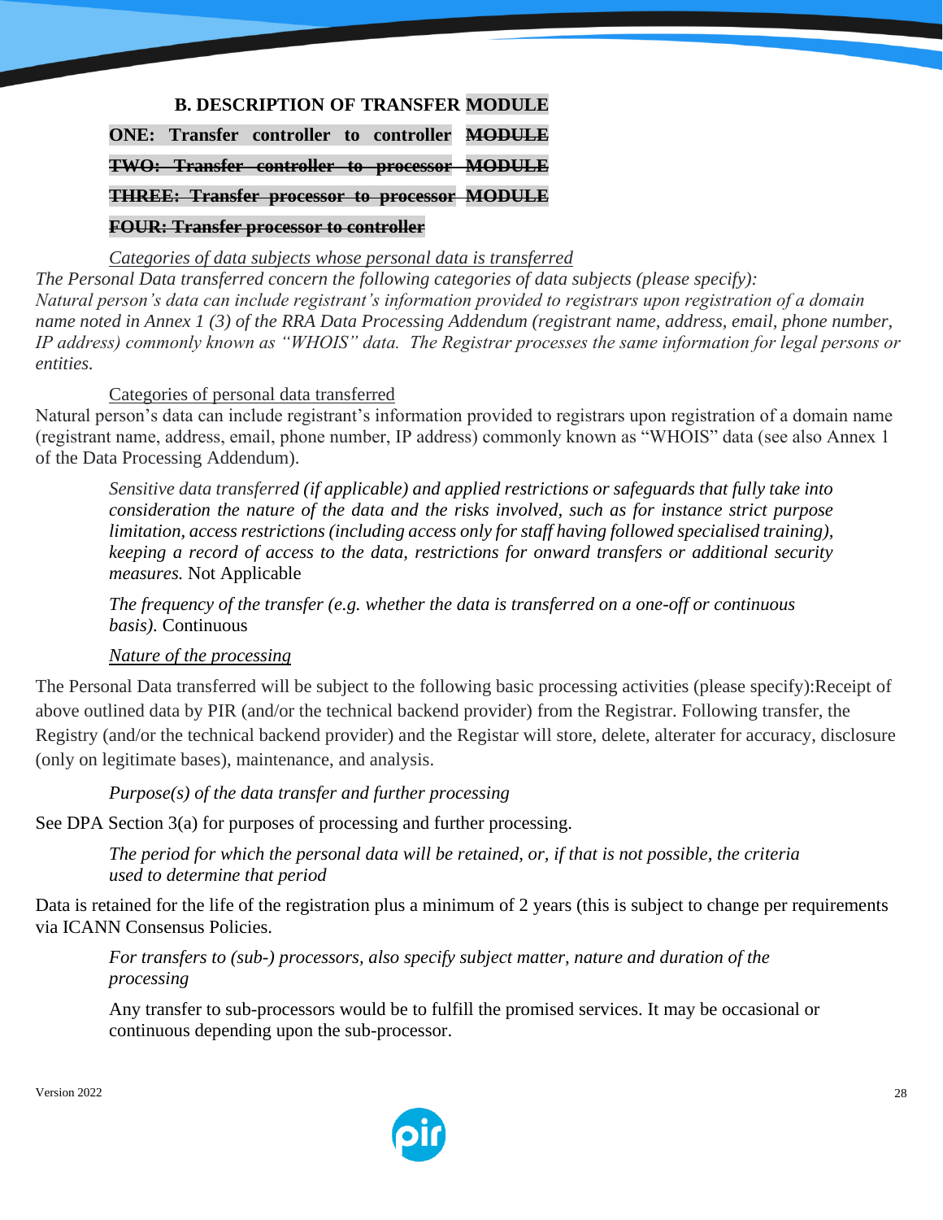**B. DESCRIPTION OF TRANSFER MODULE ONE: Transfer controller to controller ~~MODULE TWO: Transfer controller to processor MODULE THREE: Transfer processor to processor MODULE FOUR: Transfer processor to controller~~**

<u>*Categories of data subjects whose personal data is transferred*</u>

*The Personal Data transferred concern the following categories of data subjects (please specify): Natural person's data can include registrant's information provided to registrars upon registration of a domain name noted in Annex 1 (3) of the RRA Data Processing Addendum (registrant name, address, email, phone number, IP address) commonly known as "WHOIS" data. The Registrar processes the same information for legal persons or entities.*

<u>Categories of personal data transferred</u>

Natural person's data can include registrant's information provided to registrars upon registration of a domain name (registrant name, address, email, phone number, IP address) commonly known as "WHOIS" data (see also Annex 1 of the Data Processing Addendum).

*Sensitive data transferred (if applicable) and applied restrictions or safeguards that fully take into consideration the nature of the data and the risks involved, such as for instance strict purpose limitation, access restrictions (including access only for staff having followed specialised training), keeping a record of access to the data, restrictions for onward transfers or additional security measures.* Not Applicable

*The frequency of the transfer (e.g. whether the data is transferred on a one-off or continuous basis).* Continuous

<u>*Nature of the processing*</u>

The Personal Data transferred will be subject to the following basic processing activities (please specify):Receipt of above outlined data by PIR (and/or the technical backend provider) from the Registrar. Following transfer, the Registry (and/or the technical backend provider) and the Registar will store, delete, alterater for accuracy, disclosure (only on legitimate bases), maintenance, and analysis.

*Purpose(s) of the data transfer and further processing*

See DPA Section 3(a) for purposes of processing and further processing.

*The period for which the personal data will be retained, or, if that is not possible, the criteria used to determine that period*

Data is retained for the life of the registration plus a minimum of 2 years (this is subject to change per requirements via ICANN Consensus Policies.

*For transfers to (sub-) processors, also specify subject matter, nature and duration of the processing*

Any transfer to sub-processors would be to fulfill the promised services. It may be occasional or continuous depending upon the sub-processor.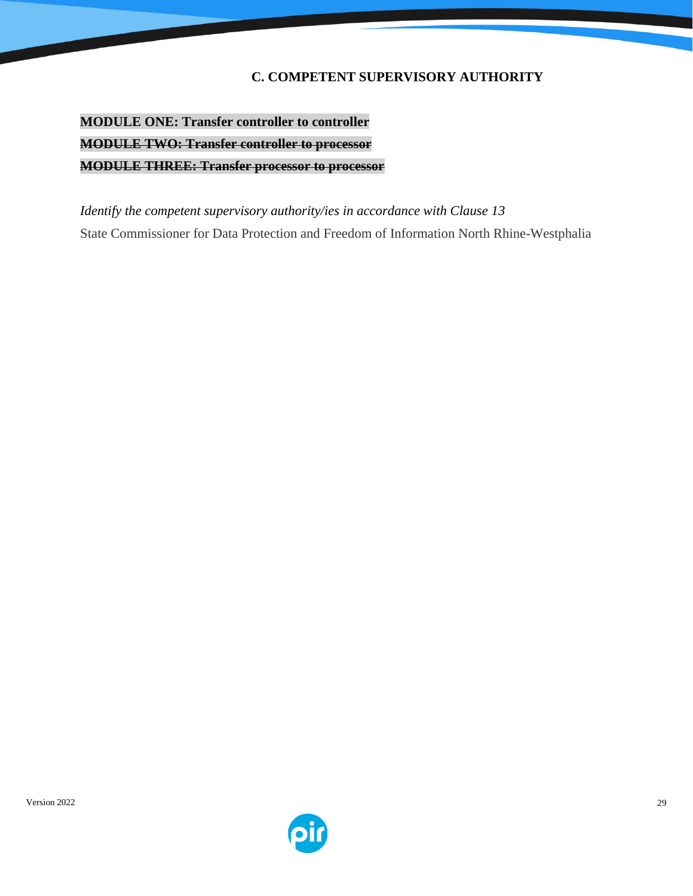## C. COMPETENT SUPERVISORY AUTHORITY

**MODULE ONE: Transfer controller to controller**

**~~MODULE TWO: Transfer controller to processor~~**

**~~MODULE THREE: Transfer processor to processor~~**

*Identify the competent supervisory authority/ies in accordance with Clause 13*

State Commissioner for Data Protection and Freedom of Information North Rhine-Westphalia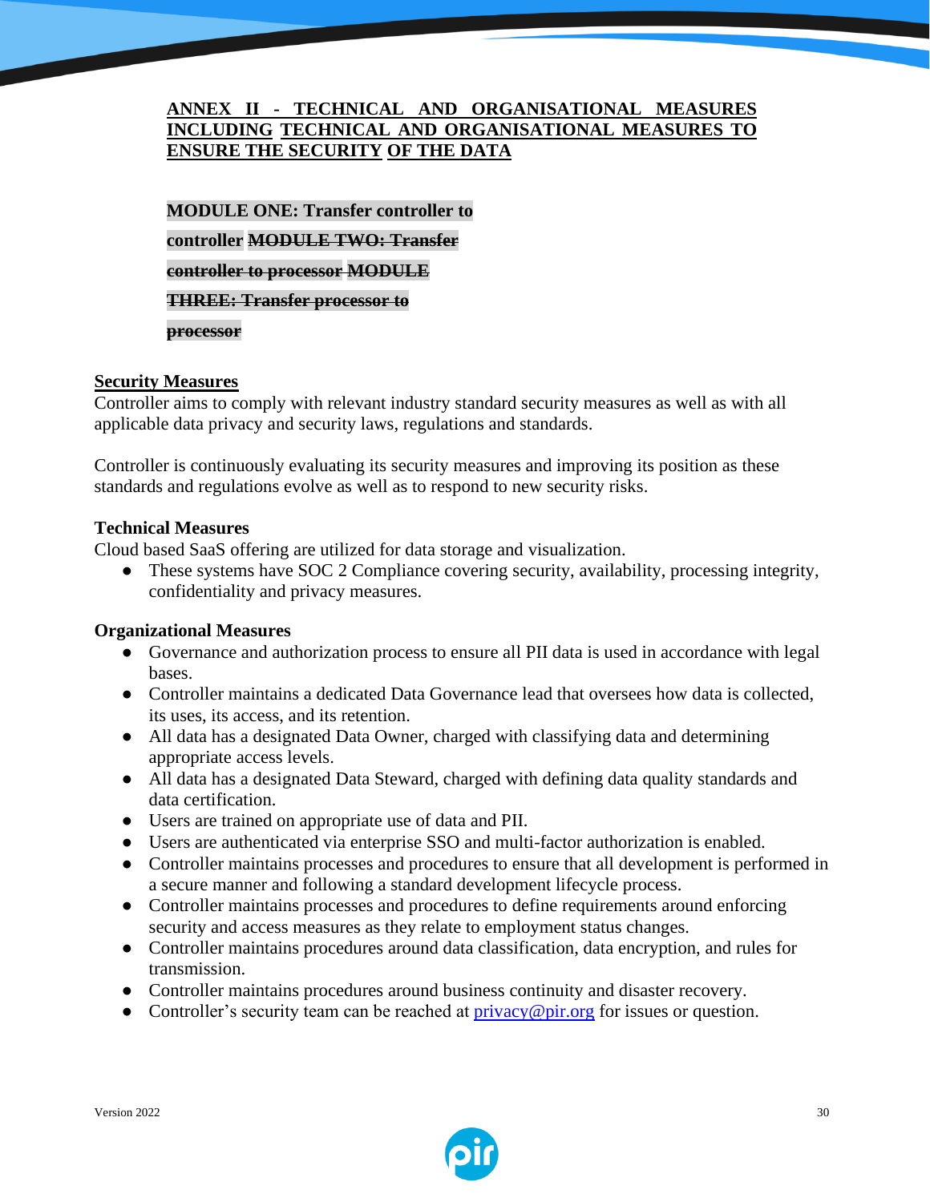# ANNEX II - TECHNICAL AND ORGANISATIONAL MEASURES INCLUDING TECHNICAL AND ORGANISATIONAL MEASURES TO ENSURE THE SECURITY OF THE DATA

**MODULE ONE: Transfer controller to controller** ~~**MODULE TWO: Transfer controller to processor**~~ ~~**MODULE THREE: Transfer processor to processor**~~

## Security Measures

Controller aims to comply with relevant industry standard security measures as well as with all applicable data privacy and security laws, regulations and standards.

Controller is continuously evaluating its security measures and improving its position as these standards and regulations evolve as well as to respond to new security risks.

### Technical Measures

Cloud based SaaS offering are utilized for data storage and visualization.

- These systems have SOC 2 Compliance covering security, availability, processing integrity, confidentiality and privacy measures.

### Organizational Measures

- Governance and authorization process to ensure all PII data is used in accordance with legal bases.
- Controller maintains a dedicated Data Governance lead that oversees how data is collected, its uses, its access, and its retention.
- All data has a designated Data Owner, charged with classifying data and determining appropriate access levels.
- All data has a designated Data Steward, charged with defining data quality standards and data certification.
- Users are trained on appropriate use of data and PII.
- Users are authenticated via enterprise SSO and multi-factor authorization is enabled.
- Controller maintains processes and procedures to ensure that all development is performed in a secure manner and following a standard development lifecycle process.
- Controller maintains processes and procedures to define requirements around enforcing security and access measures as they relate to employment status changes.
- Controller maintains procedures around data classification, data encryption, and rules for transmission.
- Controller maintains procedures around business continuity and disaster recovery.
- Controller's security team can be reached at privacy@pir.org for issues or question.